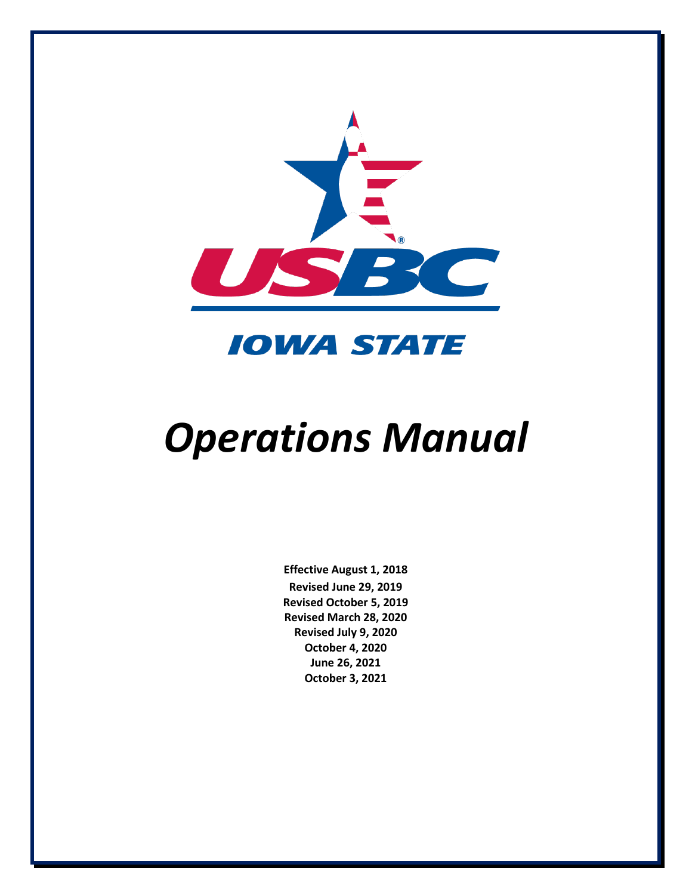USBC

IOWA STATE

# *Operations Manual*

**Effective August 1, 2018**
**Revised June 29, 2019**
**Revised October 5, 2019**
**Revised March 28, 2020**
**Revised July 9, 2020**
**October 4, 2020**
**June 26, 2021**
**October 3, 2021**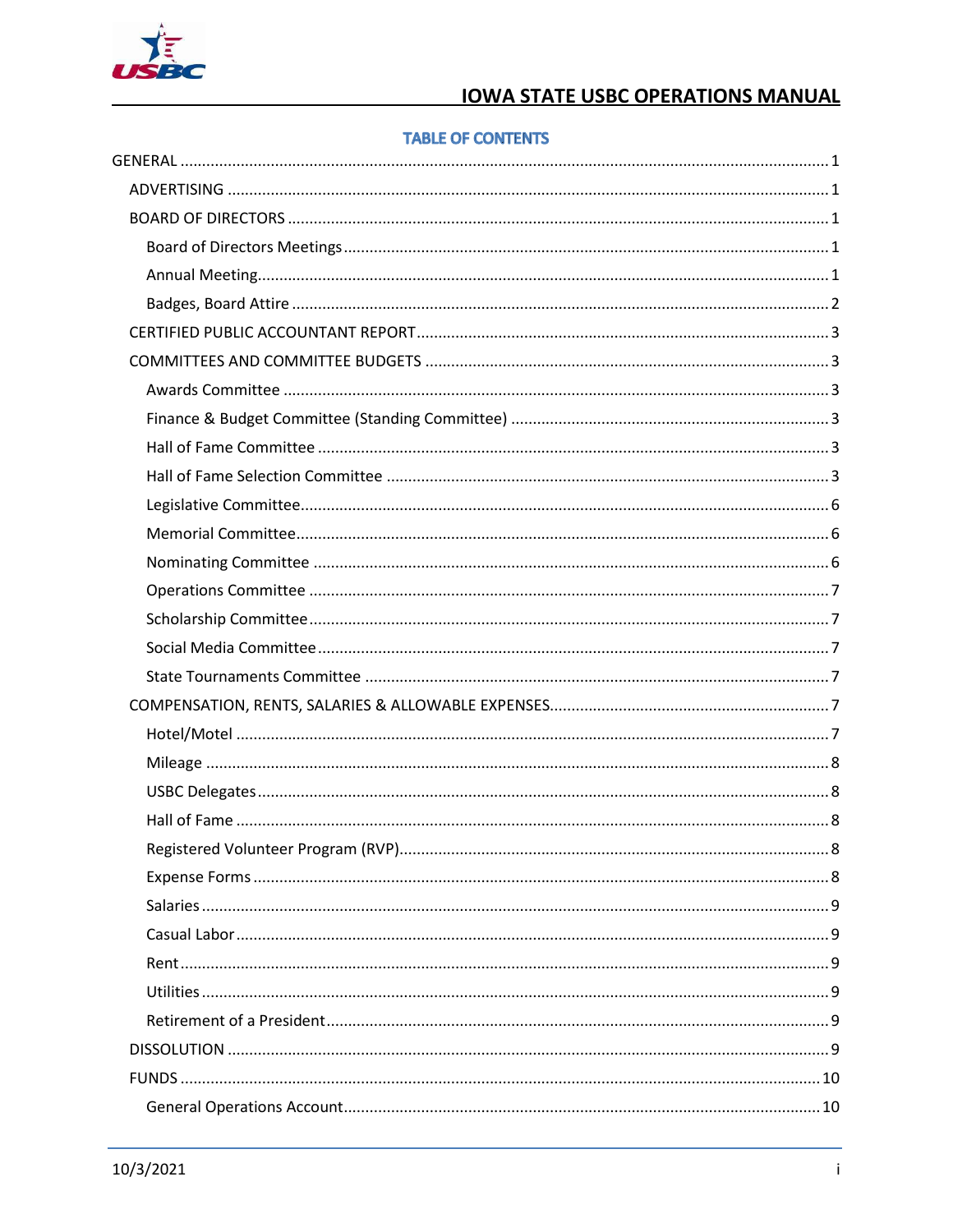# IOWA STATE USBC OPERATIONS MANUAL

## TABLE OF CONTENTS

- GENERAL ..... 1
  - ADVERTISING ..... 1
  - BOARD OF DIRECTORS ..... 1
    - Board of Directors Meetings ..... 1
    - Annual Meeting ..... 1
    - Badges, Board Attire ..... 2
  - CERTIFIED PUBLIC ACCOUNTANT REPORT ..... 3
  - COMMITTEES AND COMMITTEE BUDGETS ..... 3
    - Awards Committee ..... 3
    - Finance & Budget Committee (Standing Committee) ..... 3
    - Hall of Fame Committee ..... 3
    - Hall of Fame Selection Committee ..... 3
    - Legislative Committee ..... 6
    - Memorial Committee ..... 6
    - Nominating Committee ..... 6
    - Operations Committee ..... 7
    - Scholarship Committee ..... 7
    - Social Media Committee ..... 7
    - State Tournaments Committee ..... 7
  - COMPENSATION, RENTS, SALARIES & ALLOWABLE EXPENSES ..... 7
    - Hotel/Motel ..... 7
    - Mileage ..... 8
    - USBC Delegates ..... 8
    - Hall of Fame ..... 8
    - Registered Volunteer Program (RVP) ..... 8
    - Expense Forms ..... 8
    - Salaries ..... 9
    - Casual Labor ..... 9
    - Rent ..... 9
    - Utilities ..... 9
    - Retirement of a President ..... 9
  - DISSOLUTION ..... 9
  - FUNDS ..... 10
    - General Operations Account ..... 10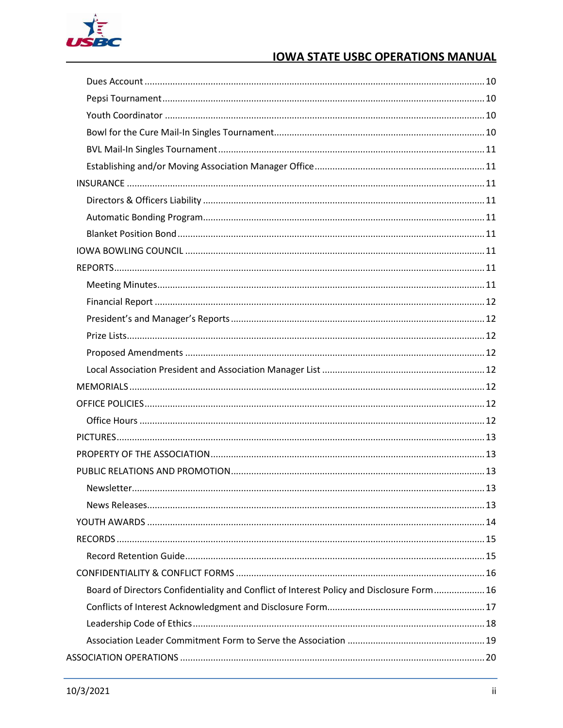- Dues Account ... 10
- Pepsi Tournament ... 10
- Youth Coordinator ... 10
- Bowl for the Cure Mail-In Singles Tournament ... 10
- BVL Mail-In Singles Tournament ... 11
- Establishing and/or Moving Association Manager Office ... 11

INSURANCE ... 11

- Directors & Officers Liability ... 11
- Automatic Bonding Program ... 11
- Blanket Position Bond ... 11

IOWA BOWLING COUNCIL ... 11

REPORTS ... 11

- Meeting Minutes ... 11
- Financial Report ... 12
- President's and Manager's Reports ... 12
- Prize Lists ... 12
- Proposed Amendments ... 12
- Local Association President and Association Manager List ... 12

MEMORIALS ... 12

OFFICE POLICIES ... 12

- Office Hours ... 12

PICTURES ... 13

PROPERTY OF THE ASSOCIATION ... 13

PUBLIC RELATIONS AND PROMOTION ... 13

- Newsletter ... 13
- News Releases ... 13

YOUTH AWARDS ... 14

RECORDS ... 15

- Record Retention Guide ... 15

CONFIDENTIALITY & CONFLICT FORMS ... 16

- Board of Directors Confidentiality and Conflict of Interest Policy and Disclosure Form ... 16
- Conflicts of Interest Acknowledgment and Disclosure Form ... 17
- Leadership Code of Ethics ... 18
- Association Leader Commitment Form to Serve the Association ... 19

ASSOCIATION OPERATIONS ... 20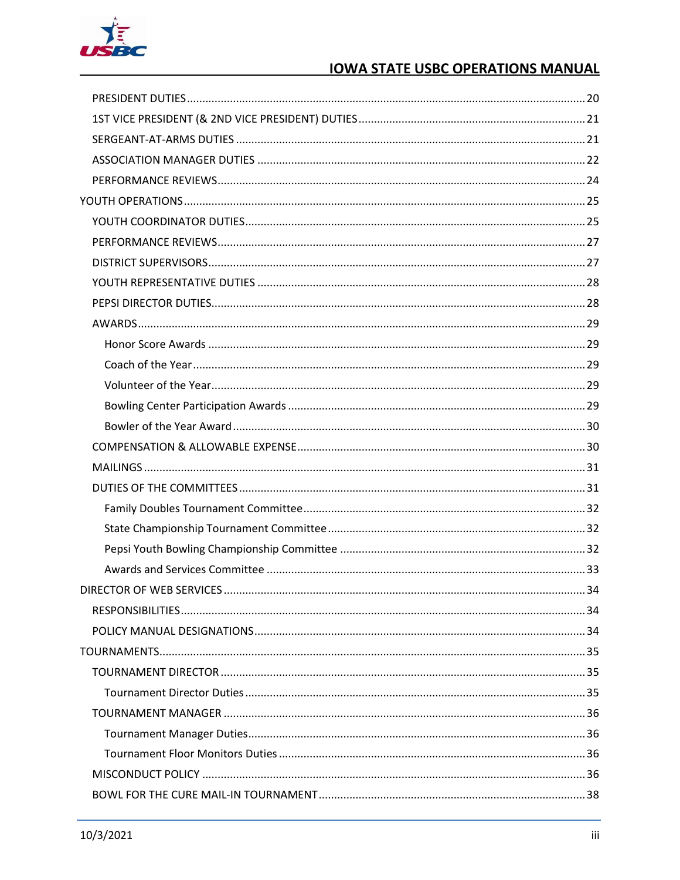PRESIDENT DUTIES ............................................................................................................ 20
1ST VICE PRESIDENT (& 2ND VICE PRESIDENT) DUTIES ......................................................... 21
SERGEANT-AT-ARMS DUTIES ................................................................................................. 21
ASSOCIATION MANAGER DUTIES ........................................................................................... 22
PERFORMANCE REVIEWS ....................................................................................................... 24

YOUTH OPERATIONS ................................................................................................................ 25
YOUTH COORDINATOR DUTIES ............................................................................................... 25
PERFORMANCE REVIEWS ....................................................................................................... 27
DISTRICT SUPERVISORS .......................................................................................................... 27
YOUTH REPRESENTATIVE DUTIES .......................................................................................... 28
PEPSI DIRECTOR DUTIES ......................................................................................................... 28
AWARDS ................................................................................................................................. 29
Honor Score Awards .......................................................................................................... 29
Coach of the Year ............................................................................................................... 29
Volunteer of the Year ......................................................................................................... 29
Bowling Center Participation Awards ................................................................................ 29
Bowler of the Year Award .................................................................................................. 30
COMPENSATION & ALLOWABLE EXPENSE ............................................................................. 30
MAILINGS ............................................................................................................................... 31
DUTIES OF THE COMMITTEES ................................................................................................ 31
Family Doubles Tournament Committee ........................................................................... 32
State Championship Tournament Committee ................................................................... 32
Pepsi Youth Bowling Championship Committee ............................................................... 32
Awards and Services Committee ....................................................................................... 33

DIRECTOR OF WEB SERVICES ................................................................................................. 34
RESPONSIBILITIES ................................................................................................................... 34
POLICY MANUAL DESIGNATIONS ........................................................................................... 34

TOURNAMENTS ....................................................................................................................... 35
TOURNAMENT DIRECTOR ...................................................................................................... 35
Tournament Director Duties .............................................................................................. 35
TOURNAMENT MANAGER ..................................................................................................... 36
Tournament Manager Duties ............................................................................................. 36
Tournament Floor Monitors Duties ................................................................................... 36
MISCONDUCT POLICY ............................................................................................................ 36
BOWL FOR THE CURE MAIL-IN TOURNAMENT ...................................................................... 38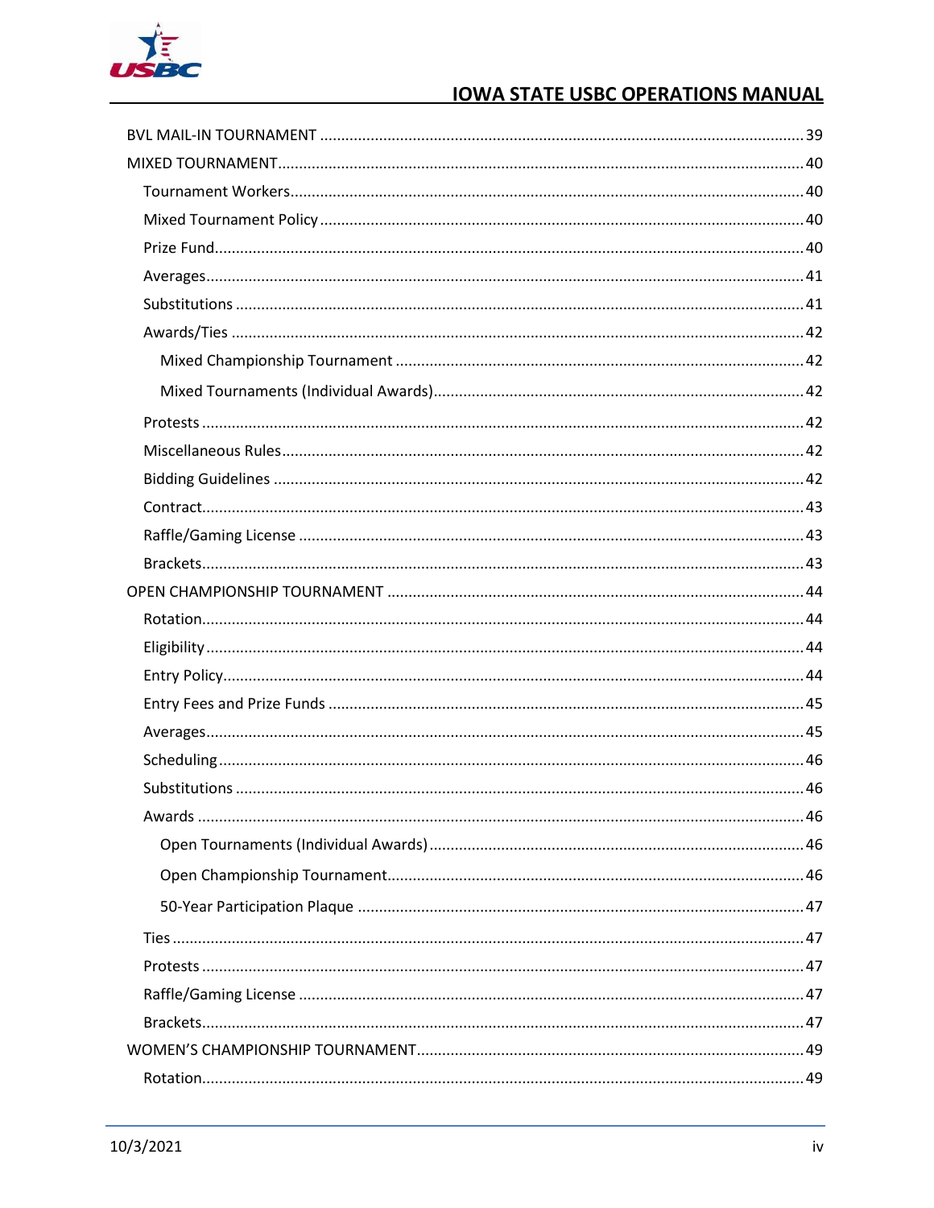- BVL MAIL-IN TOURNAMENT ..... 39
- MIXED TOURNAMENT ..... 40
  - Tournament Workers ..... 40
  - Mixed Tournament Policy ..... 40
  - Prize Fund ..... 40
  - Averages ..... 41
  - Substitutions ..... 41
  - Awards/Ties ..... 42
    - Mixed Championship Tournament ..... 42
    - Mixed Tournaments (Individual Awards) ..... 42
  - Protests ..... 42
  - Miscellaneous Rules ..... 42
  - Bidding Guidelines ..... 42
  - Contract ..... 43
  - Raffle/Gaming License ..... 43
  - Brackets ..... 43
- OPEN CHAMPIONSHIP TOURNAMENT ..... 44
  - Rotation ..... 44
  - Eligibility ..... 44
  - Entry Policy ..... 44
  - Entry Fees and Prize Funds ..... 45
  - Averages ..... 45
  - Scheduling ..... 46
  - Substitutions ..... 46
  - Awards ..... 46
    - Open Tournaments (Individual Awards) ..... 46
    - Open Championship Tournament ..... 46
    - 50-Year Participation Plaque ..... 47
  - Ties ..... 47
  - Protests ..... 47
  - Raffle/Gaming License ..... 47
  - Brackets ..... 47
- WOMEN'S CHAMPIONSHIP TOURNAMENT ..... 49
  - Rotation ..... 49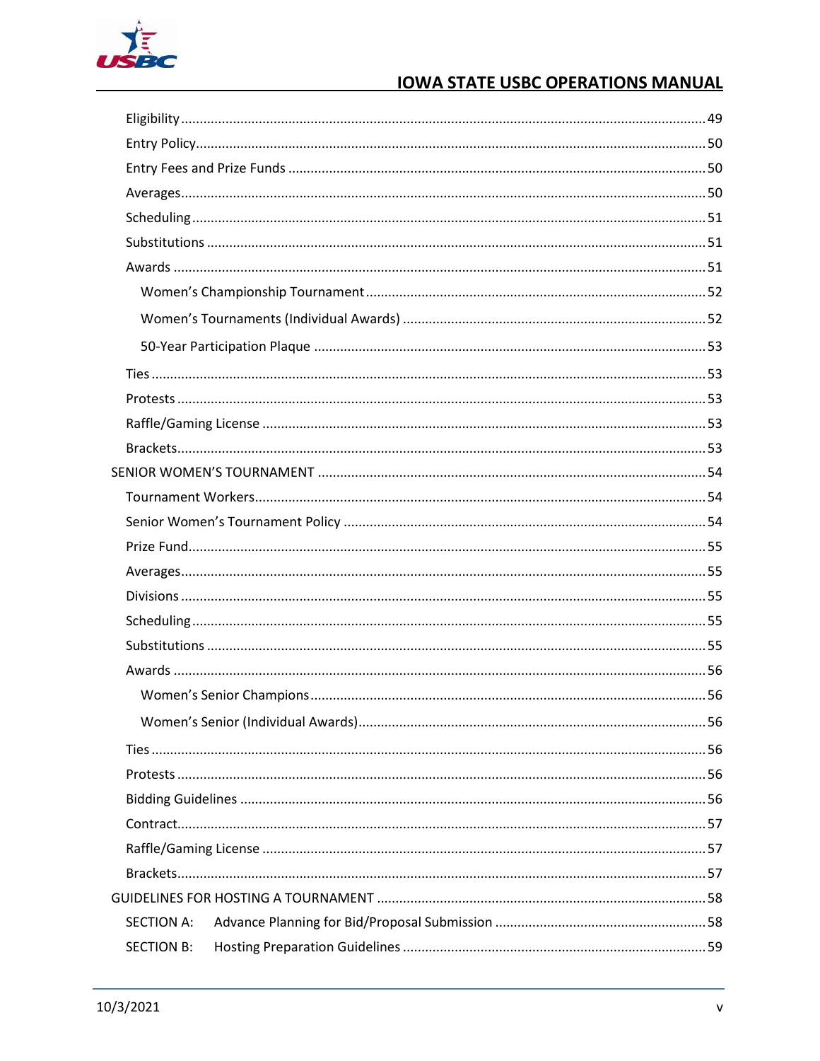- Eligibility ........ 49
- Entry Policy ........ 50
- Entry Fees and Prize Funds ........ 50
- Averages ........ 50
- Scheduling ........ 51
- Substitutions ........ 51
- Awards ........ 51
  - Women's Championship Tournament ........ 52
  - Women's Tournaments (Individual Awards) ........ 52
  - 50-Year Participation Plaque ........ 53
- Ties ........ 53
- Protests ........ 53
- Raffle/Gaming License ........ 53
- Brackets ........ 53

SENIOR WOMEN'S TOURNAMENT ........ 54

- Tournament Workers ........ 54
- Senior Women's Tournament Policy ........ 54
- Prize Fund ........ 55
- Averages ........ 55
- Divisions ........ 55
- Scheduling ........ 55
- Substitutions ........ 55
- Awards ........ 56
  - Women's Senior Champions ........ 56
  - Women's Senior (Individual Awards) ........ 56
- Ties ........ 56
- Protests ........ 56
- Bidding Guidelines ........ 56
- Contract ........ 57
- Raffle/Gaming License ........ 57
- Brackets ........ 57

GUIDELINES FOR HOSTING A TOURNAMENT ........ 58

- SECTION A: Advance Planning for Bid/Proposal Submission ........ 58
- SECTION B: Hosting Preparation Guidelines ........ 59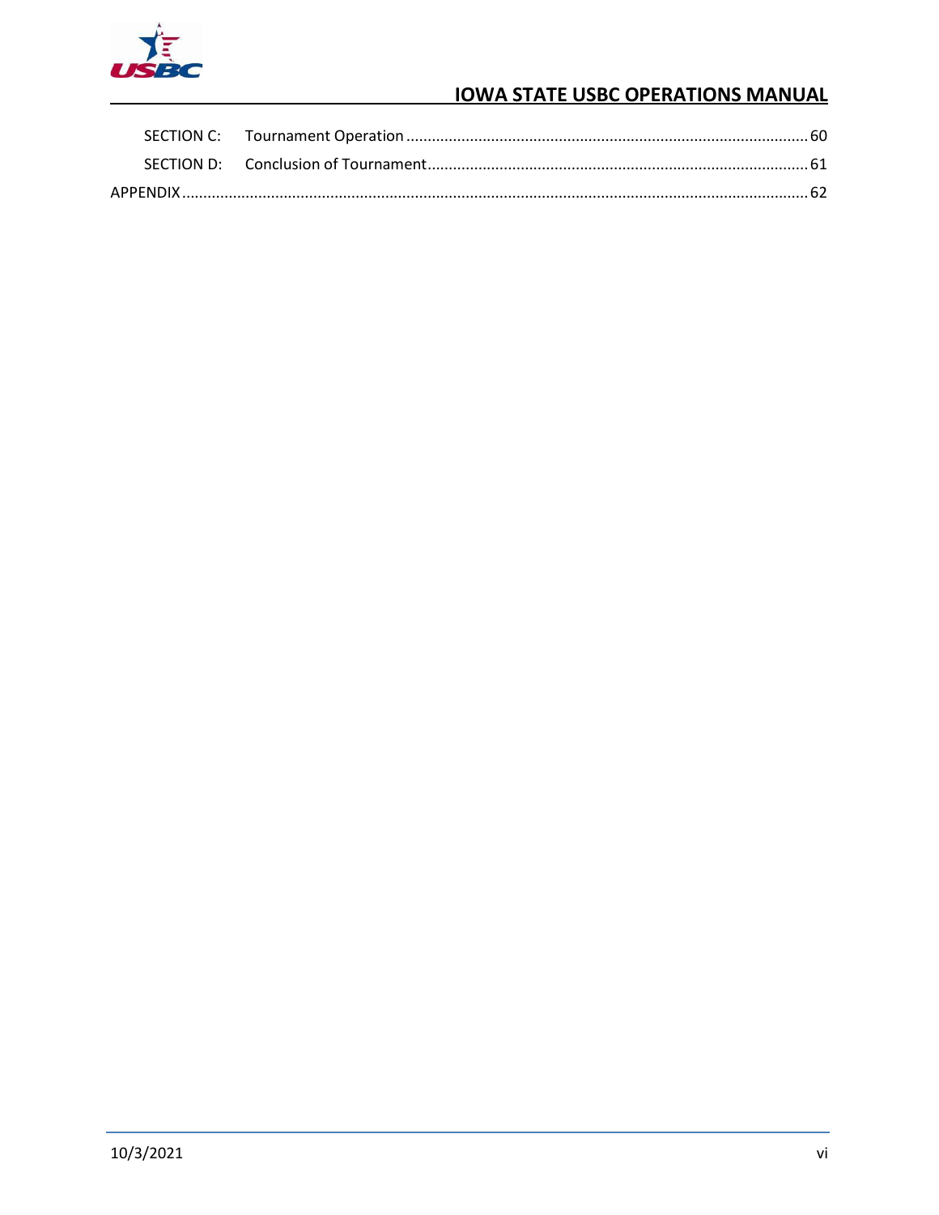SECTION C: Tournament Operation ........................................................................................... 60

SECTION D: Conclusion of Tournament ..................................................................................... 61

APPENDIX ........................................................................................................................................ 62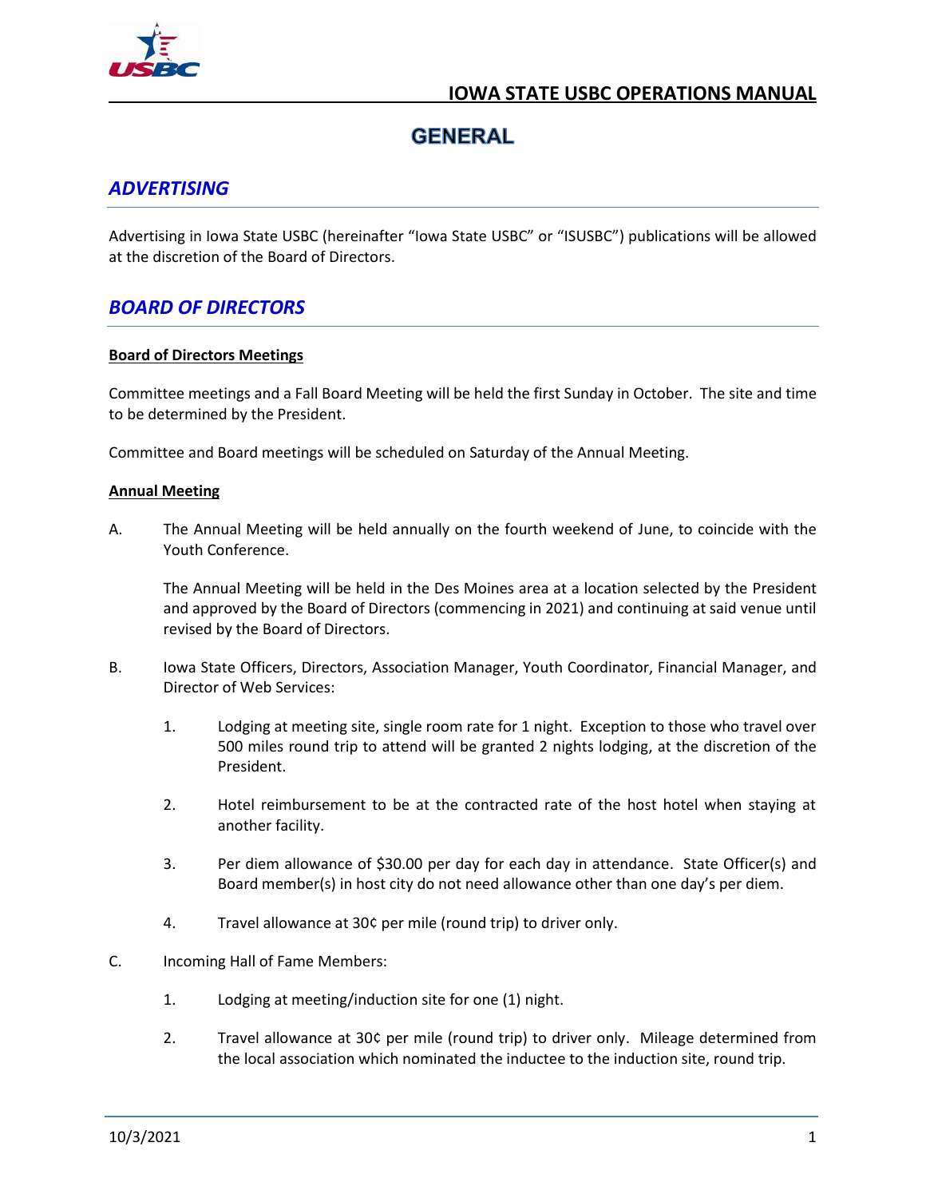# GENERAL

## *ADVERTISING*

Advertising in Iowa State USBC (hereinafter "Iowa State USBC" or "ISUSBC") publications will be allowed at the discretion of the Board of Directors.

## *BOARD OF DIRECTORS*

**Board of Directors Meetings**

Committee meetings and a Fall Board Meeting will be held the first Sunday in October. The site and time to be determined by the President.

Committee and Board meetings will be scheduled on Saturday of the Annual Meeting.

**Annual Meeting**

A. The Annual Meeting will be held annually on the fourth weekend of June, to coincide with the Youth Conference.

   The Annual Meeting will be held in the Des Moines area at a location selected by the President and approved by the Board of Directors (commencing in 2021) and continuing at said venue until revised by the Board of Directors.

B. Iowa State Officers, Directors, Association Manager, Youth Coordinator, Financial Manager, and Director of Web Services:

   1. Lodging at meeting site, single room rate for 1 night. Exception to those who travel over 500 miles round trip to attend will be granted 2 nights lodging, at the discretion of the President.

   2. Hotel reimbursement to be at the contracted rate of the host hotel when staying at another facility.

   3. Per diem allowance of $30.00 per day for each day in attendance. State Officer(s) and Board member(s) in host city do not need allowance other than one day's per diem.

   4. Travel allowance at 30¢ per mile (round trip) to driver only.

C. Incoming Hall of Fame Members:

   1. Lodging at meeting/induction site for one (1) night.

   2. Travel allowance at 30¢ per mile (round trip) to driver only. Mileage determined from the local association which nominated the inductee to the induction site, round trip.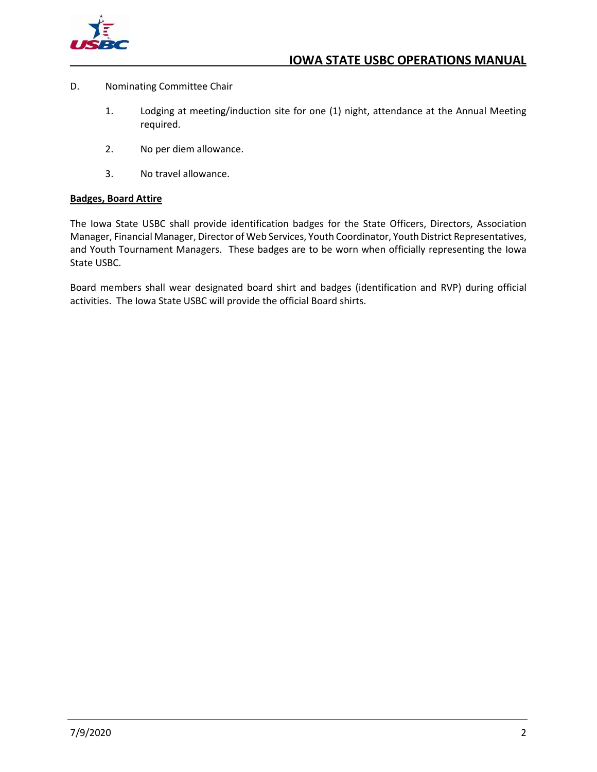D. Nominating Committee Chair

1. Lodging at meeting/induction site for one (1) night, attendance at the Annual Meeting required.

2. No per diem allowance.

3. No travel allowance.

**<u>Badges, Board Attire</u>**

The Iowa State USBC shall provide identification badges for the State Officers, Directors, Association Manager, Financial Manager, Director of Web Services, Youth Coordinator, Youth District Representatives, and Youth Tournament Managers. These badges are to be worn when officially representing the Iowa State USBC.

Board members shall wear designated board shirt and badges (identification and RVP) during official activities. The Iowa State USBC will provide the official Board shirts.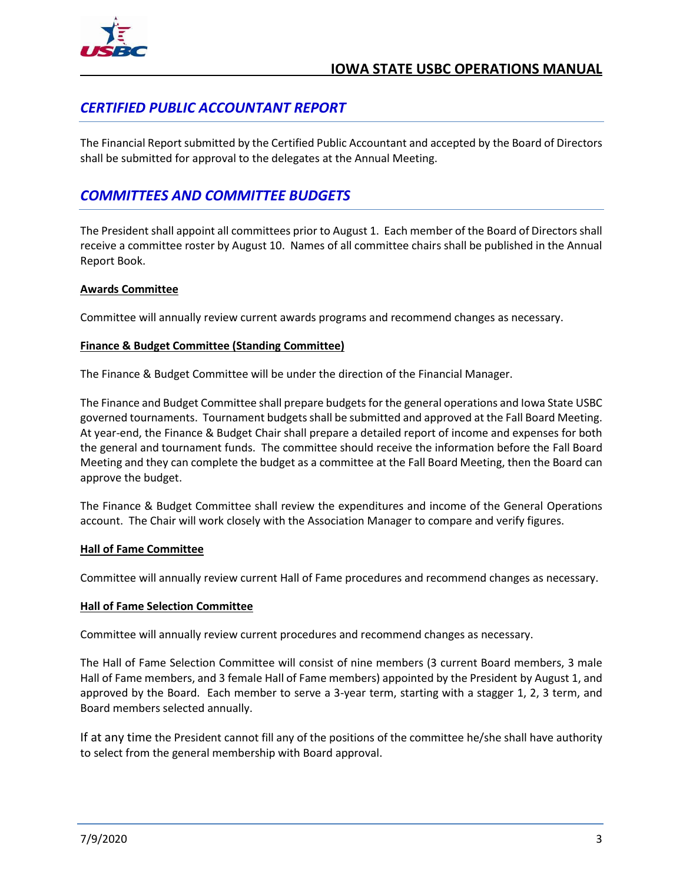## *CERTIFIED PUBLIC ACCOUNTANT REPORT*

The Financial Report submitted by the Certified Public Accountant and accepted by the Board of Directors shall be submitted for approval to the delegates at the Annual Meeting.

## *COMMITTEES AND COMMITTEE BUDGETS*

The President shall appoint all committees prior to August 1. Each member of the Board of Directors shall receive a committee roster by August 10. Names of all committee chairs shall be published in the Annual Report Book.

**Awards Committee**

Committee will annually review current awards programs and recommend changes as necessary.

**Finance & Budget Committee (Standing Committee)**

The Finance & Budget Committee will be under the direction of the Financial Manager.

The Finance and Budget Committee shall prepare budgets for the general operations and Iowa State USBC governed tournaments. Tournament budgets shall be submitted and approved at the Fall Board Meeting. At year-end, the Finance & Budget Chair shall prepare a detailed report of income and expenses for both the general and tournament funds. The committee should receive the information before the Fall Board Meeting and they can complete the budget as a committee at the Fall Board Meeting, then the Board can approve the budget.

The Finance & Budget Committee shall review the expenditures and income of the General Operations account. The Chair will work closely with the Association Manager to compare and verify figures.

**Hall of Fame Committee**

Committee will annually review current Hall of Fame procedures and recommend changes as necessary.

**Hall of Fame Selection Committee**

Committee will annually review current procedures and recommend changes as necessary.

The Hall of Fame Selection Committee will consist of nine members (3 current Board members, 3 male Hall of Fame members, and 3 female Hall of Fame members) appointed by the President by August 1, and approved by the Board. Each member to serve a 3-year term, starting with a stagger 1, 2, 3 term, and Board members selected annually.

If at any time the President cannot fill any of the positions of the committee he/she shall have authority to select from the general membership with Board approval.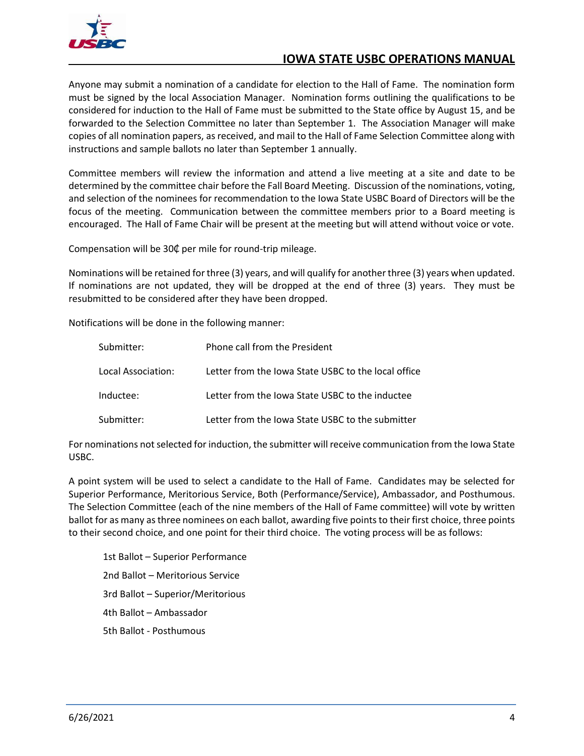Anyone may submit a nomination of a candidate for election to the Hall of Fame. The nomination form must be signed by the local Association Manager. Nomination forms outlining the qualifications to be considered for induction to the Hall of Fame must be submitted to the State office by August 15, and be forwarded to the Selection Committee no later than September 1. The Association Manager will make copies of all nomination papers, as received, and mail to the Hall of Fame Selection Committee along with instructions and sample ballots no later than September 1 annually.

Committee members will review the information and attend a live meeting at a site and date to be determined by the committee chair before the Fall Board Meeting. Discussion of the nominations, voting, and selection of the nominees for recommendation to the Iowa State USBC Board of Directors will be the focus of the meeting. Communication between the committee members prior to a Board meeting is encouraged. The Hall of Fame Chair will be present at the meeting but will attend without voice or vote.

Compensation will be 30₵ per mile for round-trip mileage.

Nominations will be retained for three (3) years, and will qualify for another three (3) years when updated. If nominations are not updated, they will be dropped at the end of three (3) years. They must be resubmitted to be considered after they have been dropped.

Notifications will be done in the following manner:

| | |
|---|---|
| Submitter: | Phone call from the President |
| Local Association: | Letter from the Iowa State USBC to the local office |
| Inductee: | Letter from the Iowa State USBC to the inductee |
| Submitter: | Letter from the Iowa State USBC to the submitter |

For nominations not selected for induction, the submitter will receive communication from the Iowa State USBC.

A point system will be used to select a candidate to the Hall of Fame. Candidates may be selected for Superior Performance, Meritorious Service, Both (Performance/Service), Ambassador, and Posthumous. The Selection Committee (each of the nine members of the Hall of Fame committee) will vote by written ballot for as many as three nominees on each ballot, awarding five points to their first choice, three points to their second choice, and one point for their third choice. The voting process will be as follows:

1st Ballot – Superior Performance

2nd Ballot – Meritorious Service

3rd Ballot – Superior/Meritorious

4th Ballot – Ambassador

5th Ballot - Posthumous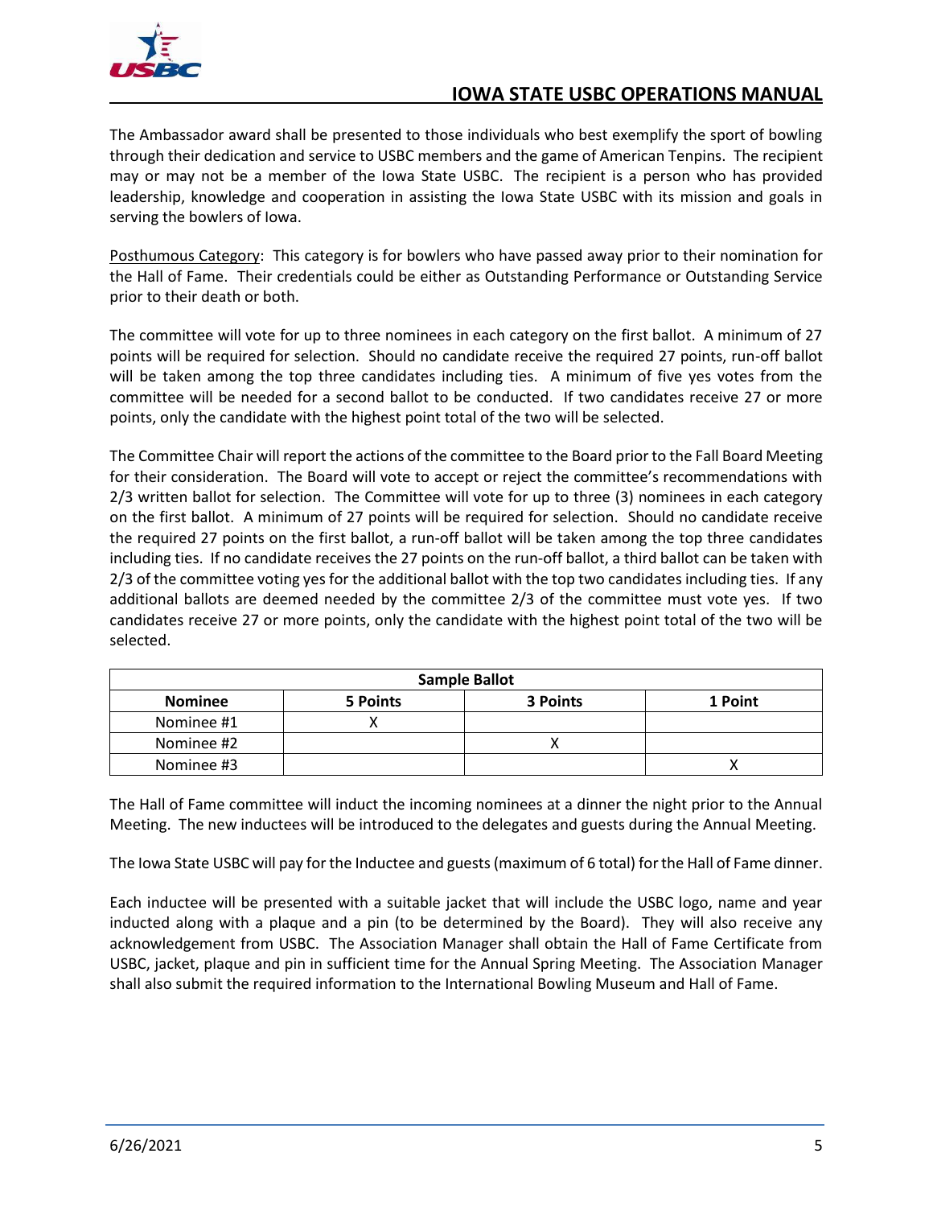The Ambassador award shall be presented to those individuals who best exemplify the sport of bowling through their dedication and service to USBC members and the game of American Tenpins. The recipient may or may not be a member of the Iowa State USBC. The recipient is a person who has provided leadership, knowledge and cooperation in assisting the Iowa State USBC with its mission and goals in serving the bowlers of Iowa.

Posthumous Category: This category is for bowlers who have passed away prior to their nomination for the Hall of Fame. Their credentials could be either as Outstanding Performance or Outstanding Service prior to their death or both.

The committee will vote for up to three nominees in each category on the first ballot. A minimum of 27 points will be required for selection. Should no candidate receive the required 27 points, run-off ballot will be taken among the top three candidates including ties. A minimum of five yes votes from the committee will be needed for a second ballot to be conducted. If two candidates receive 27 or more points, only the candidate with the highest point total of the two will be selected.

The Committee Chair will report the actions of the committee to the Board prior to the Fall Board Meeting for their consideration. The Board will vote to accept or reject the committee's recommendations with 2/3 written ballot for selection. The Committee will vote for up to three (3) nominees in each category on the first ballot. A minimum of 27 points will be required for selection. Should no candidate receive the required 27 points on the first ballot, a run-off ballot will be taken among the top three candidates including ties. If no candidate receives the 27 points on the run-off ballot, a third ballot can be taken with 2/3 of the committee voting yes for the additional ballot with the top two candidates including ties. If any additional ballots are deemed needed by the committee 2/3 of the committee must vote yes. If two candidates receive 27 or more points, only the candidate with the highest point total of the two will be selected.

| **Sample Ballot** | | | |
|---|---|---|---|
| **Nominee** | **5 Points** | **3 Points** | **1 Point** |
| Nominee #1 | X | | |
| Nominee #2 | | X | |
| Nominee #3 | | | X |

The Hall of Fame committee will induct the incoming nominees at a dinner the night prior to the Annual Meeting. The new inductees will be introduced to the delegates and guests during the Annual Meeting.

The Iowa State USBC will pay for the Inductee and guests (maximum of 6 total) for the Hall of Fame dinner.

Each inductee will be presented with a suitable jacket that will include the USBC logo, name and year inducted along with a plaque and a pin (to be determined by the Board). They will also receive any acknowledgement from USBC. The Association Manager shall obtain the Hall of Fame Certificate from USBC, jacket, plaque and pin in sufficient time for the Annual Spring Meeting. The Association Manager shall also submit the required information to the International Bowling Museum and Hall of Fame.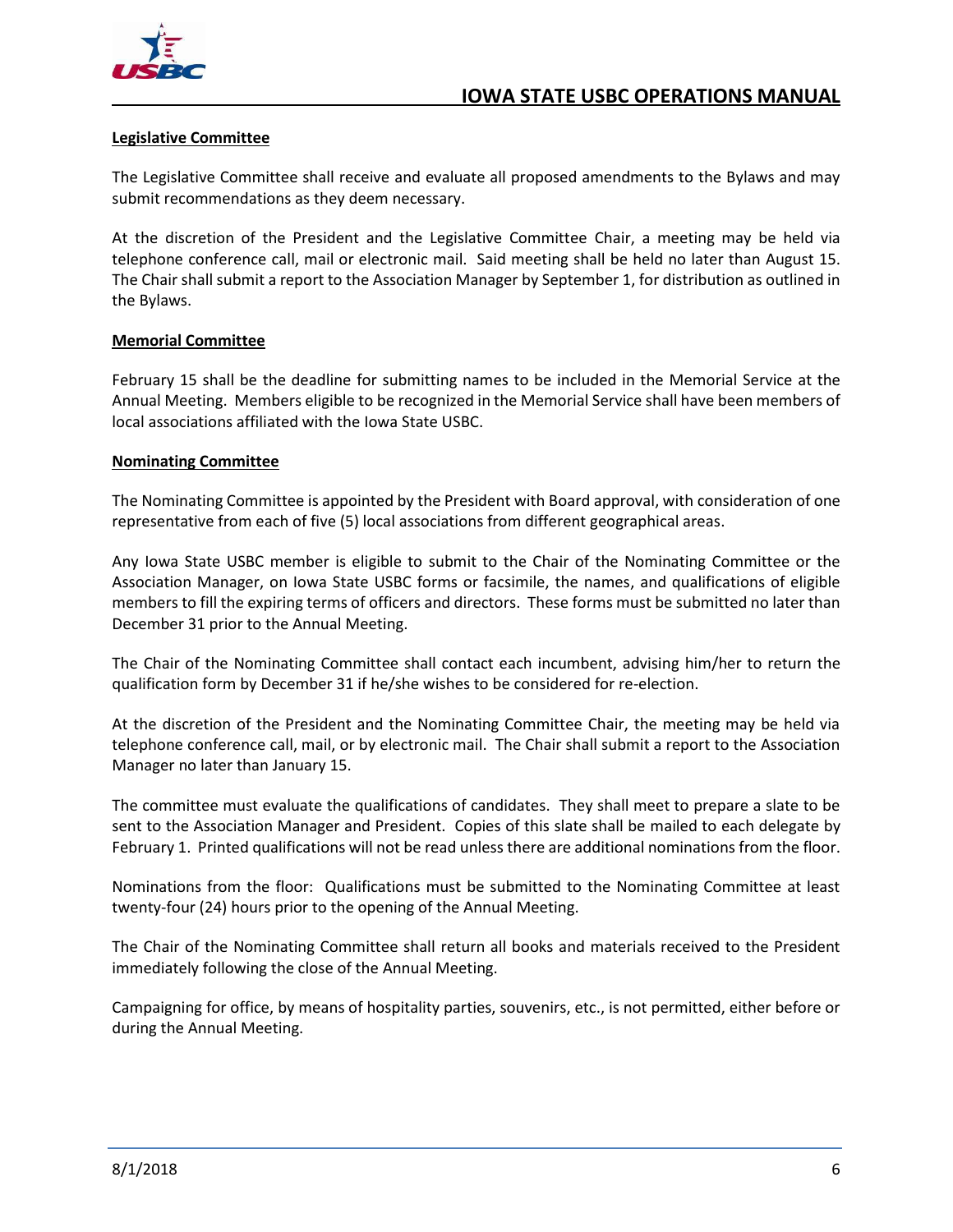**Legislative Committee**

The Legislative Committee shall receive and evaluate all proposed amendments to the Bylaws and may submit recommendations as they deem necessary.

At the discretion of the President and the Legislative Committee Chair, a meeting may be held via telephone conference call, mail or electronic mail. Said meeting shall be held no later than August 15. The Chair shall submit a report to the Association Manager by September 1, for distribution as outlined in the Bylaws.

**Memorial Committee**

February 15 shall be the deadline for submitting names to be included in the Memorial Service at the Annual Meeting. Members eligible to be recognized in the Memorial Service shall have been members of local associations affiliated with the Iowa State USBC.

**Nominating Committee**

The Nominating Committee is appointed by the President with Board approval, with consideration of one representative from each of five (5) local associations from different geographical areas.

Any Iowa State USBC member is eligible to submit to the Chair of the Nominating Committee or the Association Manager, on Iowa State USBC forms or facsimile, the names, and qualifications of eligible members to fill the expiring terms of officers and directors. These forms must be submitted no later than December 31 prior to the Annual Meeting.

The Chair of the Nominating Committee shall contact each incumbent, advising him/her to return the qualification form by December 31 if he/she wishes to be considered for re-election.

At the discretion of the President and the Nominating Committee Chair, the meeting may be held via telephone conference call, mail, or by electronic mail. The Chair shall submit a report to the Association Manager no later than January 15.

The committee must evaluate the qualifications of candidates. They shall meet to prepare a slate to be sent to the Association Manager and President. Copies of this slate shall be mailed to each delegate by February 1. Printed qualifications will not be read unless there are additional nominations from the floor.

Nominations from the floor: Qualifications must be submitted to the Nominating Committee at least twenty-four (24) hours prior to the opening of the Annual Meeting.

The Chair of the Nominating Committee shall return all books and materials received to the President immediately following the close of the Annual Meeting.

Campaigning for office, by means of hospitality parties, souvenirs, etc., is not permitted, either before or during the Annual Meeting.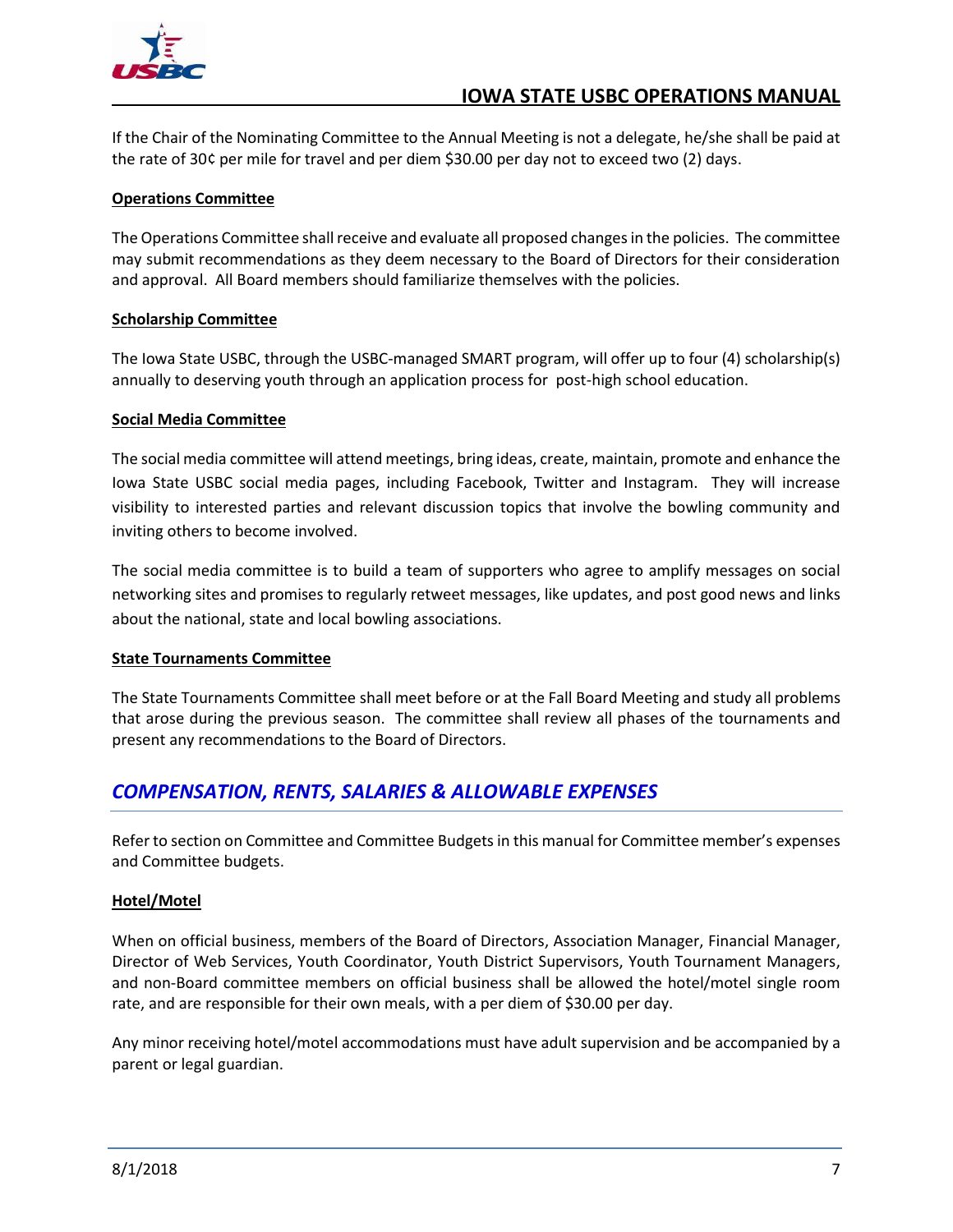If the Chair of the Nominating Committee to the Annual Meeting is not a delegate, he/she shall be paid at the rate of 30¢ per mile for travel and per diem $30.00 per day not to exceed two (2) days.

**Operations Committee**

The Operations Committee shall receive and evaluate all proposed changes in the policies. The committee may submit recommendations as they deem necessary to the Board of Directors for their consideration and approval. All Board members should familiarize themselves with the policies.

**Scholarship Committee**

The Iowa State USBC, through the USBC-managed SMART program, will offer up to four (4) scholarship(s) annually to deserving youth through an application process for post-high school education.

**Social Media Committee**

The social media committee will attend meetings, bring ideas, create, maintain, promote and enhance the Iowa State USBC social media pages, including Facebook, Twitter and Instagram. They will increase visibility to interested parties and relevant discussion topics that involve the bowling community and inviting others to become involved.

The social media committee is to build a team of supporters who agree to amplify messages on social networking sites and promises to regularly retweet messages, like updates, and post good news and links about the national, state and local bowling associations.

**State Tournaments Committee**

The State Tournaments Committee shall meet before or at the Fall Board Meeting and study all problems that arose during the previous season. The committee shall review all phases of the tournaments and present any recommendations to the Board of Directors.

## *COMPENSATION, RENTS, SALARIES & ALLOWABLE EXPENSES*

Refer to section on Committee and Committee Budgets in this manual for Committee member's expenses and Committee budgets.

**Hotel/Motel**

When on official business, members of the Board of Directors, Association Manager, Financial Manager, Director of Web Services, Youth Coordinator, Youth District Supervisors, Youth Tournament Managers, and non-Board committee members on official business shall be allowed the hotel/motel single room rate, and are responsible for their own meals, with a per diem of $30.00 per day.

Any minor receiving hotel/motel accommodations must have adult supervision and be accompanied by a parent or legal guardian.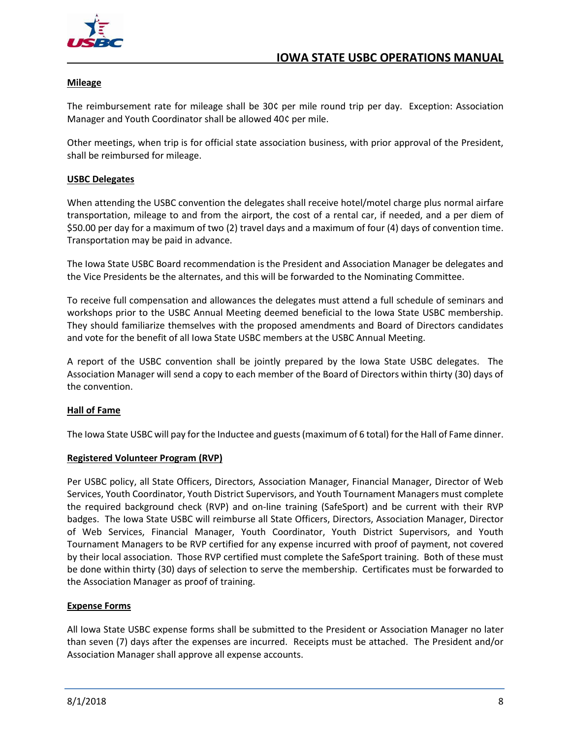**Mileage**

The reimbursement rate for mileage shall be 30¢ per mile round trip per day. Exception: Association Manager and Youth Coordinator shall be allowed 40¢ per mile.

Other meetings, when trip is for official state association business, with prior approval of the President, shall be reimbursed for mileage.

**USBC Delegates**

When attending the USBC convention the delegates shall receive hotel/motel charge plus normal airfare transportation, mileage to and from the airport, the cost of a rental car, if needed, and a per diem of $50.00 per day for a maximum of two (2) travel days and a maximum of four (4) days of convention time. Transportation may be paid in advance.

The Iowa State USBC Board recommendation is the President and Association Manager be delegates and the Vice Presidents be the alternates, and this will be forwarded to the Nominating Committee.

To receive full compensation and allowances the delegates must attend a full schedule of seminars and workshops prior to the USBC Annual Meeting deemed beneficial to the Iowa State USBC membership. They should familiarize themselves with the proposed amendments and Board of Directors candidates and vote for the benefit of all Iowa State USBC members at the USBC Annual Meeting.

A report of the USBC convention shall be jointly prepared by the Iowa State USBC delegates. The Association Manager will send a copy to each member of the Board of Directors within thirty (30) days of the convention.

**Hall of Fame**

The Iowa State USBC will pay for the Inductee and guests (maximum of 6 total) for the Hall of Fame dinner.

**Registered Volunteer Program (RVP)**

Per USBC policy, all State Officers, Directors, Association Manager, Financial Manager, Director of Web Services, Youth Coordinator, Youth District Supervisors, and Youth Tournament Managers must complete the required background check (RVP) and on-line training (SafeSport) and be current with their RVP badges. The Iowa State USBC will reimburse all State Officers, Directors, Association Manager, Director of Web Services, Financial Manager, Youth Coordinator, Youth District Supervisors, and Youth Tournament Managers to be RVP certified for any expense incurred with proof of payment, not covered by their local association. Those RVP certified must complete the SafeSport training. Both of these must be done within thirty (30) days of selection to serve the membership. Certificates must be forwarded to the Association Manager as proof of training.

**Expense Forms**

All Iowa State USBC expense forms shall be submitted to the President or Association Manager no later than seven (7) days after the expenses are incurred. Receipts must be attached. The President and/or Association Manager shall approve all expense accounts.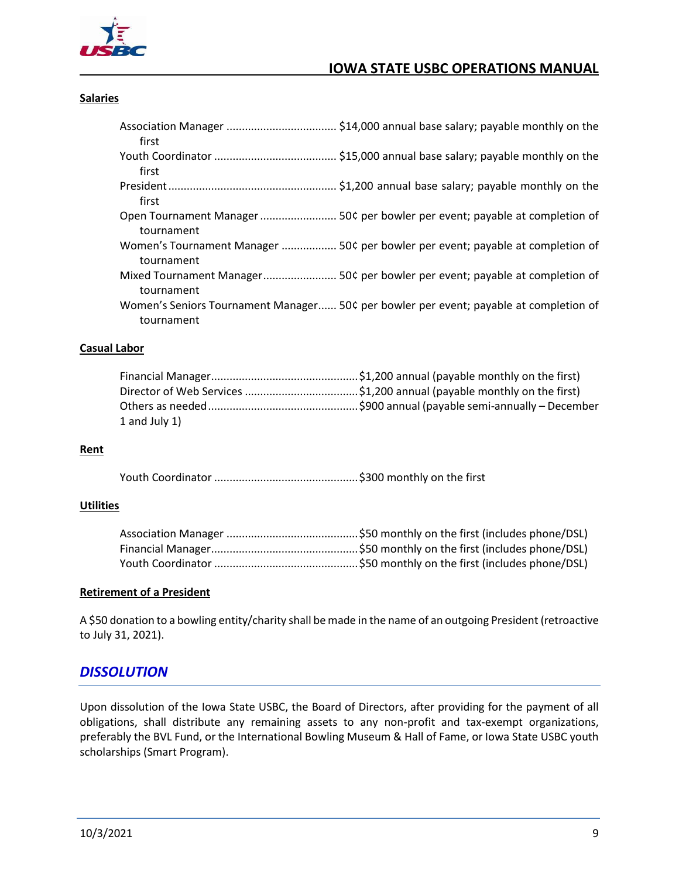#### Salaries

Association Manager .................................... $14,000 annual base salary; payable monthly on the first
Youth Coordinator ........................................ $15,000 annual base salary; payable monthly on the first
President ...................................................... $1,200 annual base salary; payable monthly on the first
Open Tournament Manager ......................... 50¢ per bowler per event; payable at completion of tournament
Women's Tournament Manager .................. 50¢ per bowler per event; payable at completion of tournament
Mixed Tournament Manager ........................ 50¢ per bowler per event; payable at completion of tournament
Women's Seniors Tournament Manager ...... 50¢ per bowler per event; payable at completion of tournament

#### Casual Labor

Financial Manager ................................................ $1,200 annual (payable monthly on the first)
Director of Web Services ..................................... $1,200 annual (payable monthly on the first)
Others as needed ................................................. $900 annual (payable semi-annually – December 1 and July 1)

#### Rent

Youth Coordinator ............................................... $300 monthly on the first

#### Utilities

Association Manager ........................................... $50 monthly on the first (includes phone/DSL)
Financial Manager ................................................ $50 monthly on the first (includes phone/DSL)
Youth Coordinator ............................................... $50 monthly on the first (includes phone/DSL)

#### Retirement of a President

A $50 donation to a bowling entity/charity shall be made in the name of an outgoing President (retroactive to July 31, 2021).

## *DISSOLUTION*

Upon dissolution of the Iowa State USBC, the Board of Directors, after providing for the payment of all obligations, shall distribute any remaining assets to any non-profit and tax-exempt organizations, preferably the BVL Fund, or the International Bowling Museum & Hall of Fame, or Iowa State USBC youth scholarships (Smart Program).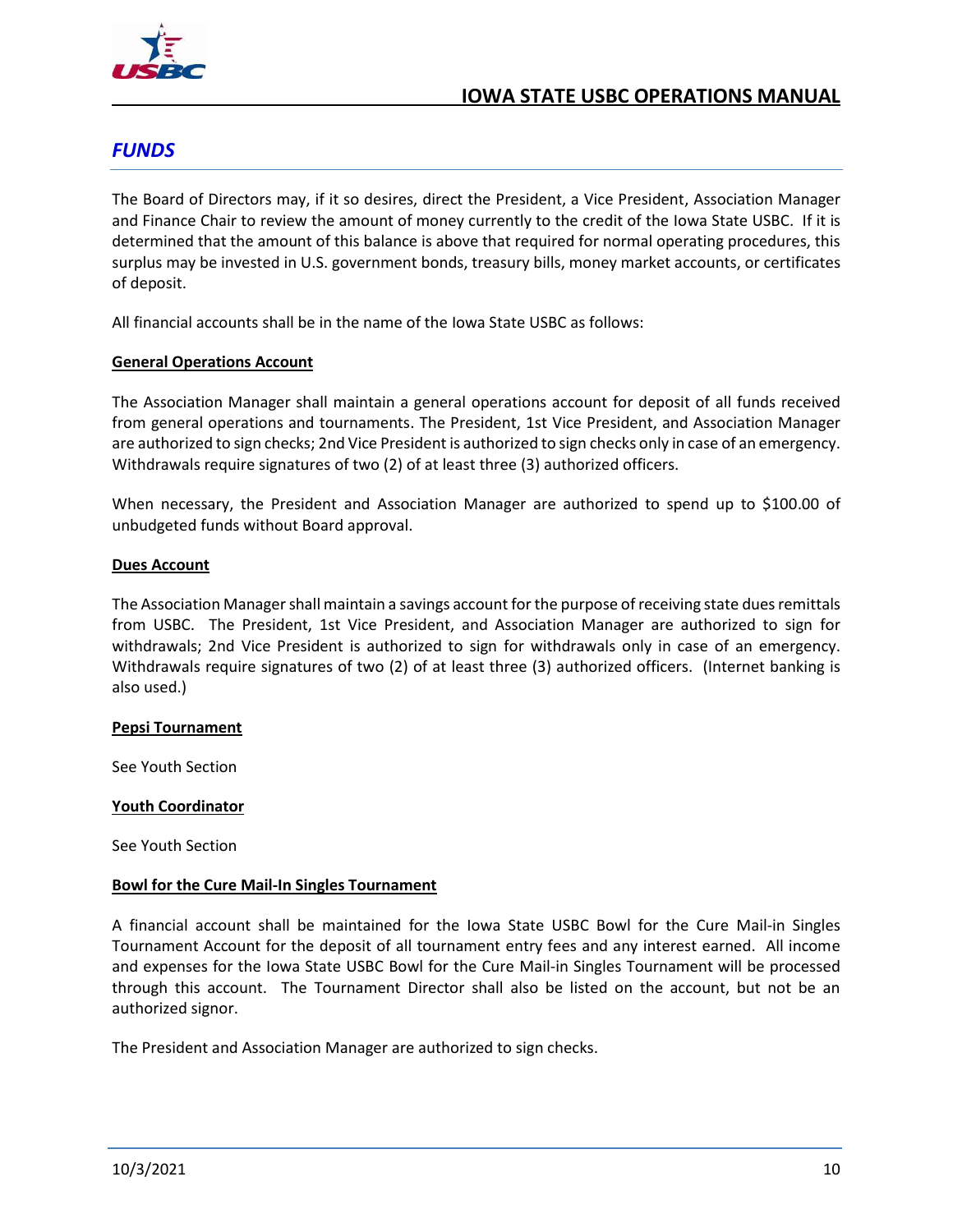## *FUNDS*

The Board of Directors may, if it so desires, direct the President, a Vice President, Association Manager and Finance Chair to review the amount of money currently to the credit of the Iowa State USBC. If it is determined that the amount of this balance is above that required for normal operating procedures, this surplus may be invested in U.S. government bonds, treasury bills, money market accounts, or certificates of deposit.

All financial accounts shall be in the name of the Iowa State USBC as follows:

### General Operations Account

The Association Manager shall maintain a general operations account for deposit of all funds received from general operations and tournaments. The President, 1st Vice President, and Association Manager are authorized to sign checks; 2nd Vice President is authorized to sign checks only in case of an emergency. Withdrawals require signatures of two (2) of at least three (3) authorized officers.

When necessary, the President and Association Manager are authorized to spend up to $100.00 of unbudgeted funds without Board approval.

### Dues Account

The Association Manager shall maintain a savings account for the purpose of receiving state dues remittals from USBC. The President, 1st Vice President, and Association Manager are authorized to sign for withdrawals; 2nd Vice President is authorized to sign for withdrawals only in case of an emergency. Withdrawals require signatures of two (2) of at least three (3) authorized officers. (Internet banking is also used.)

### Pepsi Tournament

See Youth Section

### Youth Coordinator

See Youth Section

### Bowl for the Cure Mail-In Singles Tournament

A financial account shall be maintained for the Iowa State USBC Bowl for the Cure Mail-in Singles Tournament Account for the deposit of all tournament entry fees and any interest earned. All income and expenses for the Iowa State USBC Bowl for the Cure Mail-in Singles Tournament will be processed through this account. The Tournament Director shall also be listed on the account, but not be an authorized signor.

The President and Association Manager are authorized to sign checks.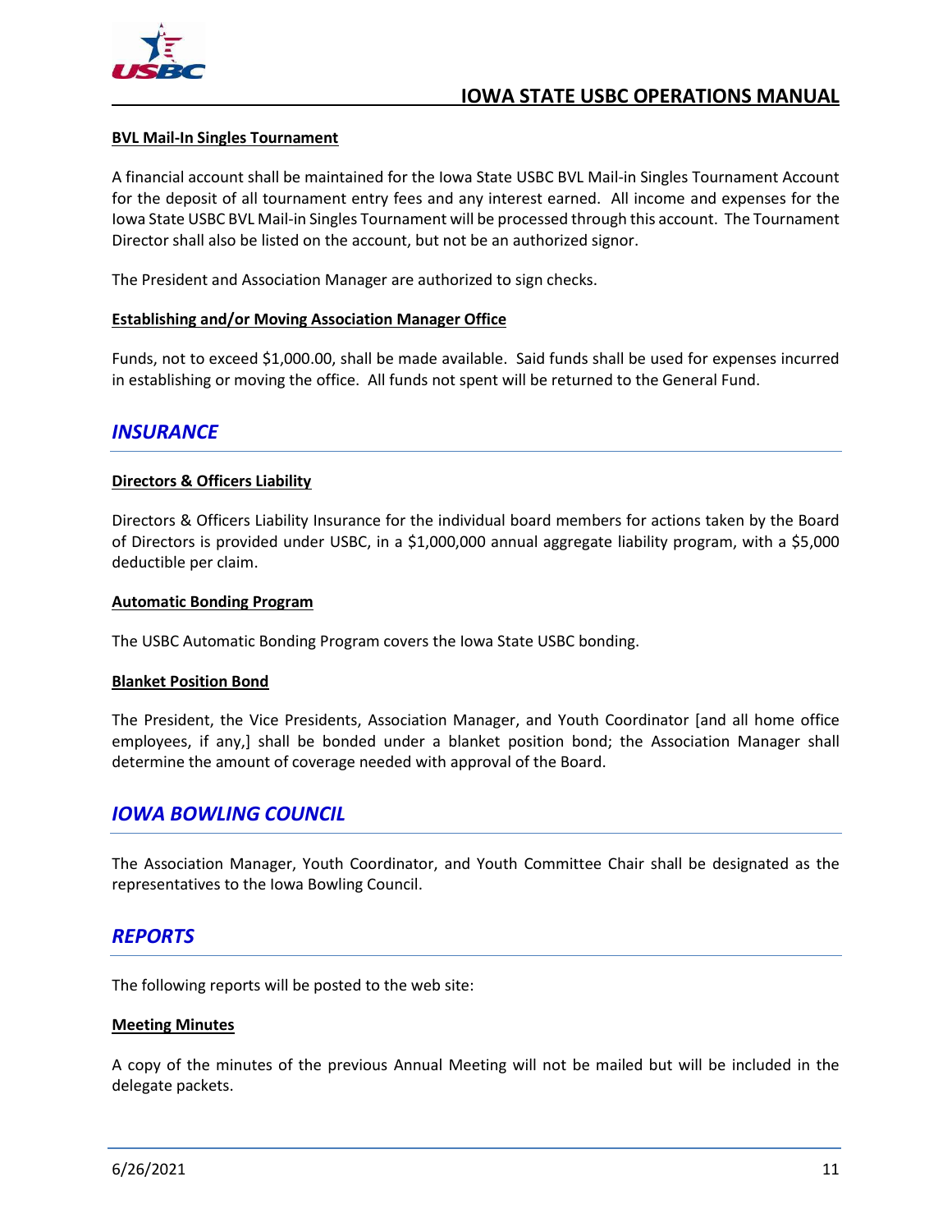#### BVL Mail-In Singles Tournament

A financial account shall be maintained for the Iowa State USBC BVL Mail-in Singles Tournament Account for the deposit of all tournament entry fees and any interest earned. All income and expenses for the Iowa State USBC BVL Mail-in Singles Tournament will be processed through this account. The Tournament Director shall also be listed on the account, but not be an authorized signor.

The President and Association Manager are authorized to sign checks.

#### Establishing and/or Moving Association Manager Office

Funds, not to exceed $1,000.00, shall be made available. Said funds shall be used for expenses incurred in establishing or moving the office. All funds not spent will be returned to the General Fund.

## *INSURANCE*

#### Directors & Officers Liability

Directors & Officers Liability Insurance for the individual board members for actions taken by the Board of Directors is provided under USBC, in a $1,000,000 annual aggregate liability program, with a $5,000 deductible per claim.

#### Automatic Bonding Program

The USBC Automatic Bonding Program covers the Iowa State USBC bonding.

#### Blanket Position Bond

The President, the Vice Presidents, Association Manager, and Youth Coordinator [and all home office employees, if any,] shall be bonded under a blanket position bond; the Association Manager shall determine the amount of coverage needed with approval of the Board.

## *IOWA BOWLING COUNCIL*

The Association Manager, Youth Coordinator, and Youth Committee Chair shall be designated as the representatives to the Iowa Bowling Council.

## *REPORTS*

The following reports will be posted to the web site:

#### Meeting Minutes

A copy of the minutes of the previous Annual Meeting will not be mailed but will be included in the delegate packets.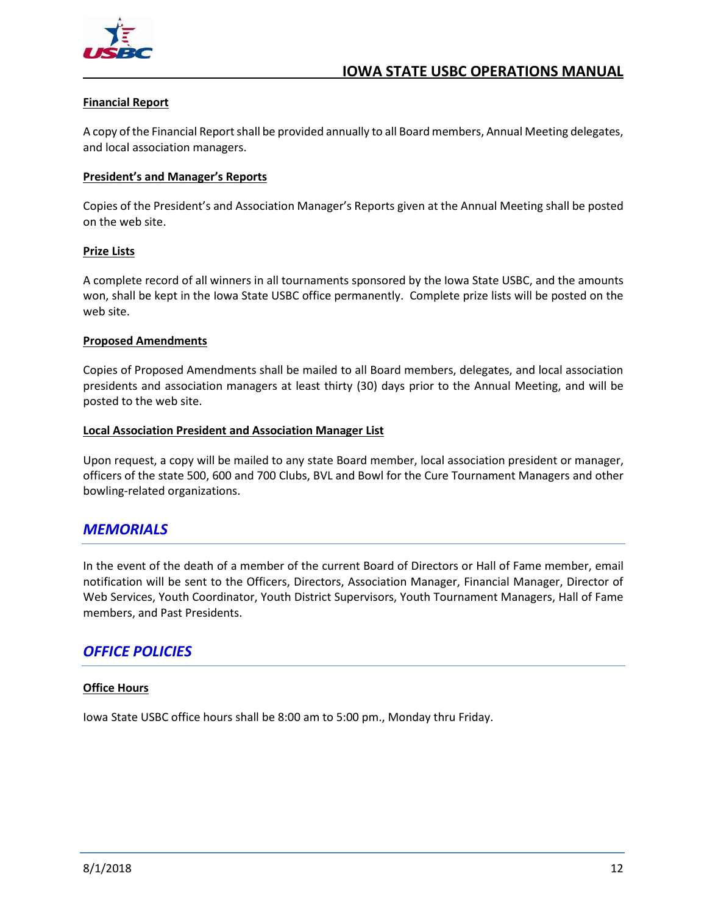#### Financial Report

A copy of the Financial Report shall be provided annually to all Board members, Annual Meeting delegates, and local association managers.

#### President's and Manager's Reports

Copies of the President's and Association Manager's Reports given at the Annual Meeting shall be posted on the web site.

#### Prize Lists

A complete record of all winners in all tournaments sponsored by the Iowa State USBC, and the amounts won, shall be kept in the Iowa State USBC office permanently. Complete prize lists will be posted on the web site.

#### Proposed Amendments

Copies of Proposed Amendments shall be mailed to all Board members, delegates, and local association presidents and association managers at least thirty (30) days prior to the Annual Meeting, and will be posted to the web site.

#### Local Association President and Association Manager List

Upon request, a copy will be mailed to any state Board member, local association president or manager, officers of the state 500, 600 and 700 Clubs, BVL and Bowl for the Cure Tournament Managers and other bowling-related organizations.

## *MEMORIALS*

In the event of the death of a member of the current Board of Directors or Hall of Fame member, email notification will be sent to the Officers, Directors, Association Manager, Financial Manager, Director of Web Services, Youth Coordinator, Youth District Supervisors, Youth Tournament Managers, Hall of Fame members, and Past Presidents.

## *OFFICE POLICIES*

#### Office Hours

Iowa State USBC office hours shall be 8:00 am to 5:00 pm., Monday thru Friday.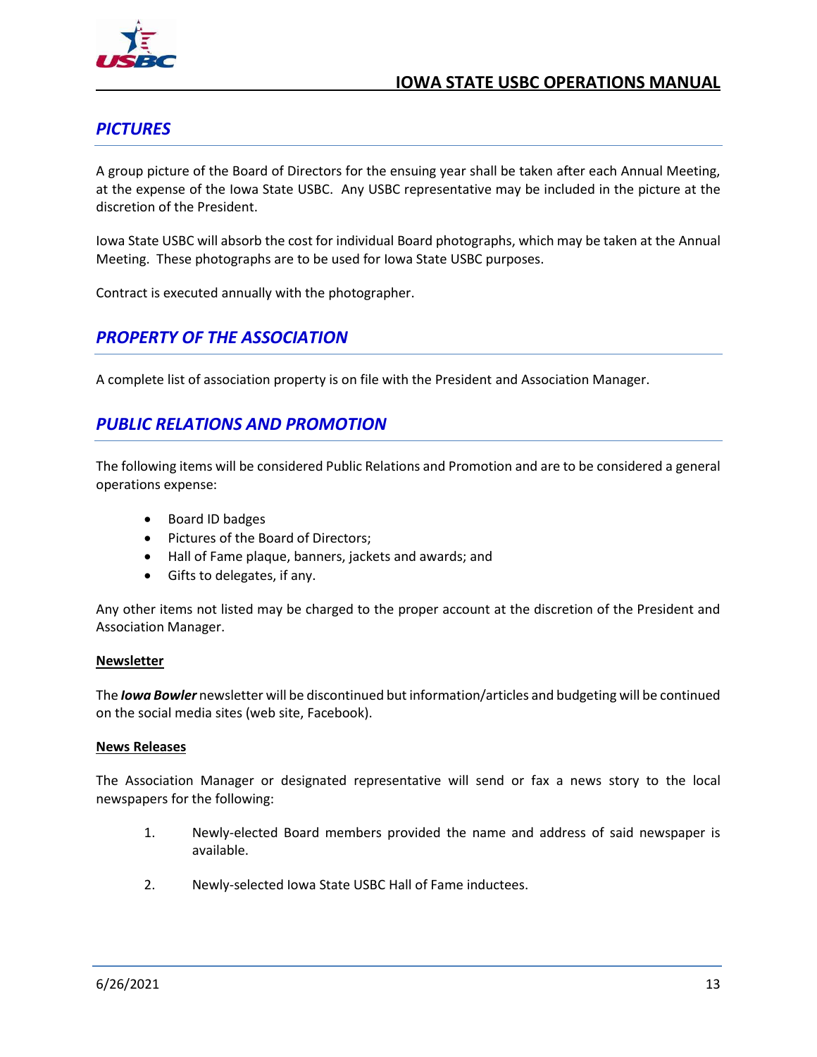## *PICTURES*

A group picture of the Board of Directors for the ensuing year shall be taken after each Annual Meeting, at the expense of the Iowa State USBC. Any USBC representative may be included in the picture at the discretion of the President.

Iowa State USBC will absorb the cost for individual Board photographs, which may be taken at the Annual Meeting. These photographs are to be used for Iowa State USBC purposes.

Contract is executed annually with the photographer.

## *PROPERTY OF THE ASSOCIATION*

A complete list of association property is on file with the President and Association Manager.

## *PUBLIC RELATIONS AND PROMOTION*

The following items will be considered Public Relations and Promotion and are to be considered a general operations expense:

- Board ID badges
- Pictures of the Board of Directors;
- Hall of Fame plaque, banners, jackets and awards; and
- Gifts to delegates, if any.

Any other items not listed may be charged to the proper account at the discretion of the President and Association Manager.

**Newsletter**

The ***Iowa Bowler*** newsletter will be discontinued but information/articles and budgeting will be continued on the social media sites (web site, Facebook).

**News Releases**

The Association Manager or designated representative will send or fax a news story to the local newspapers for the following:

1. Newly-elected Board members provided the name and address of said newspaper is available.
2. Newly-selected Iowa State USBC Hall of Fame inductees.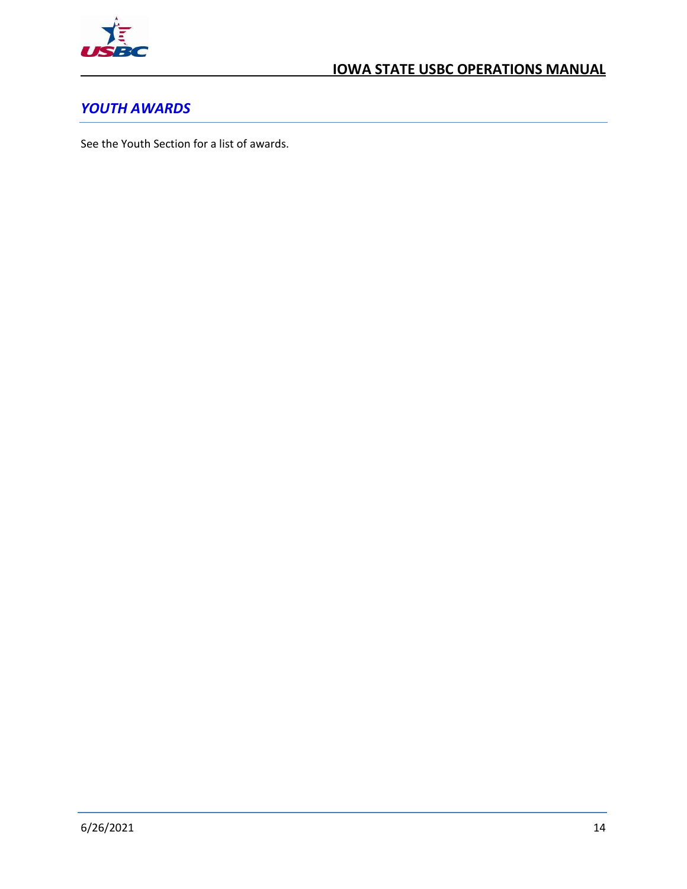## *YOUTH AWARDS*

See the Youth Section for a list of awards.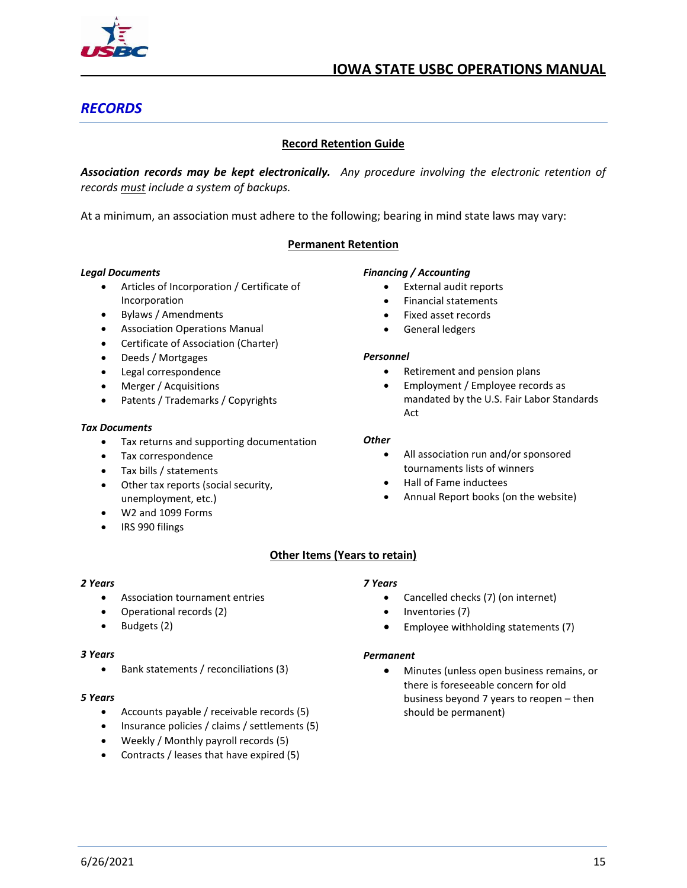## RECORDS

### Record Retention Guide

***Association records may be kept electronically.*** *Any procedure involving the electronic retention of records must include a system of backups.*

At a minimum, an association must adhere to the following; bearing in mind state laws may vary:

### Permanent Retention

***Legal Documents***

- Articles of Incorporation / Certificate of Incorporation
- Bylaws / Amendments
- Association Operations Manual
- Certificate of Association (Charter)
- Deeds / Mortgages
- Legal correspondence
- Merger / Acquisitions
- Patents / Trademarks / Copyrights

***Tax Documents***

- Tax returns and supporting documentation
- Tax correspondence
- Tax bills / statements
- Other tax reports (social security, unemployment, etc.)
- W2 and 1099 Forms
- IRS 990 filings

***Financing / Accounting***

- External audit reports
- Financial statements
- Fixed asset records
- General ledgers

***Personnel***

- Retirement and pension plans
- Employment / Employee records as mandated by the U.S. Fair Labor Standards Act

***Other***

- All association run and/or sponsored tournaments lists of winners
- Hall of Fame inductees
- Annual Report books (on the website)

### Other Items (Years to retain)

***2 Years***

- Association tournament entries
- Operational records (2)
- Budgets (2)

***3 Years***

- Bank statements / reconciliations (3)

***5 Years***

- Accounts payable / receivable records (5)
- Insurance policies / claims / settlements (5)
- Weekly / Monthly payroll records (5)
- Contracts / leases that have expired (5)

***7 Years***

- Cancelled checks (7) (on internet)
- Inventories (7)
- Employee withholding statements (7)

***Permanent***

- Minutes (unless open business remains, or there is foreseeable concern for old business beyond 7 years to reopen – then should be permanent)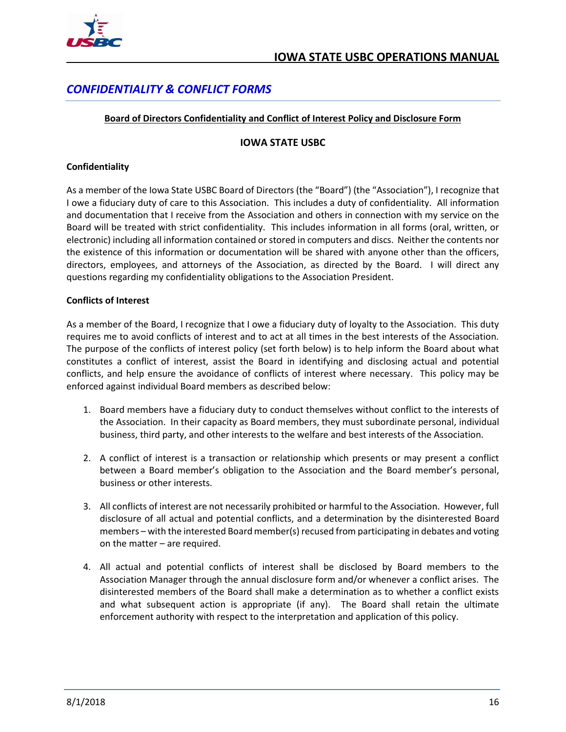## *CONFIDENTIALITY & CONFLICT FORMS*

**Board of Directors Confidentiality and Conflict of Interest Policy and Disclosure Form**

**IOWA STATE USBC**

**Confidentiality**

As a member of the Iowa State USBC Board of Directors (the "Board") (the "Association"), I recognize that I owe a fiduciary duty of care to this Association. This includes a duty of confidentiality. All information and documentation that I receive from the Association and others in connection with my service on the Board will be treated with strict confidentiality. This includes information in all forms (oral, written, or electronic) including all information contained or stored in computers and discs. Neither the contents nor the existence of this information or documentation will be shared with anyone other than the officers, directors, employees, and attorneys of the Association, as directed by the Board. I will direct any questions regarding my confidentiality obligations to the Association President.

**Conflicts of Interest**

As a member of the Board, I recognize that I owe a fiduciary duty of loyalty to the Association. This duty requires me to avoid conflicts of interest and to act at all times in the best interests of the Association. The purpose of the conflicts of interest policy (set forth below) is to help inform the Board about what constitutes a conflict of interest, assist the Board in identifying and disclosing actual and potential conflicts, and help ensure the avoidance of conflicts of interest where necessary. This policy may be enforced against individual Board members as described below:

1. Board members have a fiduciary duty to conduct themselves without conflict to the interests of the Association. In their capacity as Board members, they must subordinate personal, individual business, third party, and other interests to the welfare and best interests of the Association.
2. A conflict of interest is a transaction or relationship which presents or may present a conflict between a Board member's obligation to the Association and the Board member's personal, business or other interests.
3. All conflicts of interest are not necessarily prohibited or harmful to the Association. However, full disclosure of all actual and potential conflicts, and a determination by the disinterested Board members – with the interested Board member(s) recused from participating in debates and voting on the matter – are required.
4. All actual and potential conflicts of interest shall be disclosed by Board members to the Association Manager through the annual disclosure form and/or whenever a conflict arises. The disinterested members of the Board shall make a determination as to whether a conflict exists and what subsequent action is appropriate (if any). The Board shall retain the ultimate enforcement authority with respect to the interpretation and application of this policy.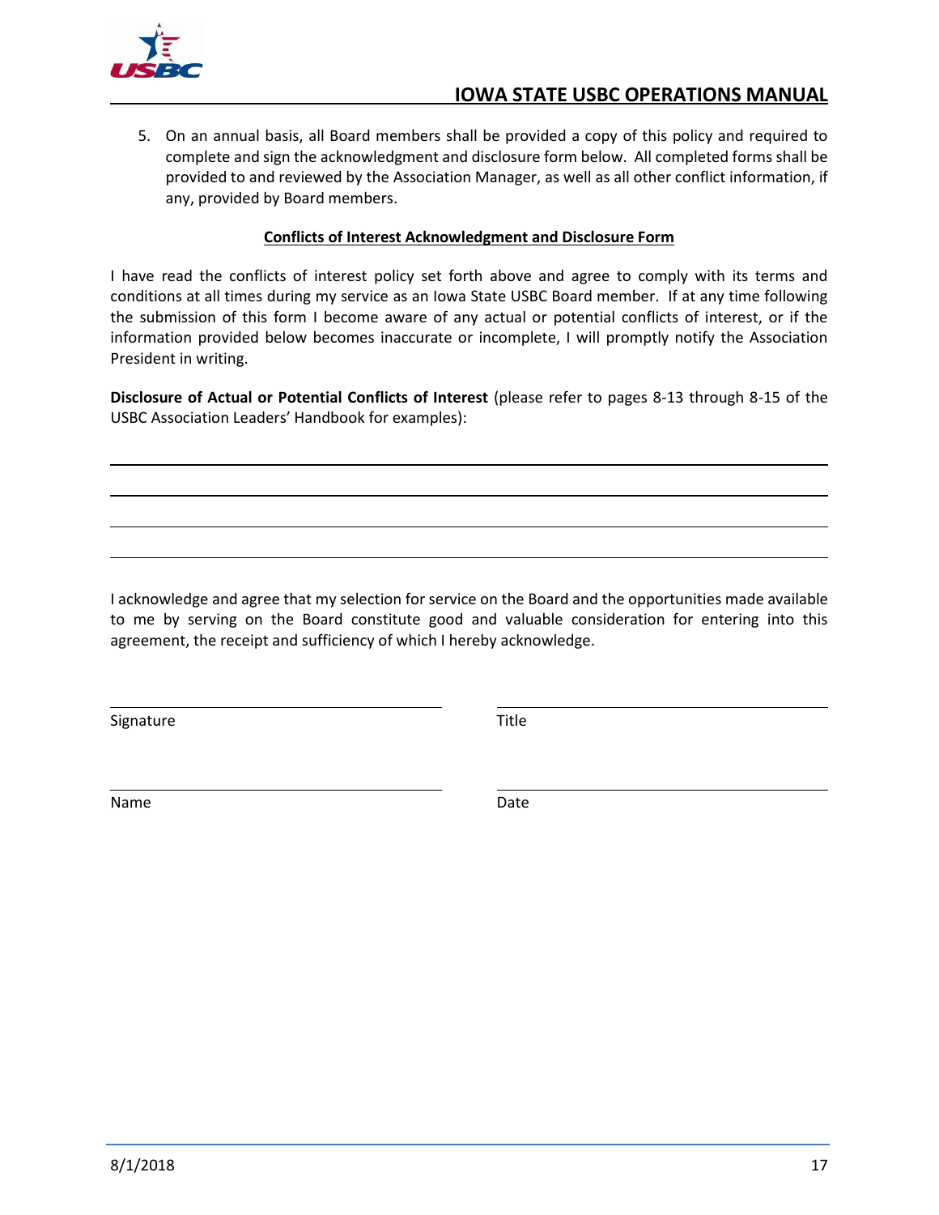5. On an annual basis, all Board members shall be provided a copy of this policy and required to complete and sign the acknowledgment and disclosure form below. All completed forms shall be provided to and reviewed by the Association Manager, as well as all other conflict information, if any, provided by Board members.

**Conflicts of Interest Acknowledgment and Disclosure Form**

I have read the conflicts of interest policy set forth above and agree to comply with its terms and conditions at all times during my service as an Iowa State USBC Board member. If at any time following the submission of this form I become aware of any actual or potential conflicts of interest, or if the information provided below becomes inaccurate or incomplete, I will promptly notify the Association President in writing.

**Disclosure of Actual or Potential Conflicts of Interest** (please refer to pages 8-13 through 8-15 of the USBC Association Leaders' Handbook for examples):

\_\_\_\_\_\_\_\_\_\_\_\_\_\_\_\_\_\_\_\_\_\_\_\_\_\_\_\_\_\_\_\_\_\_\_\_\_\_\_\_\_\_\_\_\_\_\_\_\_\_\_\_\_\_\_\_\_\_\_\_\_\_\_\_\_\_\_\_\_\_\_\_\_\_\_\_

\_\_\_\_\_\_\_\_\_\_\_\_\_\_\_\_\_\_\_\_\_\_\_\_\_\_\_\_\_\_\_\_\_\_\_\_\_\_\_\_\_\_\_\_\_\_\_\_\_\_\_\_\_\_\_\_\_\_\_\_\_\_\_\_\_\_\_\_\_\_\_\_\_\_\_\_

\_\_\_\_\_\_\_\_\_\_\_\_\_\_\_\_\_\_\_\_\_\_\_\_\_\_\_\_\_\_\_\_\_\_\_\_\_\_\_\_\_\_\_\_\_\_\_\_\_\_\_\_\_\_\_\_\_\_\_\_\_\_\_\_\_\_\_\_\_\_\_\_\_\_\_\_

\_\_\_\_\_\_\_\_\_\_\_\_\_\_\_\_\_\_\_\_\_\_\_\_\_\_\_\_\_\_\_\_\_\_\_\_\_\_\_\_\_\_\_\_\_\_\_\_\_\_\_\_\_\_\_\_\_\_\_\_\_\_\_\_\_\_\_\_\_\_\_\_\_\_\_\_

I acknowledge and agree that my selection for service on the Board and the opportunities made available to me by serving on the Board constitute good and valuable consideration for entering into this agreement, the receipt and sufficiency of which I hereby acknowledge.

| | |
|---|---|
| \_\_\_\_\_\_\_\_\_\_\_\_\_\_\_\_\_\_\_\_\_\_\_\_\_\_\_\_ | \_\_\_\_\_\_\_\_\_\_\_\_\_\_\_\_\_\_\_\_\_\_\_\_\_\_\_\_ |
| Signature | Title |
| \_\_\_\_\_\_\_\_\_\_\_\_\_\_\_\_\_\_\_\_\_\_\_\_\_\_\_\_ | \_\_\_\_\_\_\_\_\_\_\_\_\_\_\_\_\_\_\_\_\_\_\_\_\_\_\_\_ |
| Name | Date |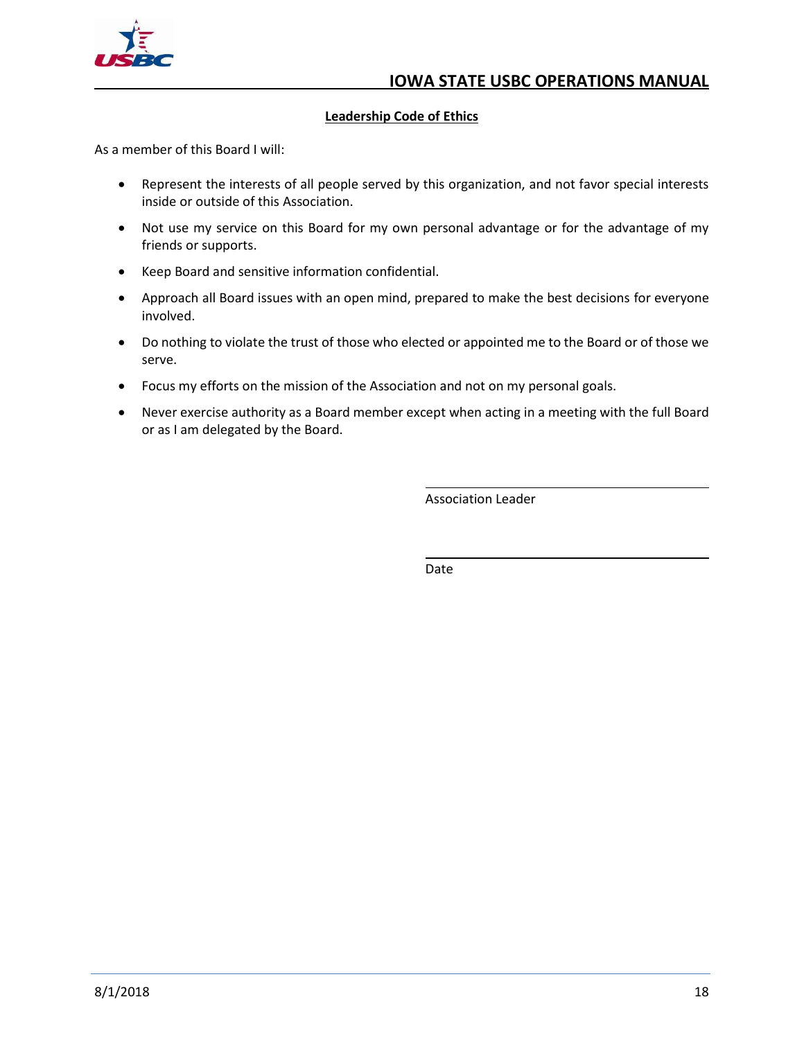## Leadership Code of Ethics

As a member of this Board I will:

- Represent the interests of all people served by this organization, and not favor special interests inside or outside of this Association.
- Not use my service on this Board for my own personal advantage or for the advantage of my friends or supports.
- Keep Board and sensitive information confidential.
- Approach all Board issues with an open mind, prepared to make the best decisions for everyone involved.
- Do nothing to violate the trust of those who elected or appointed me to the Board or of those we serve.
- Focus my efforts on the mission of the Association and not on my personal goals.
- Never exercise authority as a Board member except when acting in a meeting with the full Board or as I am delegated by the Board.

\_\_\_\_\_\_\_\_\_\_\_\_\_\_\_\_\_\_\_\_\_\_\_\_\_\_\_\_\_\_\_\_\_\_\_\_
Association Leader

\_\_\_\_\_\_\_\_\_\_\_\_\_\_\_\_\_\_\_\_\_\_\_\_\_\_\_\_\_\_\_\_\_\_\_\_
Date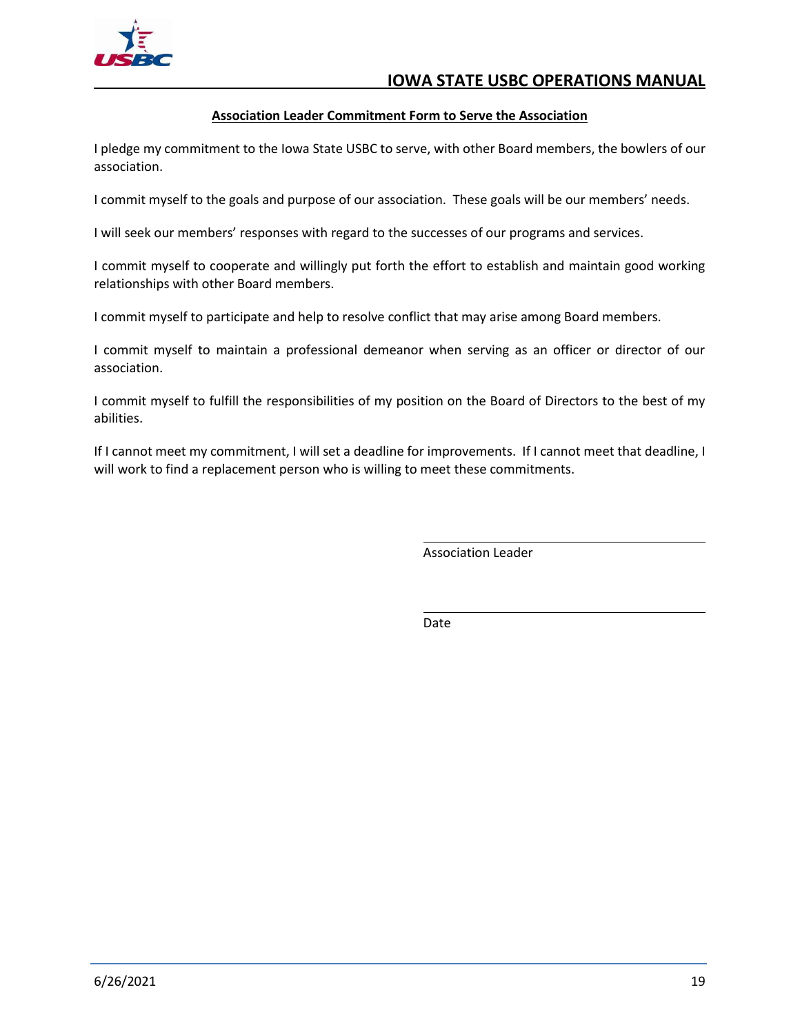## Association Leader Commitment Form to Serve the Association

I pledge my commitment to the Iowa State USBC to serve, with other Board members, the bowlers of our association.

I commit myself to the goals and purpose of our association. These goals will be our members' needs.

I will seek our members' responses with regard to the successes of our programs and services.

I commit myself to cooperate and willingly put forth the effort to establish and maintain good working relationships with other Board members.

I commit myself to participate and help to resolve conflict that may arise among Board members.

I commit myself to maintain a professional demeanor when serving as an officer or director of our association.

I commit myself to fulfill the responsibilities of my position on the Board of Directors to the best of my abilities.

If I cannot meet my commitment, I will set a deadline for improvements. If I cannot meet that deadline, I will work to find a replacement person who is willing to meet these commitments.

\_\_\_\_\_\_\_\_\_\_\_\_\_\_\_\_\_\_\_\_\_\_\_\_\_\_\_\_\_\_\_\_
Association Leader

\_\_\_\_\_\_\_\_\_\_\_\_\_\_\_\_\_\_\_\_\_\_\_\_\_\_\_\_\_\_\_\_
Date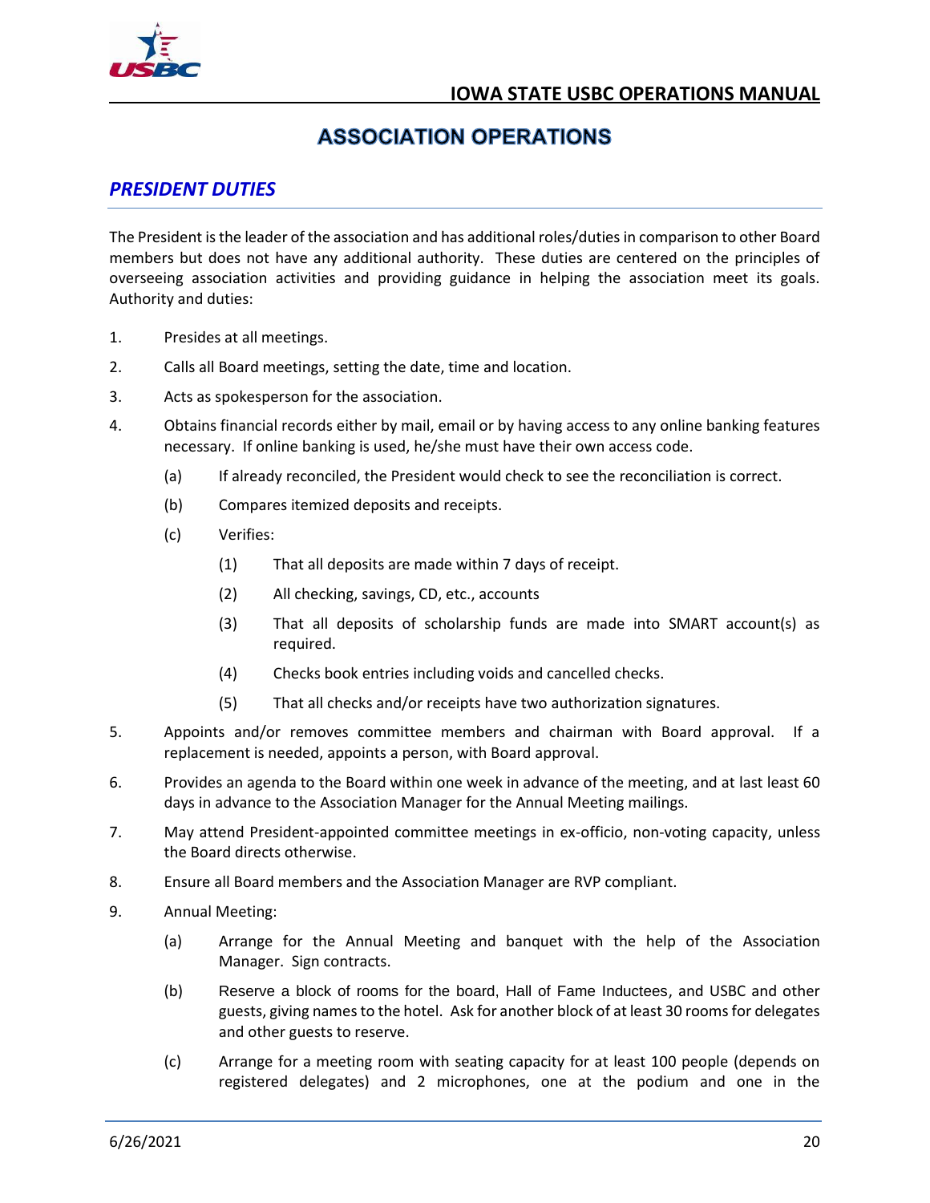## ASSOCIATION OPERATIONS

### *PRESIDENT DUTIES*

The President is the leader of the association and has additional roles/duties in comparison to other Board members but does not have any additional authority. These duties are centered on the principles of overseeing association activities and providing guidance in helping the association meet its goals. Authority and duties:

1. Presides at all meetings.
2. Calls all Board meetings, setting the date, time and location.
3. Acts as spokesperson for the association.
4. Obtains financial records either by mail, email or by having access to any online banking features necessary. If online banking is used, he/she must have their own access code.
   - (a) If already reconciled, the President would check to see the reconciliation is correct.
   - (b) Compares itemized deposits and receipts.
   - (c) Verifies:
     - (1) That all deposits are made within 7 days of receipt.
     - (2) All checking, savings, CD, etc., accounts
     - (3) That all deposits of scholarship funds are made into SMART account(s) as required.
     - (4) Checks book entries including voids and cancelled checks.
     - (5) That all checks and/or receipts have two authorization signatures.
5. Appoints and/or removes committee members and chairman with Board approval. If a replacement is needed, appoints a person, with Board approval.
6. Provides an agenda to the Board within one week in advance of the meeting, and at last least 60 days in advance to the Association Manager for the Annual Meeting mailings.
7. May attend President-appointed committee meetings in ex-officio, non-voting capacity, unless the Board directs otherwise.
8. Ensure all Board members and the Association Manager are RVP compliant.
9. Annual Meeting:
   - (a) Arrange for the Annual Meeting and banquet with the help of the Association Manager. Sign contracts.
   - (b) Reserve a block of rooms for the board, Hall of Fame Inductees, and USBC and other guests, giving names to the hotel. Ask for another block of at least 30 rooms for delegates and other guests to reserve.
   - (c) Arrange for a meeting room with seating capacity for at least 100 people (depends on registered delegates) and 2 microphones, one at the podium and one in the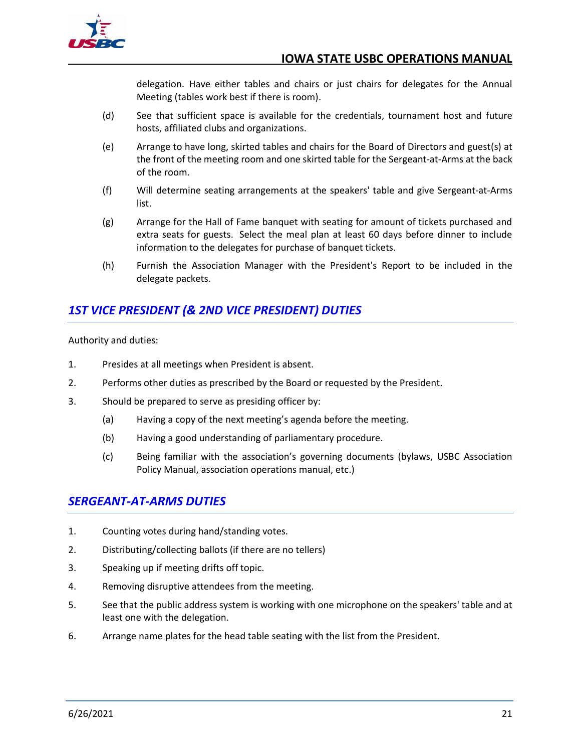delegation. Have either tables and chairs or just chairs for delegates for the Annual Meeting (tables work best if there is room).

(d) See that sufficient space is available for the credentials, tournament host and future hosts, affiliated clubs and organizations.

(e) Arrange to have long, skirted tables and chairs for the Board of Directors and guest(s) at the front of the meeting room and one skirted table for the Sergeant-at-Arms at the back of the room.

(f) Will determine seating arrangements at the speakers' table and give Sergeant-at-Arms list.

(g) Arrange for the Hall of Fame banquet with seating for amount of tickets purchased and extra seats for guests. Select the meal plan at least 60 days before dinner to include information to the delegates for purchase of banquet tickets.

(h) Furnish the Association Manager with the President's Report to be included in the delegate packets.

## *1ST VICE PRESIDENT (& 2ND VICE PRESIDENT) DUTIES*

Authority and duties:

1. Presides at all meetings when President is absent.
2. Performs other duties as prescribed by the Board or requested by the President.
3. Should be prepared to serve as presiding officer by:
   (a) Having a copy of the next meeting's agenda before the meeting.
   (b) Having a good understanding of parliamentary procedure.
   (c) Being familiar with the association's governing documents (bylaws, USBC Association Policy Manual, association operations manual, etc.)

## *SERGEANT-AT-ARMS DUTIES*

1. Counting votes during hand/standing votes.
2. Distributing/collecting ballots (if there are no tellers)
3. Speaking up if meeting drifts off topic.
4. Removing disruptive attendees from the meeting.
5. See that the public address system is working with one microphone on the speakers' table and at least one with the delegation.
6. Arrange name plates for the head table seating with the list from the President.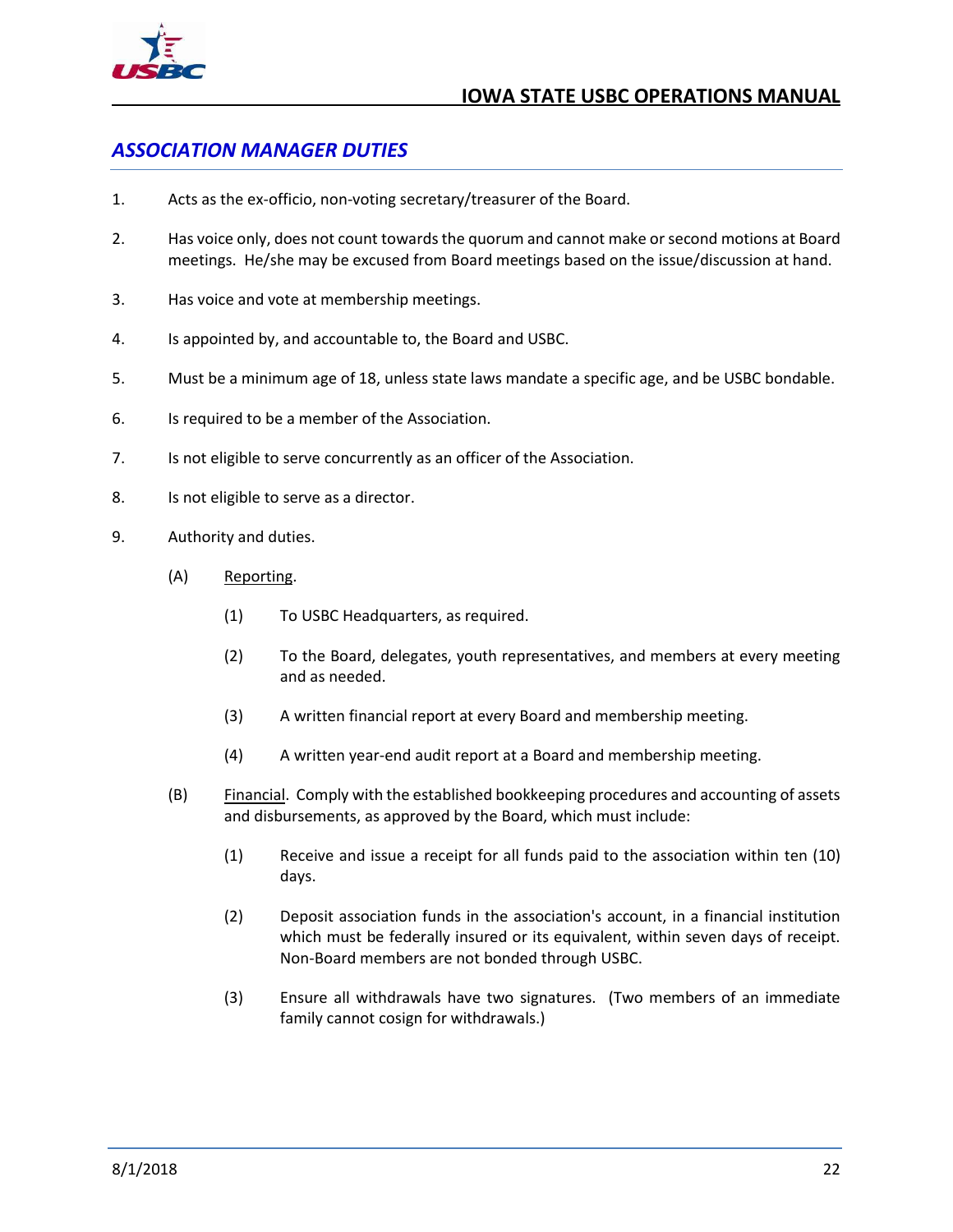## *ASSOCIATION MANAGER DUTIES*

1. Acts as the ex-officio, non-voting secretary/treasurer of the Board.

2. Has voice only, does not count towards the quorum and cannot make or second motions at Board meetings. He/she may be excused from Board meetings based on the issue/discussion at hand.

3. Has voice and vote at membership meetings.

4. Is appointed by, and accountable to, the Board and USBC.

5. Must be a minimum age of 18, unless state laws mandate a specific age, and be USBC bondable.

6. Is required to be a member of the Association.

7. Is not eligible to serve concurrently as an officer of the Association.

8. Is not eligible to serve as a director.

9. Authority and duties.

   (A) Reporting.

      (1) To USBC Headquarters, as required.

      (2) To the Board, delegates, youth representatives, and members at every meeting and as needed.

      (3) A written financial report at every Board and membership meeting.

      (4) A written year-end audit report at a Board and membership meeting.

   (B) Financial. Comply with the established bookkeeping procedures and accounting of assets and disbursements, as approved by the Board, which must include:

      (1) Receive and issue a receipt for all funds paid to the association within ten (10) days.

      (2) Deposit association funds in the association's account, in a financial institution which must be federally insured or its equivalent, within seven days of receipt. Non-Board members are not bonded through USBC.

      (3) Ensure all withdrawals have two signatures. (Two members of an immediate family cannot cosign for withdrawals.)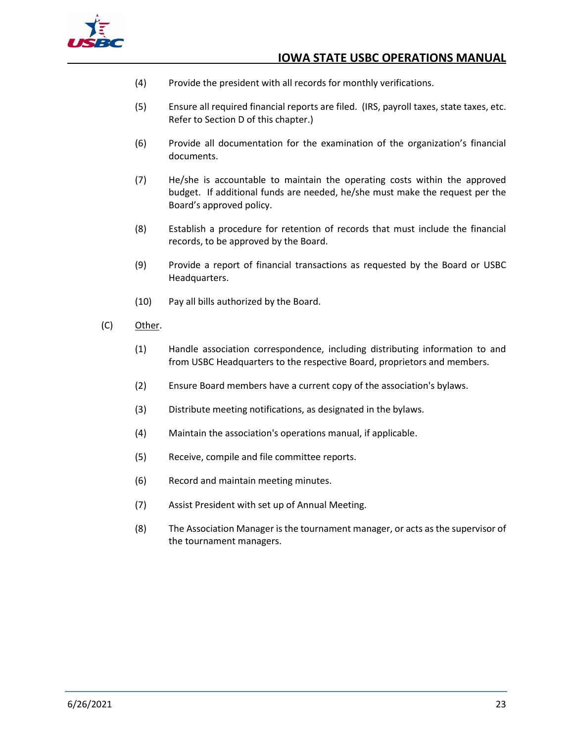(4) Provide the president with all records for monthly verifications.

(5) Ensure all required financial reports are filed. (IRS, payroll taxes, state taxes, etc. Refer to Section D of this chapter.)

(6) Provide all documentation for the examination of the organization's financial documents.

(7) He/she is accountable to maintain the operating costs within the approved budget. If additional funds are needed, he/she must make the request per the Board's approved policy.

(8) Establish a procedure for retention of records that must include the financial records, to be approved by the Board.

(9) Provide a report of financial transactions as requested by the Board or USBC Headquarters.

(10) Pay all bills authorized by the Board.

(C) Other.

(1) Handle association correspondence, including distributing information to and from USBC Headquarters to the respective Board, proprietors and members.

(2) Ensure Board members have a current copy of the association's bylaws.

(3) Distribute meeting notifications, as designated in the bylaws.

(4) Maintain the association's operations manual, if applicable.

(5) Receive, compile and file committee reports.

(6) Record and maintain meeting minutes.

(7) Assist President with set up of Annual Meeting.

(8) The Association Manager is the tournament manager, or acts as the supervisor of the tournament managers.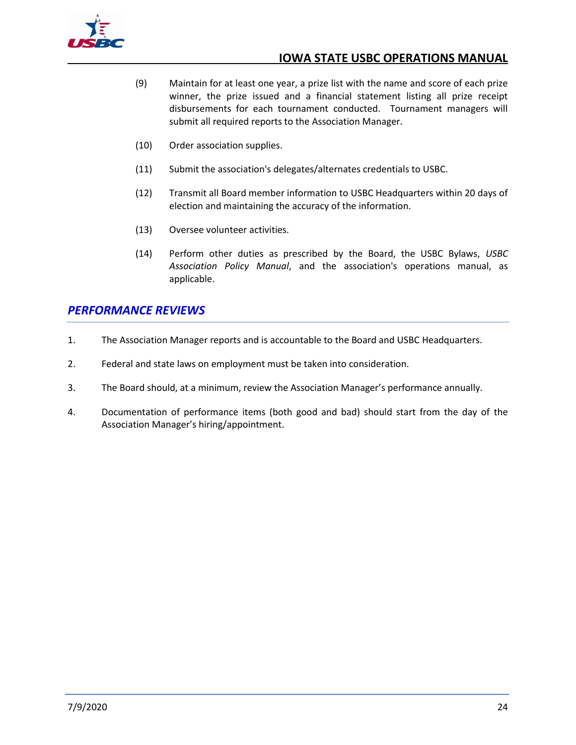(9) Maintain for at least one year, a prize list with the name and score of each prize winner, the prize issued and a financial statement listing all prize receipt disbursements for each tournament conducted. Tournament managers will submit all required reports to the Association Manager.

(10) Order association supplies.

(11) Submit the association's delegates/alternates credentials to USBC.

(12) Transmit all Board member information to USBC Headquarters within 20 days of election and maintaining the accuracy of the information.

(13) Oversee volunteer activities.

(14) Perform other duties as prescribed by the Board, the USBC Bylaws, *USBC Association Policy Manual*, and the association's operations manual, as applicable.

## *PERFORMANCE REVIEWS*

1. The Association Manager reports and is accountable to the Board and USBC Headquarters.

2. Federal and state laws on employment must be taken into consideration.

3. The Board should, at a minimum, review the Association Manager's performance annually.

4. Documentation of performance items (both good and bad) should start from the day of the Association Manager's hiring/appointment.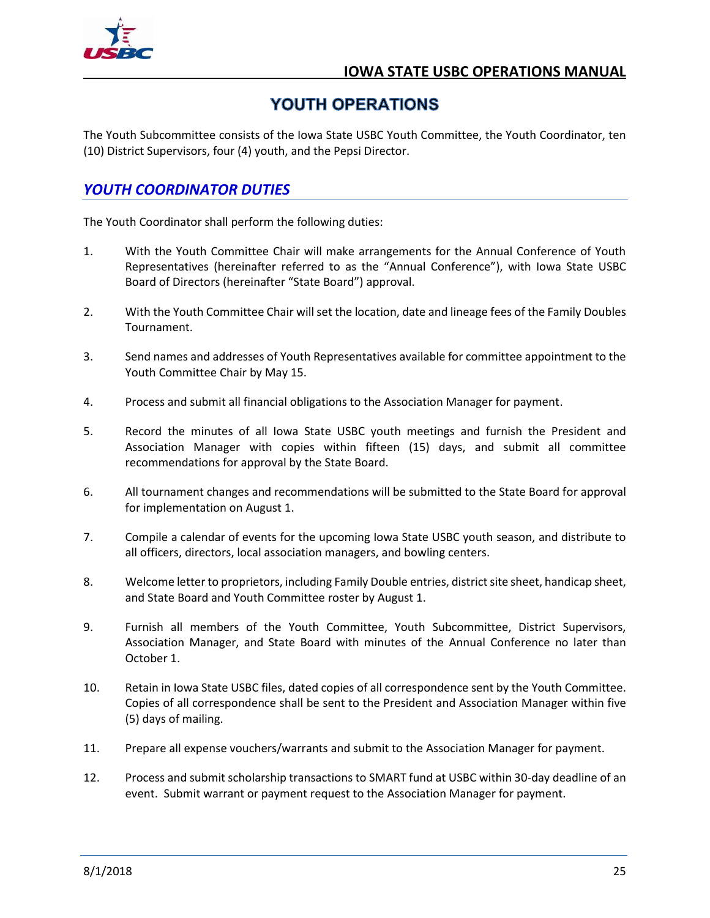# YOUTH OPERATIONS

The Youth Subcommittee consists of the Iowa State USBC Youth Committee, the Youth Coordinator, ten (10) District Supervisors, four (4) youth, and the Pepsi Director.

## *YOUTH COORDINATOR DUTIES*

The Youth Coordinator shall perform the following duties:

1. With the Youth Committee Chair will make arrangements for the Annual Conference of Youth Representatives (hereinafter referred to as the "Annual Conference"), with Iowa State USBC Board of Directors (hereinafter "State Board") approval.

2. With the Youth Committee Chair will set the location, date and lineage fees of the Family Doubles Tournament.

3. Send names and addresses of Youth Representatives available for committee appointment to the Youth Committee Chair by May 15.

4. Process and submit all financial obligations to the Association Manager for payment.

5. Record the minutes of all Iowa State USBC youth meetings and furnish the President and Association Manager with copies within fifteen (15) days, and submit all committee recommendations for approval by the State Board.

6. All tournament changes and recommendations will be submitted to the State Board for approval for implementation on August 1.

7. Compile a calendar of events for the upcoming Iowa State USBC youth season, and distribute to all officers, directors, local association managers, and bowling centers.

8. Welcome letter to proprietors, including Family Double entries, district site sheet, handicap sheet, and State Board and Youth Committee roster by August 1.

9. Furnish all members of the Youth Committee, Youth Subcommittee, District Supervisors, Association Manager, and State Board with minutes of the Annual Conference no later than October 1.

10. Retain in Iowa State USBC files, dated copies of all correspondence sent by the Youth Committee. Copies of all correspondence shall be sent to the President and Association Manager within five (5) days of mailing.

11. Prepare all expense vouchers/warrants and submit to the Association Manager for payment.

12. Process and submit scholarship transactions to SMART fund at USBC within 30-day deadline of an event. Submit warrant or payment request to the Association Manager for payment.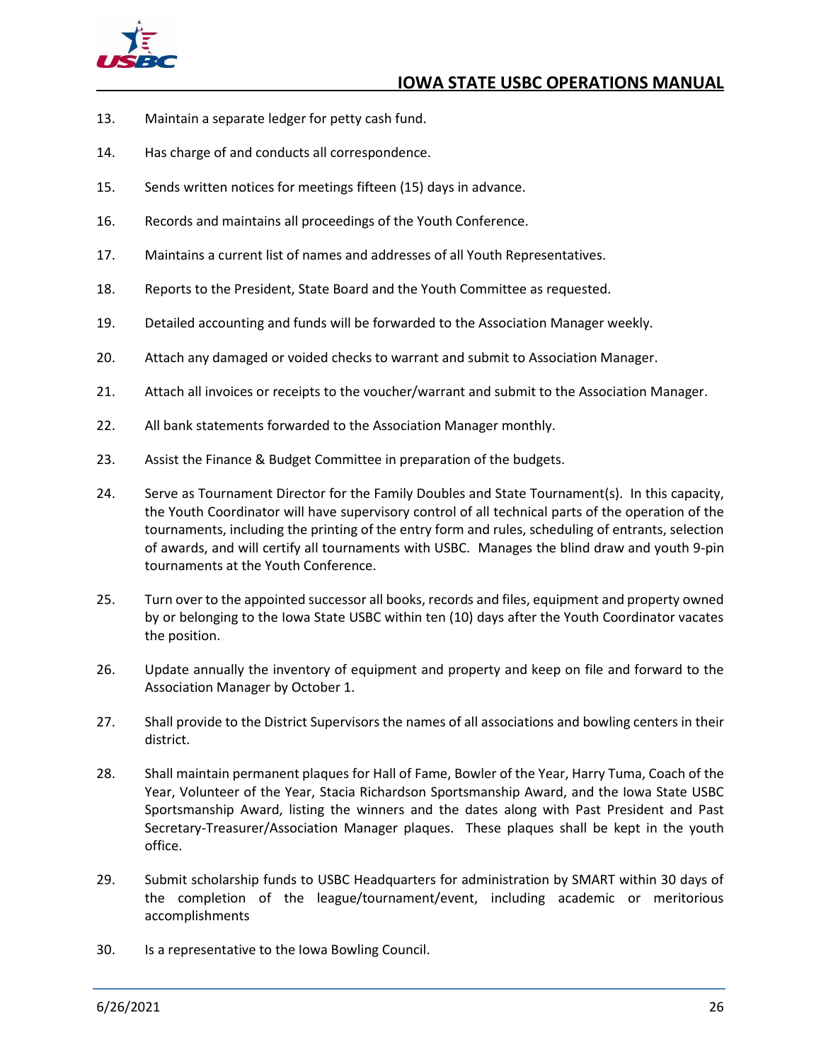13. Maintain a separate ledger for petty cash fund.

14. Has charge of and conducts all correspondence.

15. Sends written notices for meetings fifteen (15) days in advance.

16. Records and maintains all proceedings of the Youth Conference.

17. Maintains a current list of names and addresses of all Youth Representatives.

18. Reports to the President, State Board and the Youth Committee as requested.

19. Detailed accounting and funds will be forwarded to the Association Manager weekly.

20. Attach any damaged or voided checks to warrant and submit to Association Manager.

21. Attach all invoices or receipts to the voucher/warrant and submit to the Association Manager.

22. All bank statements forwarded to the Association Manager monthly.

23. Assist the Finance & Budget Committee in preparation of the budgets.

24. Serve as Tournament Director for the Family Doubles and State Tournament(s). In this capacity, the Youth Coordinator will have supervisory control of all technical parts of the operation of the tournaments, including the printing of the entry form and rules, scheduling of entrants, selection of awards, and will certify all tournaments with USBC. Manages the blind draw and youth 9-pin tournaments at the Youth Conference.

25. Turn over to the appointed successor all books, records and files, equipment and property owned by or belonging to the Iowa State USBC within ten (10) days after the Youth Coordinator vacates the position.

26. Update annually the inventory of equipment and property and keep on file and forward to the Association Manager by October 1.

27. Shall provide to the District Supervisors the names of all associations and bowling centers in their district.

28. Shall maintain permanent plaques for Hall of Fame, Bowler of the Year, Harry Tuma, Coach of the Year, Volunteer of the Year, Stacia Richardson Sportsmanship Award, and the Iowa State USBC Sportsmanship Award, listing the winners and the dates along with Past President and Past Secretary-Treasurer/Association Manager plaques. These plaques shall be kept in the youth office.

29. Submit scholarship funds to USBC Headquarters for administration by SMART within 30 days of the completion of the league/tournament/event, including academic or meritorious accomplishments

30. Is a representative to the Iowa Bowling Council.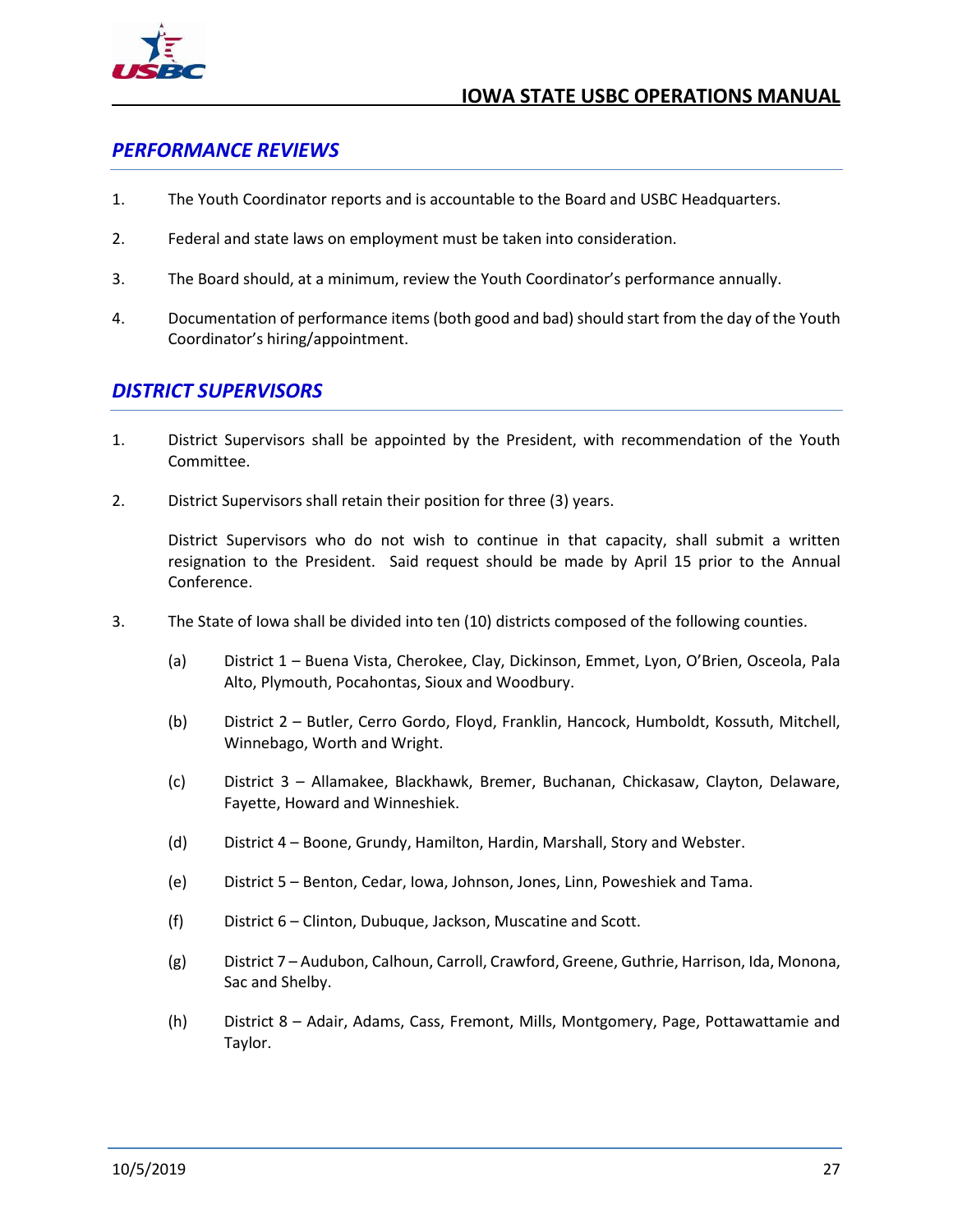## *PERFORMANCE REVIEWS*

1. The Youth Coordinator reports and is accountable to the Board and USBC Headquarters.

2. Federal and state laws on employment must be taken into consideration.

3. The Board should, at a minimum, review the Youth Coordinator's performance annually.

4. Documentation of performance items (both good and bad) should start from the day of the Youth Coordinator's hiring/appointment.

## *DISTRICT SUPERVISORS*

1. District Supervisors shall be appointed by the President, with recommendation of the Youth Committee.

2. District Supervisors shall retain their position for three (3) years.

   District Supervisors who do not wish to continue in that capacity, shall submit a written resignation to the President. Said request should be made by April 15 prior to the Annual Conference.

3. The State of Iowa shall be divided into ten (10) districts composed of the following counties.

   (a) District 1 – Buena Vista, Cherokee, Clay, Dickinson, Emmet, Lyon, O'Brien, Osceola, Pala Alto, Plymouth, Pocahontas, Sioux and Woodbury.

   (b) District 2 – Butler, Cerro Gordo, Floyd, Franklin, Hancock, Humboldt, Kossuth, Mitchell, Winnebago, Worth and Wright.

   (c) District 3 – Allamakee, Blackhawk, Bremer, Buchanan, Chickasaw, Clayton, Delaware, Fayette, Howard and Winneshiek.

   (d) District 4 – Boone, Grundy, Hamilton, Hardin, Marshall, Story and Webster.

   (e) District 5 – Benton, Cedar, Iowa, Johnson, Jones, Linn, Poweshiek and Tama.

   (f) District 6 – Clinton, Dubuque, Jackson, Muscatine and Scott.

   (g) District 7 – Audubon, Calhoun, Carroll, Crawford, Greene, Guthrie, Harrison, Ida, Monona, Sac and Shelby.

   (h) District 8 – Adair, Adams, Cass, Fremont, Mills, Montgomery, Page, Pottawattamie and Taylor.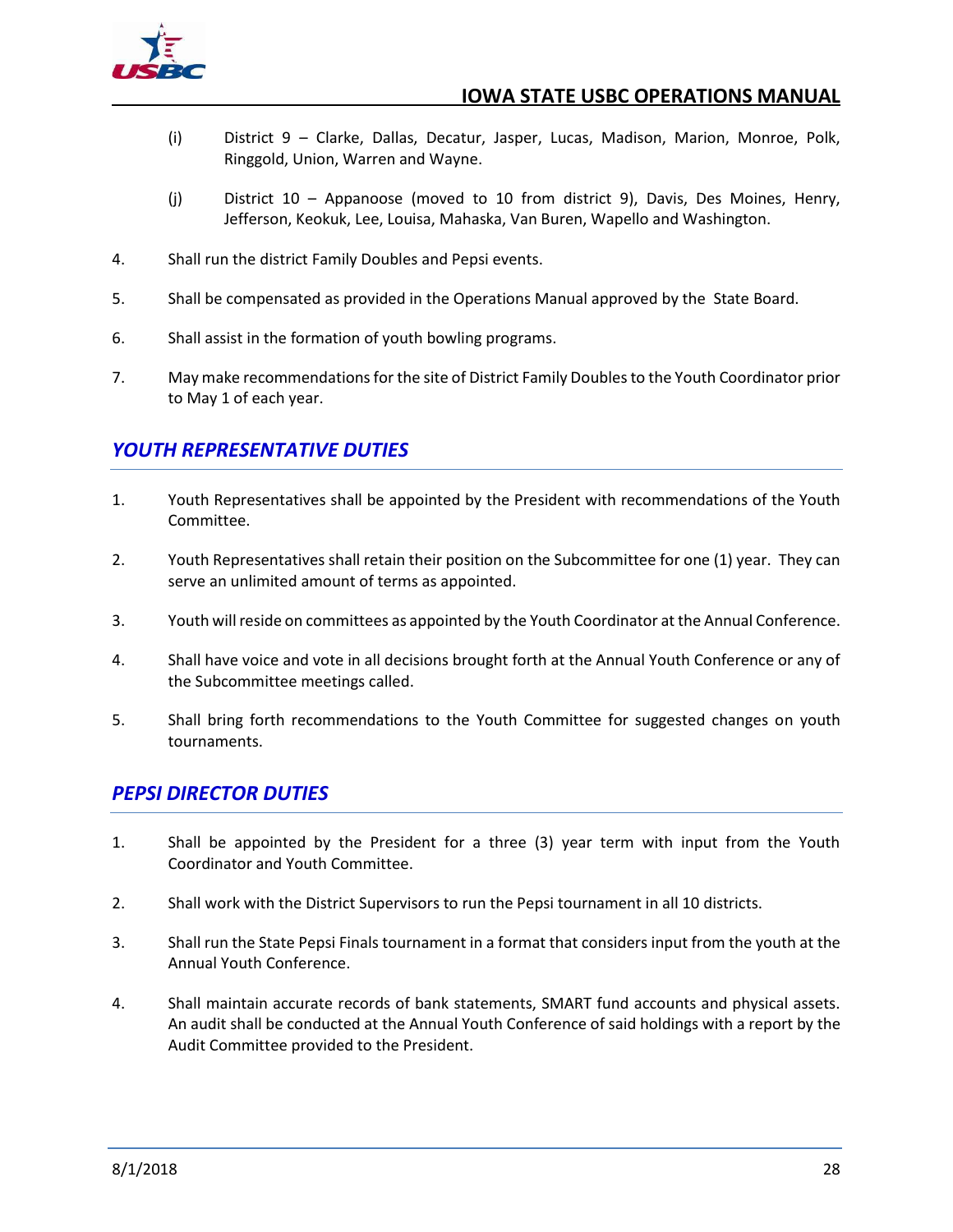(i) District 9 – Clarke, Dallas, Decatur, Jasper, Lucas, Madison, Marion, Monroe, Polk, Ringgold, Union, Warren and Wayne.

(j) District 10 – Appanoose (moved to 10 from district 9), Davis, Des Moines, Henry, Jefferson, Keokuk, Lee, Louisa, Mahaska, Van Buren, Wapello and Washington.

4. Shall run the district Family Doubles and Pepsi events.

5. Shall be compensated as provided in the Operations Manual approved by the State Board.

6. Shall assist in the formation of youth bowling programs.

7. May make recommendations for the site of District Family Doubles to the Youth Coordinator prior to May 1 of each year.

## *YOUTH REPRESENTATIVE DUTIES*

1. Youth Representatives shall be appointed by the President with recommendations of the Youth Committee.

2. Youth Representatives shall retain their position on the Subcommittee for one (1) year. They can serve an unlimited amount of terms as appointed.

3. Youth will reside on committees as appointed by the Youth Coordinator at the Annual Conference.

4. Shall have voice and vote in all decisions brought forth at the Annual Youth Conference or any of the Subcommittee meetings called.

5. Shall bring forth recommendations to the Youth Committee for suggested changes on youth tournaments.

## *PEPSI DIRECTOR DUTIES*

1. Shall be appointed by the President for a three (3) year term with input from the Youth Coordinator and Youth Committee.

2. Shall work with the District Supervisors to run the Pepsi tournament in all 10 districts.

3. Shall run the State Pepsi Finals tournament in a format that considers input from the youth at the Annual Youth Conference.

4. Shall maintain accurate records of bank statements, SMART fund accounts and physical assets. An audit shall be conducted at the Annual Youth Conference of said holdings with a report by the Audit Committee provided to the President.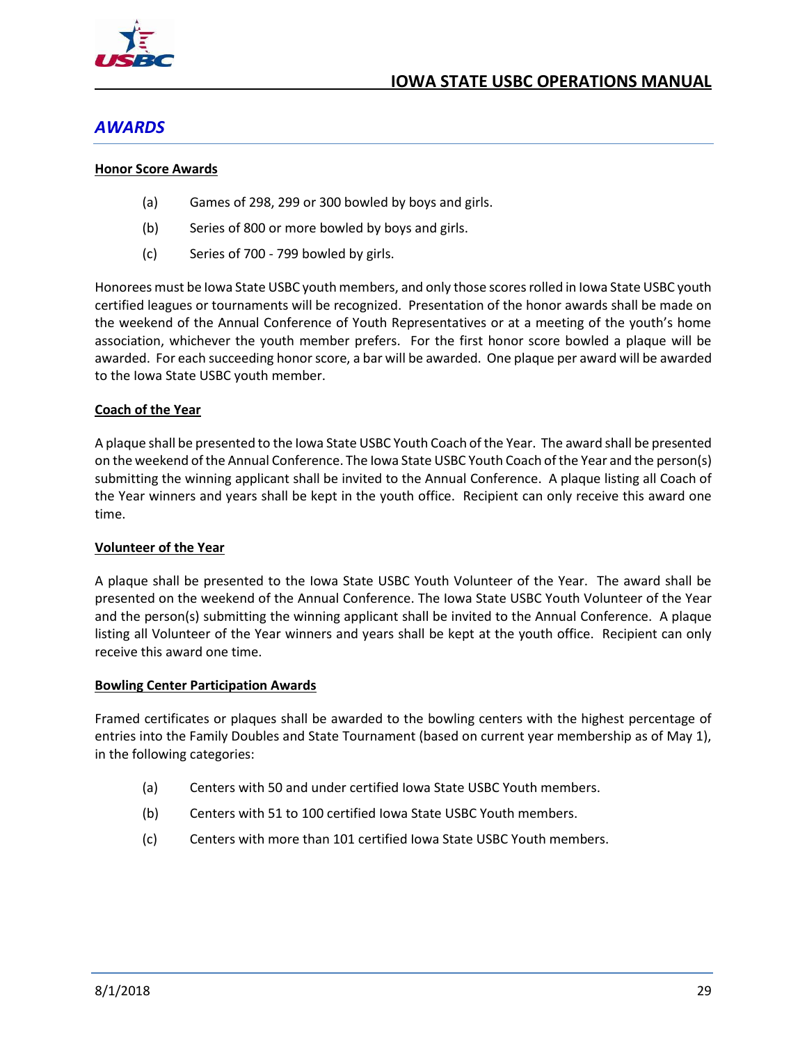## AWARDS

**Honor Score Awards**

(a) Games of 298, 299 or 300 bowled by boys and girls.

(b) Series of 800 or more bowled by boys and girls.

(c) Series of 700 - 799 bowled by girls.

Honorees must be Iowa State USBC youth members, and only those scores rolled in Iowa State USBC youth certified leagues or tournaments will be recognized. Presentation of the honor awards shall be made on the weekend of the Annual Conference of Youth Representatives or at a meeting of the youth's home association, whichever the youth member prefers. For the first honor score bowled a plaque will be awarded. For each succeeding honor score, a bar will be awarded. One plaque per award will be awarded to the Iowa State USBC youth member.

**Coach of the Year**

A plaque shall be presented to the Iowa State USBC Youth Coach of the Year. The award shall be presented on the weekend of the Annual Conference. The Iowa State USBC Youth Coach of the Year and the person(s) submitting the winning applicant shall be invited to the Annual Conference. A plaque listing all Coach of the Year winners and years shall be kept in the youth office. Recipient can only receive this award one time.

**Volunteer of the Year**

A plaque shall be presented to the Iowa State USBC Youth Volunteer of the Year. The award shall be presented on the weekend of the Annual Conference. The Iowa State USBC Youth Volunteer of the Year and the person(s) submitting the winning applicant shall be invited to the Annual Conference. A plaque listing all Volunteer of the Year winners and years shall be kept at the youth office. Recipient can only receive this award one time.

**Bowling Center Participation Awards**

Framed certificates or plaques shall be awarded to the bowling centers with the highest percentage of entries into the Family Doubles and State Tournament (based on current year membership as of May 1), in the following categories:

(a) Centers with 50 and under certified Iowa State USBC Youth members.

(b) Centers with 51 to 100 certified Iowa State USBC Youth members.

(c) Centers with more than 101 certified Iowa State USBC Youth members.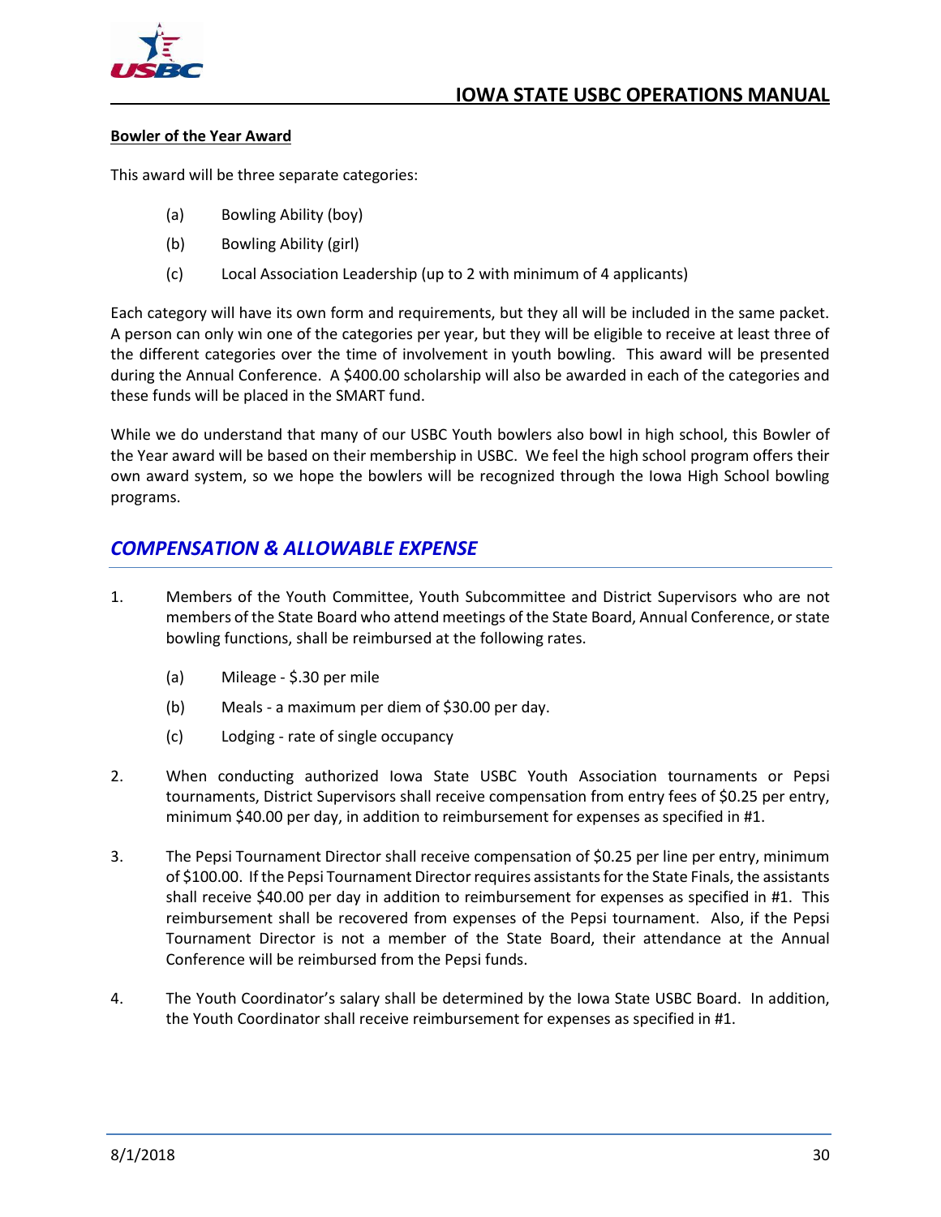**Bowler of the Year Award**

This award will be three separate categories:

(a) Bowling Ability (boy)

(b) Bowling Ability (girl)

(c) Local Association Leadership (up to 2 with minimum of 4 applicants)

Each category will have its own form and requirements, but they all will be included in the same packet. A person can only win one of the categories per year, but they will be eligible to receive at least three of the different categories over the time of involvement in youth bowling. This award will be presented during the Annual Conference. A $400.00 scholarship will also be awarded in each of the categories and these funds will be placed in the SMART fund.

While we do understand that many of our USBC Youth bowlers also bowl in high school, this Bowler of the Year award will be based on their membership in USBC. We feel the high school program offers their own award system, so we hope the bowlers will be recognized through the Iowa High School bowling programs.

## *COMPENSATION & ALLOWABLE EXPENSE*

1. Members of the Youth Committee, Youth Subcommittee and District Supervisors who are not members of the State Board who attend meetings of the State Board, Annual Conference, or state bowling functions, shall be reimbursed at the following rates.

   (a) Mileage - $.30 per mile

   (b) Meals - a maximum per diem of $30.00 per day.

   (c) Lodging - rate of single occupancy

2. When conducting authorized Iowa State USBC Youth Association tournaments or Pepsi tournaments, District Supervisors shall receive compensation from entry fees of $0.25 per entry, minimum $40.00 per day, in addition to reimbursement for expenses as specified in #1.

3. The Pepsi Tournament Director shall receive compensation of $0.25 per line per entry, minimum of $100.00. If the Pepsi Tournament Director requires assistants for the State Finals, the assistants shall receive $40.00 per day in addition to reimbursement for expenses as specified in #1. This reimbursement shall be recovered from expenses of the Pepsi tournament. Also, if the Pepsi Tournament Director is not a member of the State Board, their attendance at the Annual Conference will be reimbursed from the Pepsi funds.

4. The Youth Coordinator's salary shall be determined by the Iowa State USBC Board. In addition, the Youth Coordinator shall receive reimbursement for expenses as specified in #1.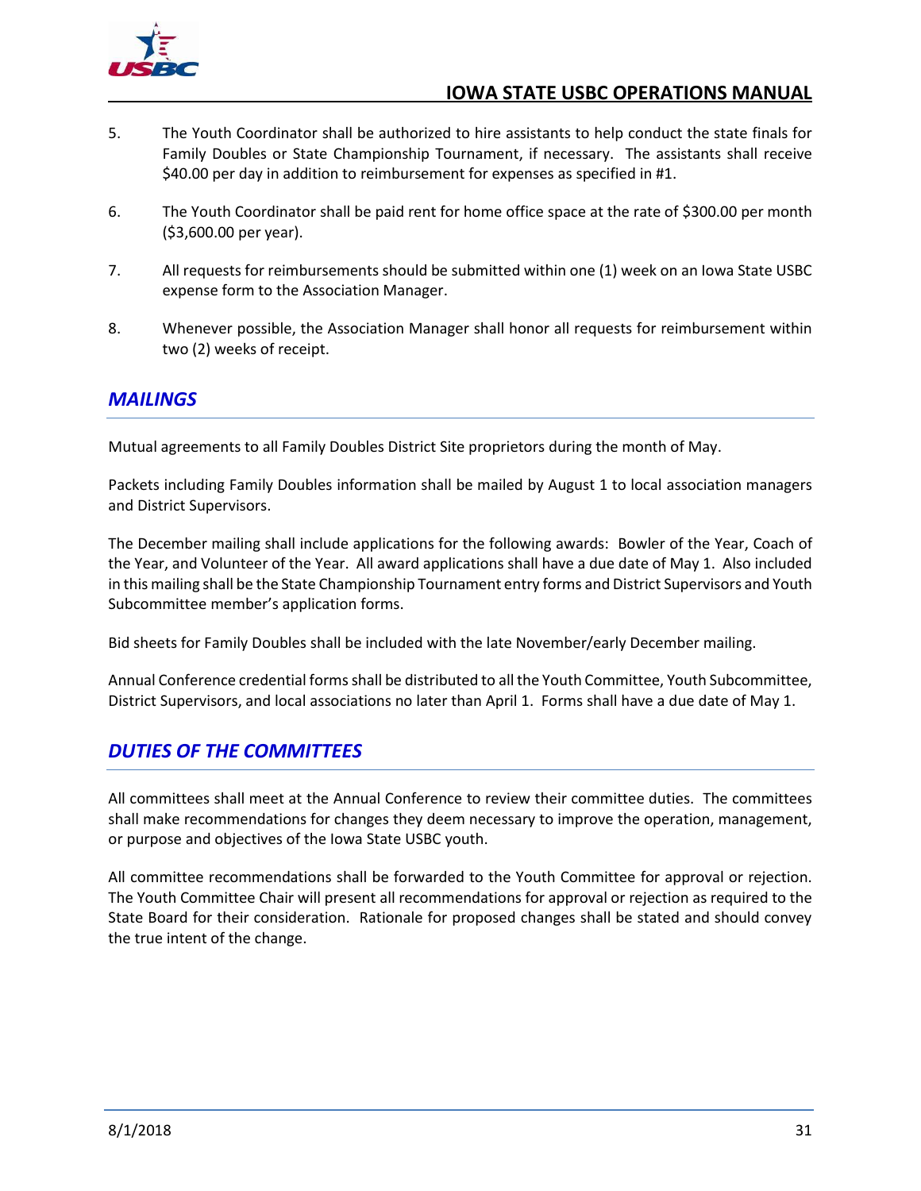5. The Youth Coordinator shall be authorized to hire assistants to help conduct the state finals for Family Doubles or State Championship Tournament, if necessary. The assistants shall receive $40.00 per day in addition to reimbursement for expenses as specified in #1.

6. The Youth Coordinator shall be paid rent for home office space at the rate of $300.00 per month ($3,600.00 per year).

7. All requests for reimbursements should be submitted within one (1) week on an Iowa State USBC expense form to the Association Manager.

8. Whenever possible, the Association Manager shall honor all requests for reimbursement within two (2) weeks of receipt.

## *MAILINGS*

Mutual agreements to all Family Doubles District Site proprietors during the month of May.

Packets including Family Doubles information shall be mailed by August 1 to local association managers and District Supervisors.

The December mailing shall include applications for the following awards: Bowler of the Year, Coach of the Year, and Volunteer of the Year. All award applications shall have a due date of May 1. Also included in this mailing shall be the State Championship Tournament entry forms and District Supervisors and Youth Subcommittee member's application forms.

Bid sheets for Family Doubles shall be included with the late November/early December mailing.

Annual Conference credential forms shall be distributed to all the Youth Committee, Youth Subcommittee, District Supervisors, and local associations no later than April 1. Forms shall have a due date of May 1.

## *DUTIES OF THE COMMITTEES*

All committees shall meet at the Annual Conference to review their committee duties. The committees shall make recommendations for changes they deem necessary to improve the operation, management, or purpose and objectives of the Iowa State USBC youth.

All committee recommendations shall be forwarded to the Youth Committee for approval or rejection. The Youth Committee Chair will present all recommendations for approval or rejection as required to the State Board for their consideration. Rationale for proposed changes shall be stated and should convey the true intent of the change.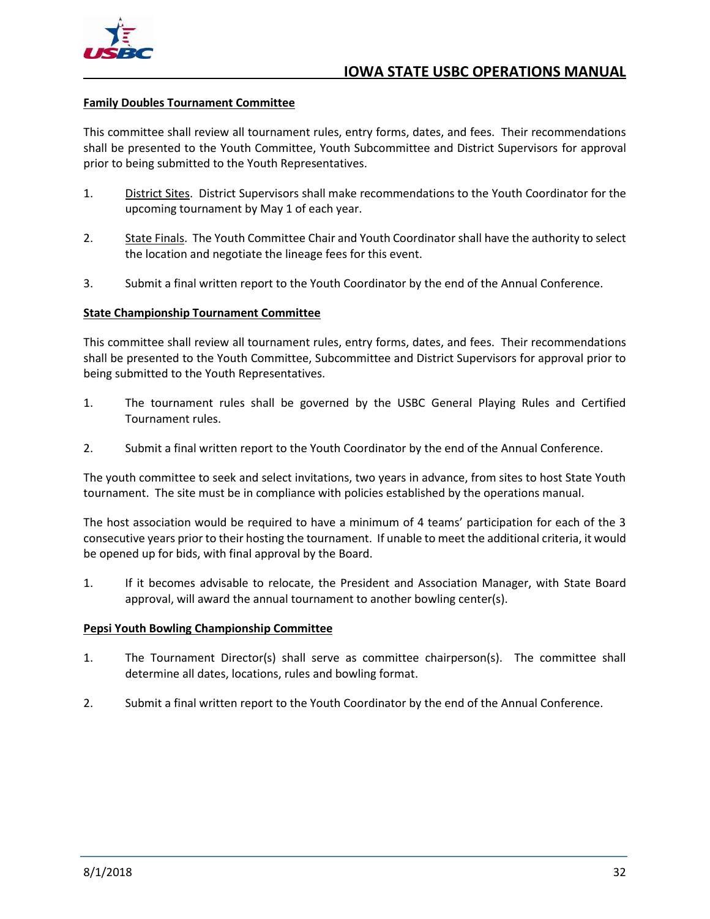**Family Doubles Tournament Committee**

This committee shall review all tournament rules, entry forms, dates, and fees. Their recommendations shall be presented to the Youth Committee, Youth Subcommittee and District Supervisors for approval prior to being submitted to the Youth Representatives.

1. District Sites. District Supervisors shall make recommendations to the Youth Coordinator for the upcoming tournament by May 1 of each year.

2. State Finals. The Youth Committee Chair and Youth Coordinator shall have the authority to select the location and negotiate the lineage fees for this event.

3. Submit a final written report to the Youth Coordinator by the end of the Annual Conference.

**State Championship Tournament Committee**

This committee shall review all tournament rules, entry forms, dates, and fees. Their recommendations shall be presented to the Youth Committee, Subcommittee and District Supervisors for approval prior to being submitted to the Youth Representatives.

1. The tournament rules shall be governed by the USBC General Playing Rules and Certified Tournament rules.

2. Submit a final written report to the Youth Coordinator by the end of the Annual Conference.

The youth committee to seek and select invitations, two years in advance, from sites to host State Youth tournament. The site must be in compliance with policies established by the operations manual.

The host association would be required to have a minimum of 4 teams' participation for each of the 3 consecutive years prior to their hosting the tournament. If unable to meet the additional criteria, it would be opened up for bids, with final approval by the Board.

1. If it becomes advisable to relocate, the President and Association Manager, with State Board approval, will award the annual tournament to another bowling center(s).

**Pepsi Youth Bowling Championship Committee**

1. The Tournament Director(s) shall serve as committee chairperson(s). The committee shall determine all dates, locations, rules and bowling format.

2. Submit a final written report to the Youth Coordinator by the end of the Annual Conference.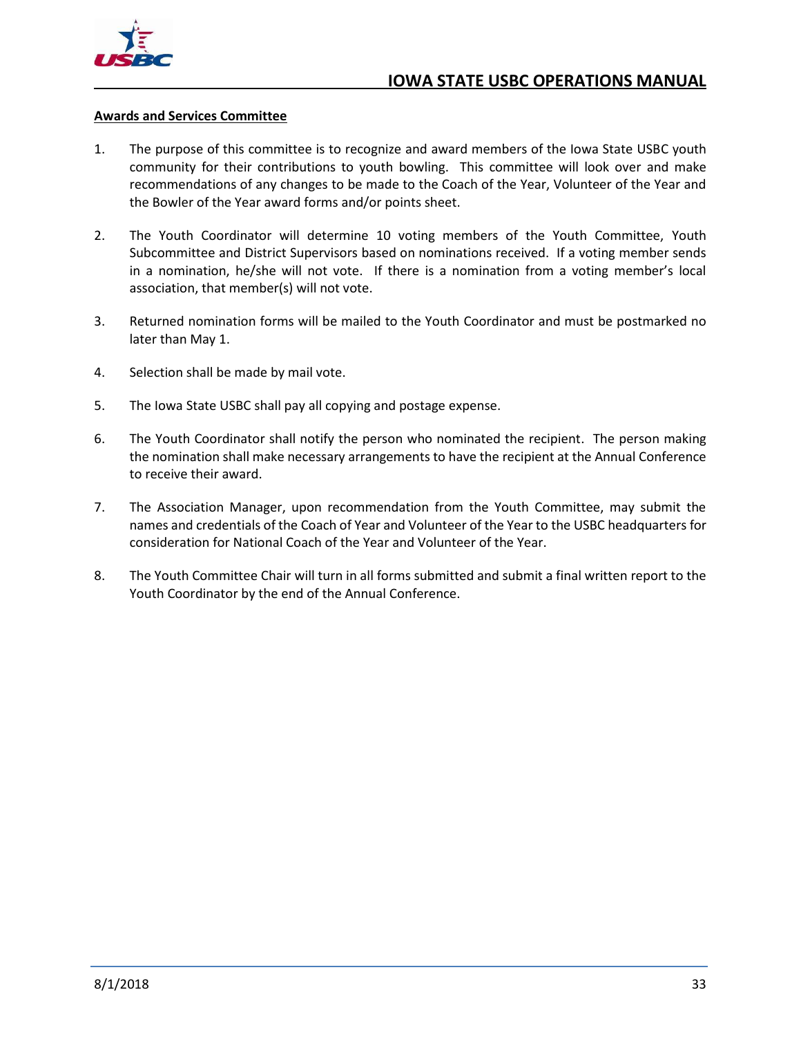**Awards and Services Committee**

1. The purpose of this committee is to recognize and award members of the Iowa State USBC youth community for their contributions to youth bowling. This committee will look over and make recommendations of any changes to be made to the Coach of the Year, Volunteer of the Year and the Bowler of the Year award forms and/or points sheet.

2. The Youth Coordinator will determine 10 voting members of the Youth Committee, Youth Subcommittee and District Supervisors based on nominations received. If a voting member sends in a nomination, he/she will not vote. If there is a nomination from a voting member's local association, that member(s) will not vote.

3. Returned nomination forms will be mailed to the Youth Coordinator and must be postmarked no later than May 1.

4. Selection shall be made by mail vote.

5. The Iowa State USBC shall pay all copying and postage expense.

6. The Youth Coordinator shall notify the person who nominated the recipient. The person making the nomination shall make necessary arrangements to have the recipient at the Annual Conference to receive their award.

7. The Association Manager, upon recommendation from the Youth Committee, may submit the names and credentials of the Coach of Year and Volunteer of the Year to the USBC headquarters for consideration for National Coach of the Year and Volunteer of the Year.

8. The Youth Committee Chair will turn in all forms submitted and submit a final written report to the Youth Coordinator by the end of the Annual Conference.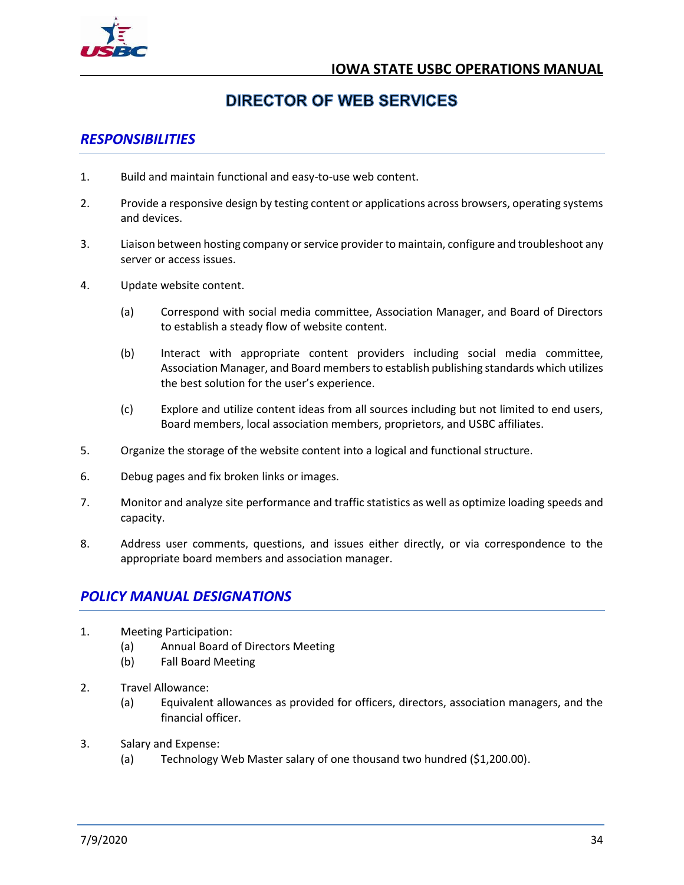# DIRECTOR OF WEB SERVICES

## *RESPONSIBILITIES*

1. Build and maintain functional and easy-to-use web content.

2. Provide a responsive design by testing content or applications across browsers, operating systems and devices.

3. Liaison between hosting company or service provider to maintain, configure and troubleshoot any server or access issues.

4. Update website content.

   (a) Correspond with social media committee, Association Manager, and Board of Directors to establish a steady flow of website content.

   (b) Interact with appropriate content providers including social media committee, Association Manager, and Board members to establish publishing standards which utilizes the best solution for the user's experience.

   (c) Explore and utilize content ideas from all sources including but not limited to end users, Board members, local association members, proprietors, and USBC affiliates.

5. Organize the storage of the website content into a logical and functional structure.

6. Debug pages and fix broken links or images.

7. Monitor and analyze site performance and traffic statistics as well as optimize loading speeds and capacity.

8. Address user comments, questions, and issues either directly, or via correspondence to the appropriate board members and association manager.

## *POLICY MANUAL DESIGNATIONS*

1. Meeting Participation:
   (a) Annual Board of Directors Meeting
   (b) Fall Board Meeting

2. Travel Allowance:
   (a) Equivalent allowances as provided for officers, directors, association managers, and the financial officer.

3. Salary and Expense:
   (a) Technology Web Master salary of one thousand two hundred ($1,200.00).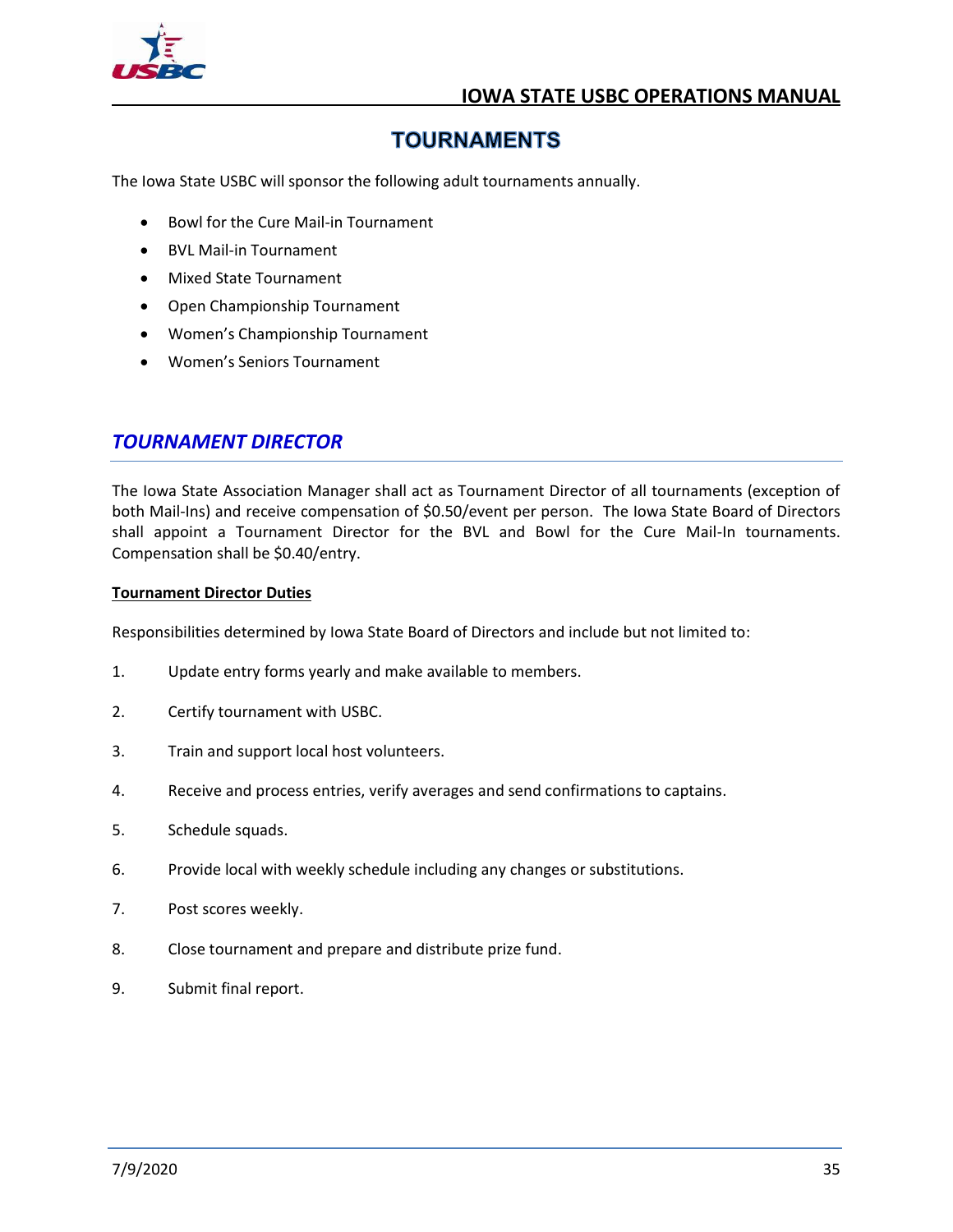# TOURNAMENTS

The Iowa State USBC will sponsor the following adult tournaments annually.

- Bowl for the Cure Mail-in Tournament
- BVL Mail-in Tournament
- Mixed State Tournament
- Open Championship Tournament
- Women's Championship Tournament
- Women's Seniors Tournament

## *TOURNAMENT DIRECTOR*

The Iowa State Association Manager shall act as Tournament Director of all tournaments (exception of both Mail-Ins) and receive compensation of $0.50/event per person. The Iowa State Board of Directors shall appoint a Tournament Director for the BVL and Bowl for the Cure Mail-In tournaments. Compensation shall be $0.40/entry.

**Tournament Director Duties**

Responsibilities determined by Iowa State Board of Directors and include but not limited to:

1. Update entry forms yearly and make available to members.
2. Certify tournament with USBC.
3. Train and support local host volunteers.
4. Receive and process entries, verify averages and send confirmations to captains.
5. Schedule squads.
6. Provide local with weekly schedule including any changes or substitutions.
7. Post scores weekly.
8. Close tournament and prepare and distribute prize fund.
9. Submit final report.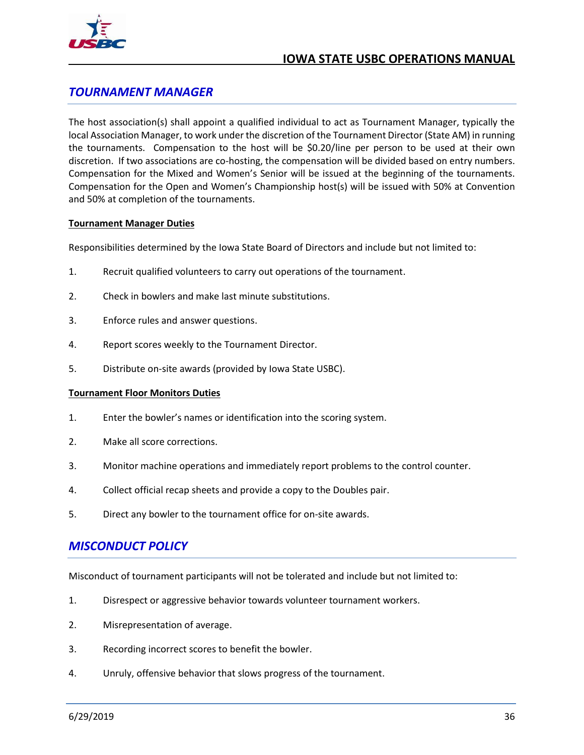## *TOURNAMENT MANAGER*

The host association(s) shall appoint a qualified individual to act as Tournament Manager, typically the local Association Manager, to work under the discretion of the Tournament Director (State AM) in running the tournaments. Compensation to the host will be $0.20/line per person to be used at their own discretion. If two associations are co-hosting, the compensation will be divided based on entry numbers. Compensation for the Mixed and Women's Senior will be issued at the beginning of the tournaments. Compensation for the Open and Women's Championship host(s) will be issued with 50% at Convention and 50% at completion of the tournaments.

**Tournament Manager Duties**

Responsibilities determined by the Iowa State Board of Directors and include but not limited to:

1. Recruit qualified volunteers to carry out operations of the tournament.
2. Check in bowlers and make last minute substitutions.
3. Enforce rules and answer questions.
4. Report scores weekly to the Tournament Director.
5. Distribute on-site awards (provided by Iowa State USBC).

**Tournament Floor Monitors Duties**

1. Enter the bowler's names or identification into the scoring system.
2. Make all score corrections.
3. Monitor machine operations and immediately report problems to the control counter.
4. Collect official recap sheets and provide a copy to the Doubles pair.
5. Direct any bowler to the tournament office for on-site awards.

## *MISCONDUCT POLICY*

Misconduct of tournament participants will not be tolerated and include but not limited to:

1. Disrespect or aggressive behavior towards volunteer tournament workers.
2. Misrepresentation of average.
3. Recording incorrect scores to benefit the bowler.
4. Unruly, offensive behavior that slows progress of the tournament.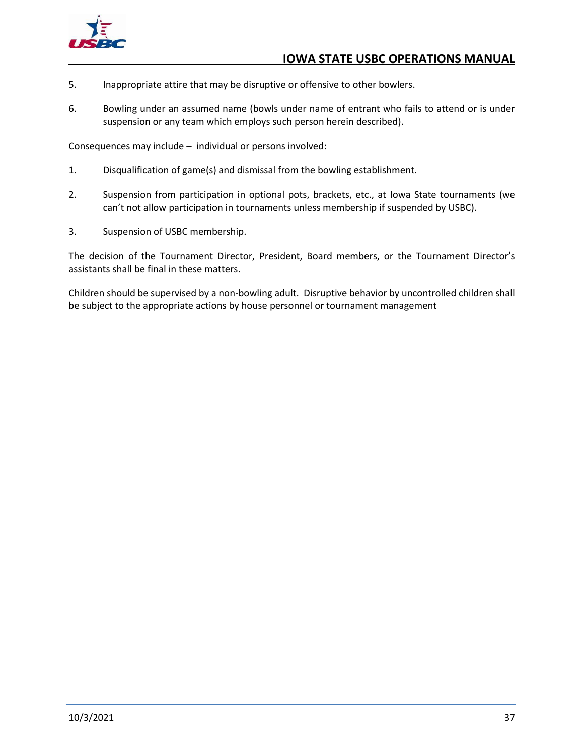5. Inappropriate attire that may be disruptive or offensive to other bowlers.

6. Bowling under an assumed name (bowls under name of entrant who fails to attend or is under suspension or any team which employs such person herein described).

Consequences may include – individual or persons involved:

1. Disqualification of game(s) and dismissal from the bowling establishment.

2. Suspension from participation in optional pots, brackets, etc., at Iowa State tournaments (we can't not allow participation in tournaments unless membership if suspended by USBC).

3. Suspension of USBC membership.

The decision of the Tournament Director, President, Board members, or the Tournament Director's assistants shall be final in these matters.

Children should be supervised by a non-bowling adult. Disruptive behavior by uncontrolled children shall be subject to the appropriate actions by house personnel or tournament management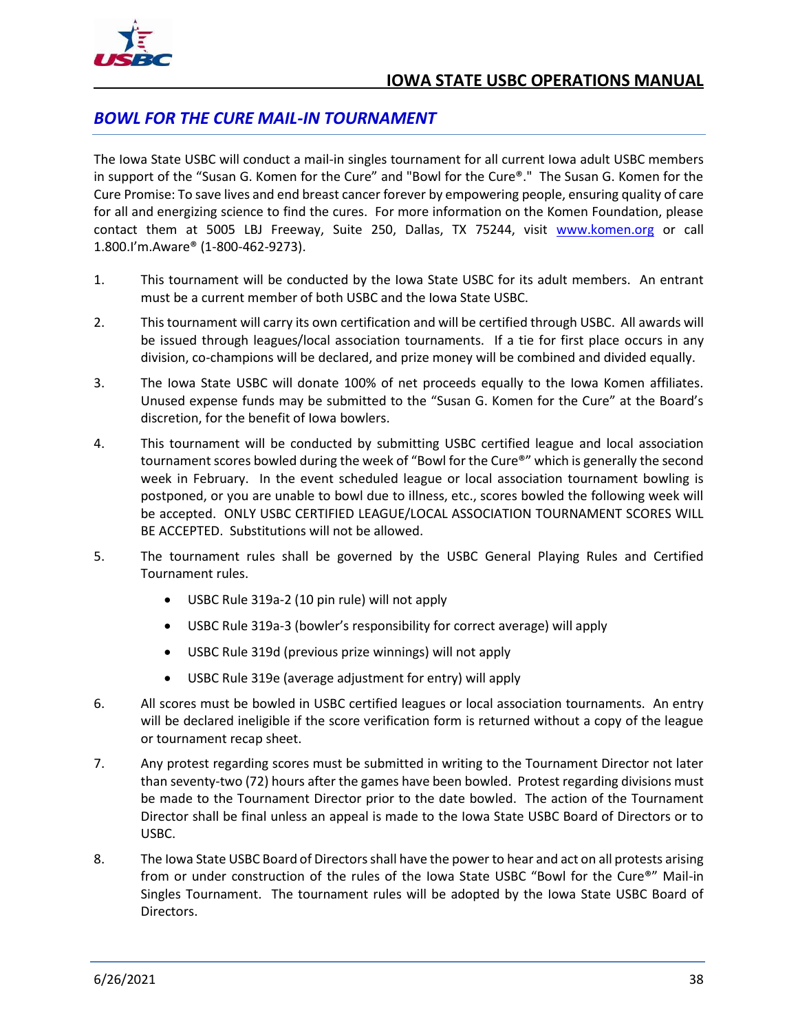## *BOWL FOR THE CURE MAIL-IN TOURNAMENT*

The Iowa State USBC will conduct a mail-in singles tournament for all current Iowa adult USBC members in support of the "Susan G. Komen for the Cure" and "Bowl for the Cure®." The Susan G. Komen for the Cure Promise: To save lives and end breast cancer forever by empowering people, ensuring quality of care for all and energizing science to find the cures. For more information on the Komen Foundation, please contact them at 5005 LBJ Freeway, Suite 250, Dallas, TX 75244, visit www.komen.org or call 1.800.I'm.Aware® (1-800-462-9273).

1. This tournament will be conducted by the Iowa State USBC for its adult members. An entrant must be a current member of both USBC and the Iowa State USBC.

2. This tournament will carry its own certification and will be certified through USBC. All awards will be issued through leagues/local association tournaments. If a tie for first place occurs in any division, co-champions will be declared, and prize money will be combined and divided equally.

3. The Iowa State USBC will donate 100% of net proceeds equally to the Iowa Komen affiliates. Unused expense funds may be submitted to the "Susan G. Komen for the Cure" at the Board's discretion, for the benefit of Iowa bowlers.

4. This tournament will be conducted by submitting USBC certified league and local association tournament scores bowled during the week of "Bowl for the Cure®" which is generally the second week in February. In the event scheduled league or local association tournament bowling is postponed, or you are unable to bowl due to illness, etc., scores bowled the following week will be accepted. ONLY USBC CERTIFIED LEAGUE/LOCAL ASSOCIATION TOURNAMENT SCORES WILL BE ACCEPTED. Substitutions will not be allowed.

5. The tournament rules shall be governed by the USBC General Playing Rules and Certified Tournament rules.
   - USBC Rule 319a-2 (10 pin rule) will not apply
   - USBC Rule 319a-3 (bowler's responsibility for correct average) will apply
   - USBC Rule 319d (previous prize winnings) will not apply
   - USBC Rule 319e (average adjustment for entry) will apply

6. All scores must be bowled in USBC certified leagues or local association tournaments. An entry will be declared ineligible if the score verification form is returned without a copy of the league or tournament recap sheet.

7. Any protest regarding scores must be submitted in writing to the Tournament Director not later than seventy-two (72) hours after the games have been bowled. Protest regarding divisions must be made to the Tournament Director prior to the date bowled. The action of the Tournament Director shall be final unless an appeal is made to the Iowa State USBC Board of Directors or to USBC.

8. The Iowa State USBC Board of Directors shall have the power to hear and act on all protests arising from or under construction of the rules of the Iowa State USBC "Bowl for the Cure®" Mail-in Singles Tournament. The tournament rules will be adopted by the Iowa State USBC Board of Directors.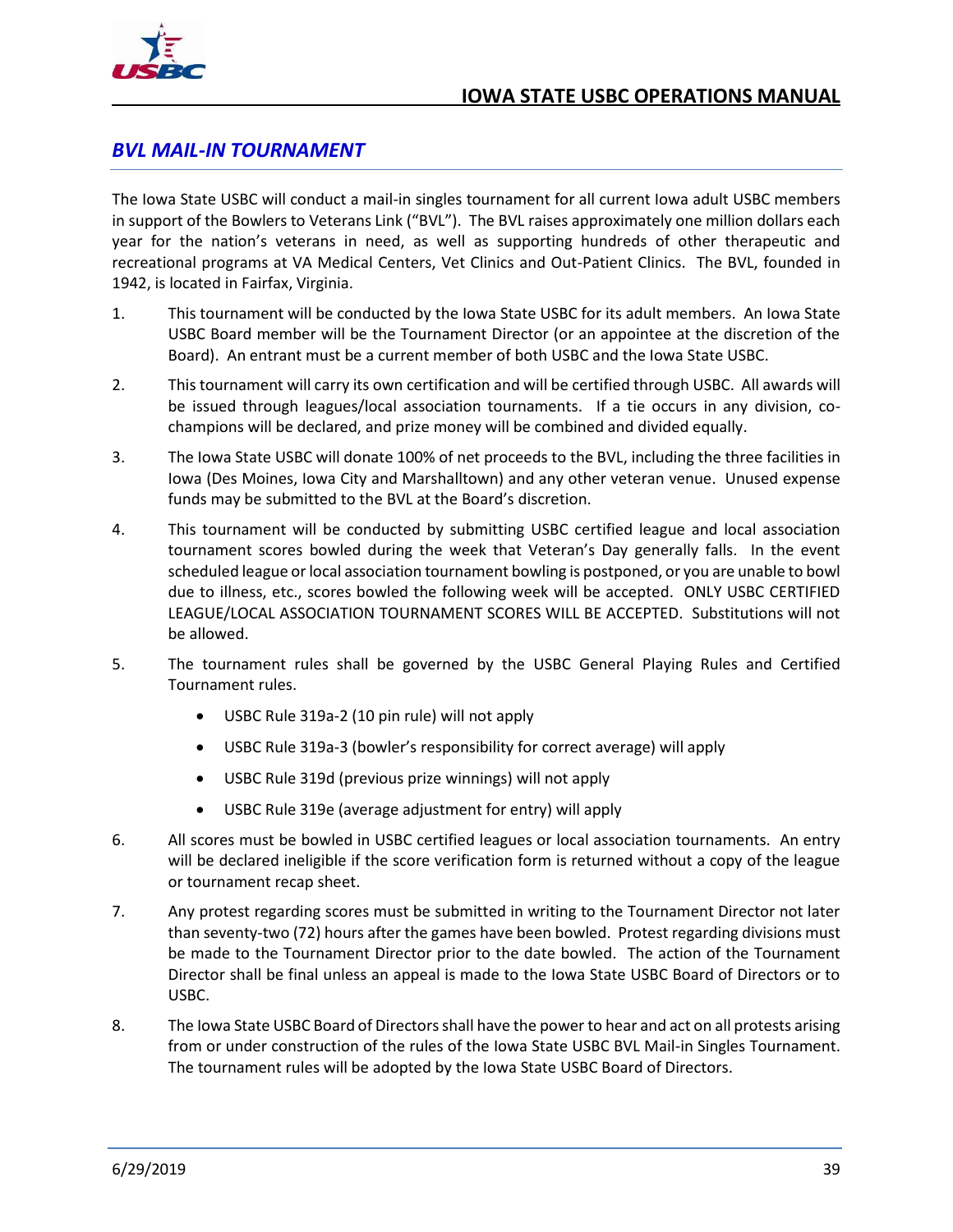## *BVL MAIL-IN TOURNAMENT*

The Iowa State USBC will conduct a mail-in singles tournament for all current Iowa adult USBC members in support of the Bowlers to Veterans Link ("BVL"). The BVL raises approximately one million dollars each year for the nation's veterans in need, as well as supporting hundreds of other therapeutic and recreational programs at VA Medical Centers, Vet Clinics and Out-Patient Clinics. The BVL, founded in 1942, is located in Fairfax, Virginia.

1. This tournament will be conducted by the Iowa State USBC for its adult members. An Iowa State USBC Board member will be the Tournament Director (or an appointee at the discretion of the Board). An entrant must be a current member of both USBC and the Iowa State USBC.

2. This tournament will carry its own certification and will be certified through USBC. All awards will be issued through leagues/local association tournaments. If a tie occurs in any division, co-champions will be declared, and prize money will be combined and divided equally.

3. The Iowa State USBC will donate 100% of net proceeds to the BVL, including the three facilities in Iowa (Des Moines, Iowa City and Marshalltown) and any other veteran venue. Unused expense funds may be submitted to the BVL at the Board's discretion.

4. This tournament will be conducted by submitting USBC certified league and local association tournament scores bowled during the week that Veteran's Day generally falls. In the event scheduled league or local association tournament bowling is postponed, or you are unable to bowl due to illness, etc., scores bowled the following week will be accepted. ONLY USBC CERTIFIED LEAGUE/LOCAL ASSOCIATION TOURNAMENT SCORES WILL BE ACCEPTED. Substitutions will not be allowed.

5. The tournament rules shall be governed by the USBC General Playing Rules and Certified Tournament rules.
   - USBC Rule 319a-2 (10 pin rule) will not apply
   - USBC Rule 319a-3 (bowler's responsibility for correct average) will apply
   - USBC Rule 319d (previous prize winnings) will not apply
   - USBC Rule 319e (average adjustment for entry) will apply

6. All scores must be bowled in USBC certified leagues or local association tournaments. An entry will be declared ineligible if the score verification form is returned without a copy of the league or tournament recap sheet.

7. Any protest regarding scores must be submitted in writing to the Tournament Director not later than seventy-two (72) hours after the games have been bowled. Protest regarding divisions must be made to the Tournament Director prior to the date bowled. The action of the Tournament Director shall be final unless an appeal is made to the Iowa State USBC Board of Directors or to USBC.

8. The Iowa State USBC Board of Directors shall have the power to hear and act on all protests arising from or under construction of the rules of the Iowa State USBC BVL Mail-in Singles Tournament. The tournament rules will be adopted by the Iowa State USBC Board of Directors.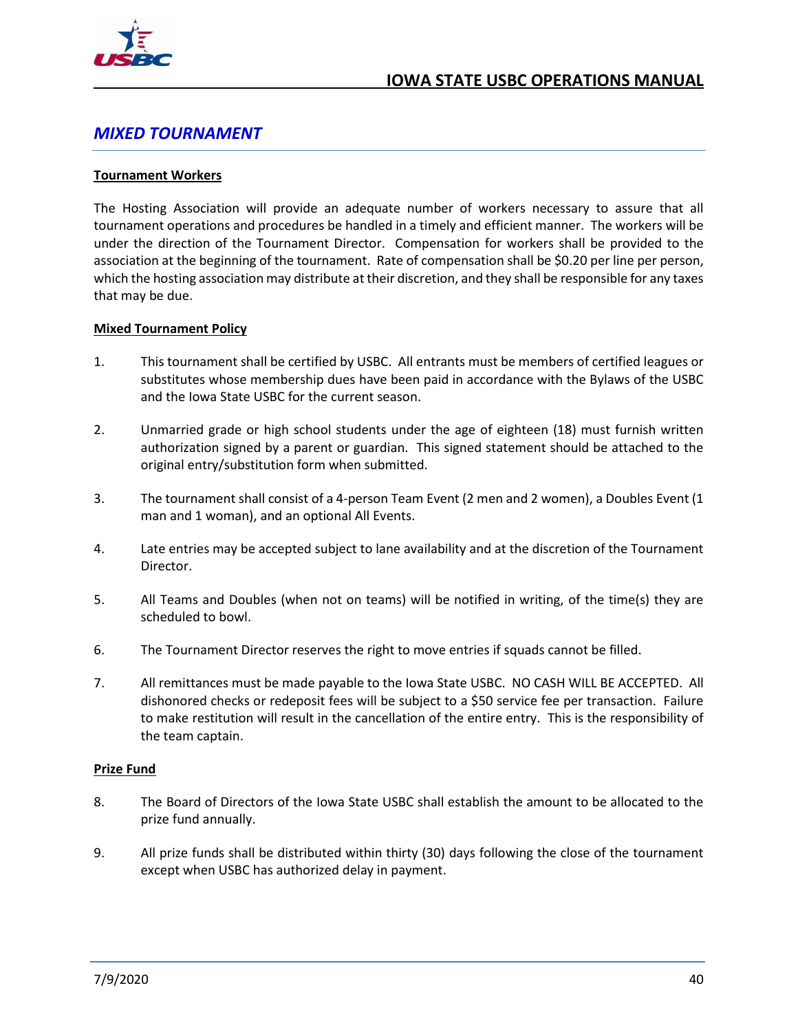## MIXED TOURNAMENT

### Tournament Workers

The Hosting Association will provide an adequate number of workers necessary to assure that all tournament operations and procedures be handled in a timely and efficient manner. The workers will be under the direction of the Tournament Director. Compensation for workers shall be provided to the association at the beginning of the tournament. Rate of compensation shall be $0.20 per line per person, which the hosting association may distribute at their discretion, and they shall be responsible for any taxes that may be due.

### Mixed Tournament Policy

1. This tournament shall be certified by USBC. All entrants must be members of certified leagues or substitutes whose membership dues have been paid in accordance with the Bylaws of the USBC and the Iowa State USBC for the current season.

2. Unmarried grade or high school students under the age of eighteen (18) must furnish written authorization signed by a parent or guardian. This signed statement should be attached to the original entry/substitution form when submitted.

3. The tournament shall consist of a 4-person Team Event (2 men and 2 women), a Doubles Event (1 man and 1 woman), and an optional All Events.

4. Late entries may be accepted subject to lane availability and at the discretion of the Tournament Director.

5. All Teams and Doubles (when not on teams) will be notified in writing, of the time(s) they are scheduled to bowl.

6. The Tournament Director reserves the right to move entries if squads cannot be filled.

7. All remittances must be made payable to the Iowa State USBC. NO CASH WILL BE ACCEPTED. All dishonored checks or redeposit fees will be subject to a $50 service fee per transaction. Failure to make restitution will result in the cancellation of the entire entry. This is the responsibility of the team captain.

### Prize Fund

8. The Board of Directors of the Iowa State USBC shall establish the amount to be allocated to the prize fund annually.

9. All prize funds shall be distributed within thirty (30) days following the close of the tournament except when USBC has authorized delay in payment.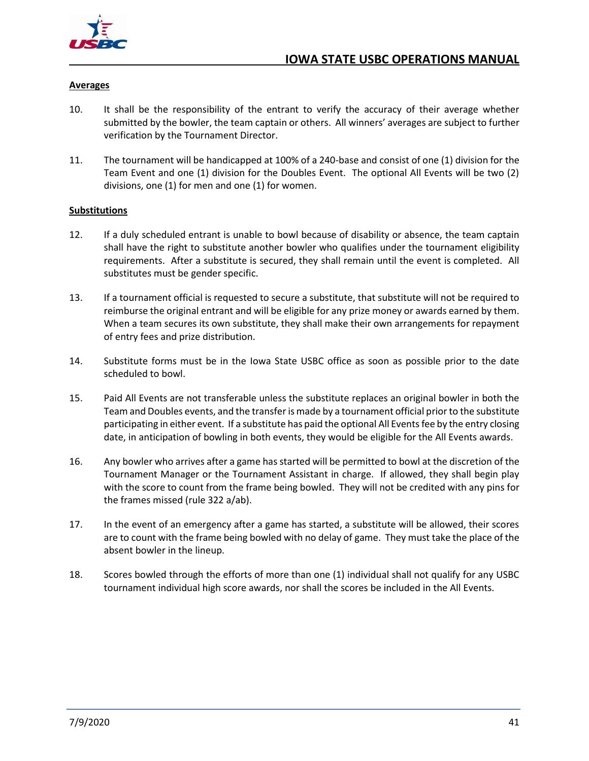**Averages**

10. It shall be the responsibility of the entrant to verify the accuracy of their average whether submitted by the bowler, the team captain or others. All winners' averages are subject to further verification by the Tournament Director.

11. The tournament will be handicapped at 100% of a 240-base and consist of one (1) division for the Team Event and one (1) division for the Doubles Event. The optional All Events will be two (2) divisions, one (1) for men and one (1) for women.

**Substitutions**

12. If a duly scheduled entrant is unable to bowl because of disability or absence, the team captain shall have the right to substitute another bowler who qualifies under the tournament eligibility requirements. After a substitute is secured, they shall remain until the event is completed. All substitutes must be gender specific.

13. If a tournament official is requested to secure a substitute, that substitute will not be required to reimburse the original entrant and will be eligible for any prize money or awards earned by them. When a team secures its own substitute, they shall make their own arrangements for repayment of entry fees and prize distribution.

14. Substitute forms must be in the Iowa State USBC office as soon as possible prior to the date scheduled to bowl.

15. Paid All Events are not transferable unless the substitute replaces an original bowler in both the Team and Doubles events, and the transfer is made by a tournament official prior to the substitute participating in either event. If a substitute has paid the optional All Events fee by the entry closing date, in anticipation of bowling in both events, they would be eligible for the All Events awards.

16. Any bowler who arrives after a game has started will be permitted to bowl at the discretion of the Tournament Manager or the Tournament Assistant in charge. If allowed, they shall begin play with the score to count from the frame being bowled. They will not be credited with any pins for the frames missed (rule 322 a/ab).

17. In the event of an emergency after a game has started, a substitute will be allowed, their scores are to count with the frame being bowled with no delay of game. They must take the place of the absent bowler in the lineup.

18. Scores bowled through the efforts of more than one (1) individual shall not qualify for any USBC tournament individual high score awards, nor shall the scores be included in the All Events.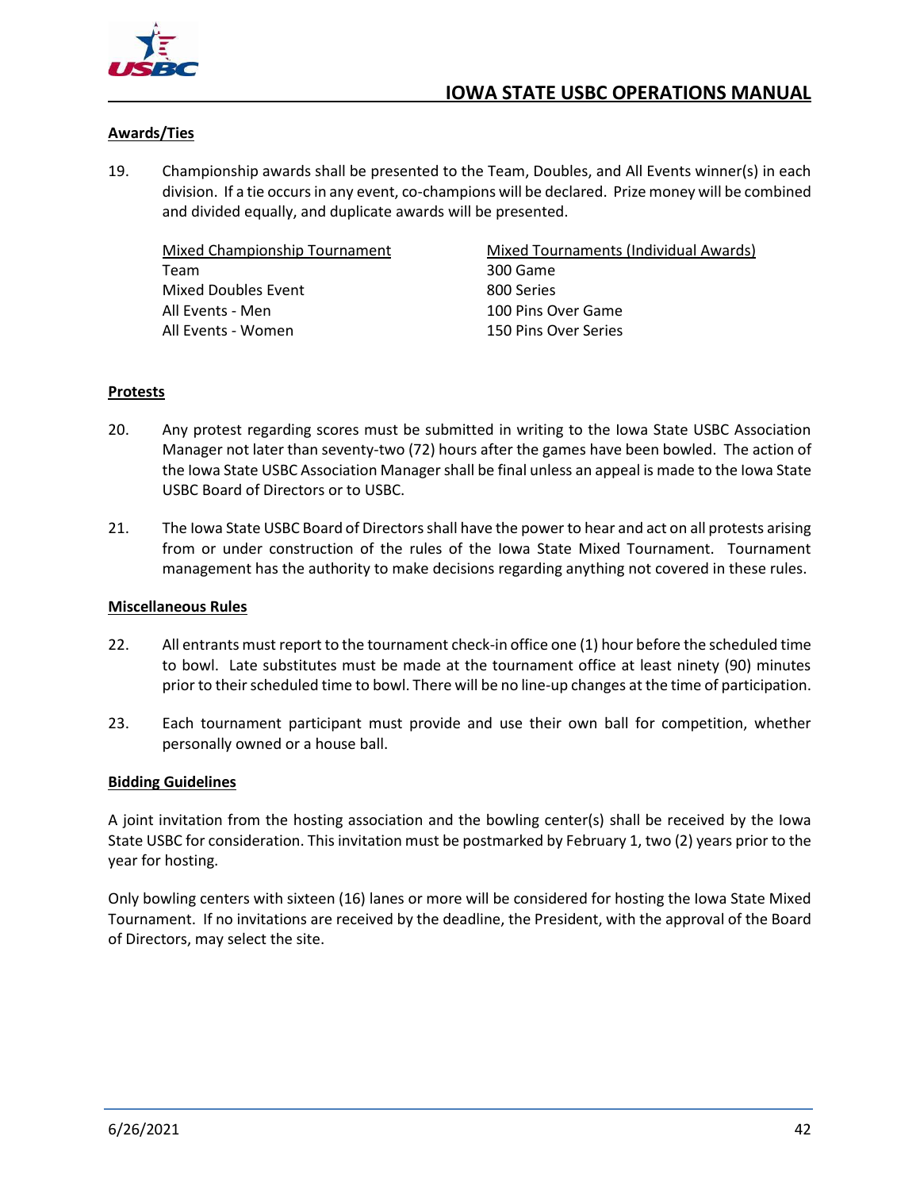**Awards/Ties**

19. Championship awards shall be presented to the Team, Doubles, and All Events winner(s) in each division. If a tie occurs in any event, co-champions will be declared. Prize money will be combined and divided equally, and duplicate awards will be presented.

| Mixed Championship Tournament | Mixed Tournaments (Individual Awards) |
|---|---|
| Team | 300 Game |
| Mixed Doubles Event | 800 Series |
| All Events - Men | 100 Pins Over Game |
| All Events - Women | 150 Pins Over Series |

**Protests**

20. Any protest regarding scores must be submitted in writing to the Iowa State USBC Association Manager not later than seventy-two (72) hours after the games have been bowled. The action of the Iowa State USBC Association Manager shall be final unless an appeal is made to the Iowa State USBC Board of Directors or to USBC.

21. The Iowa State USBC Board of Directors shall have the power to hear and act on all protests arising from or under construction of the rules of the Iowa State Mixed Tournament. Tournament management has the authority to make decisions regarding anything not covered in these rules.

**Miscellaneous Rules**

22. All entrants must report to the tournament check-in office one (1) hour before the scheduled time to bowl. Late substitutes must be made at the tournament office at least ninety (90) minutes prior to their scheduled time to bowl. There will be no line-up changes at the time of participation.

23. Each tournament participant must provide and use their own ball for competition, whether personally owned or a house ball.

**Bidding Guidelines**

A joint invitation from the hosting association and the bowling center(s) shall be received by the Iowa State USBC for consideration. This invitation must be postmarked by February 1, two (2) years prior to the year for hosting.

Only bowling centers with sixteen (16) lanes or more will be considered for hosting the Iowa State Mixed Tournament. If no invitations are received by the deadline, the President, with the approval of the Board of Directors, may select the site.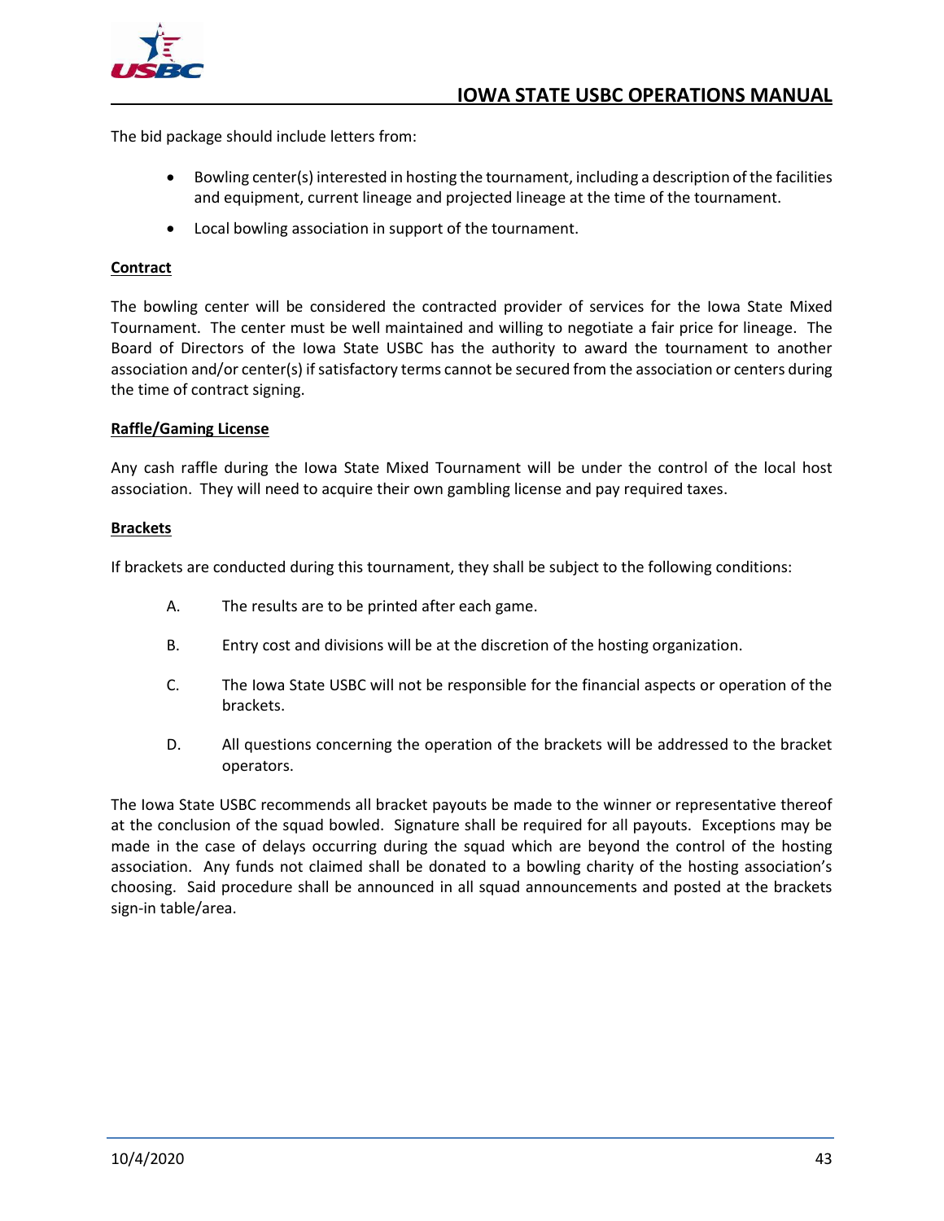The bid package should include letters from:

- Bowling center(s) interested in hosting the tournament, including a description of the facilities and equipment, current lineage and projected lineage at the time of the tournament.
- Local bowling association in support of the tournament.

**Contract**

The bowling center will be considered the contracted provider of services for the Iowa State Mixed Tournament. The center must be well maintained and willing to negotiate a fair price for lineage. The Board of Directors of the Iowa State USBC has the authority to award the tournament to another association and/or center(s) if satisfactory terms cannot be secured from the association or centers during the time of contract signing.

**Raffle/Gaming License**

Any cash raffle during the Iowa State Mixed Tournament will be under the control of the local host association. They will need to acquire their own gambling license and pay required taxes.

**Brackets**

If brackets are conducted during this tournament, they shall be subject to the following conditions:

A. The results are to be printed after each game.

B. Entry cost and divisions will be at the discretion of the hosting organization.

C. The Iowa State USBC will not be responsible for the financial aspects or operation of the brackets.

D. All questions concerning the operation of the brackets will be addressed to the bracket operators.

The Iowa State USBC recommends all bracket payouts be made to the winner or representative thereof at the conclusion of the squad bowled. Signature shall be required for all payouts. Exceptions may be made in the case of delays occurring during the squad which are beyond the control of the hosting association. Any funds not claimed shall be donated to a bowling charity of the hosting association's choosing. Said procedure shall be announced in all squad announcements and posted at the brackets sign-in table/area.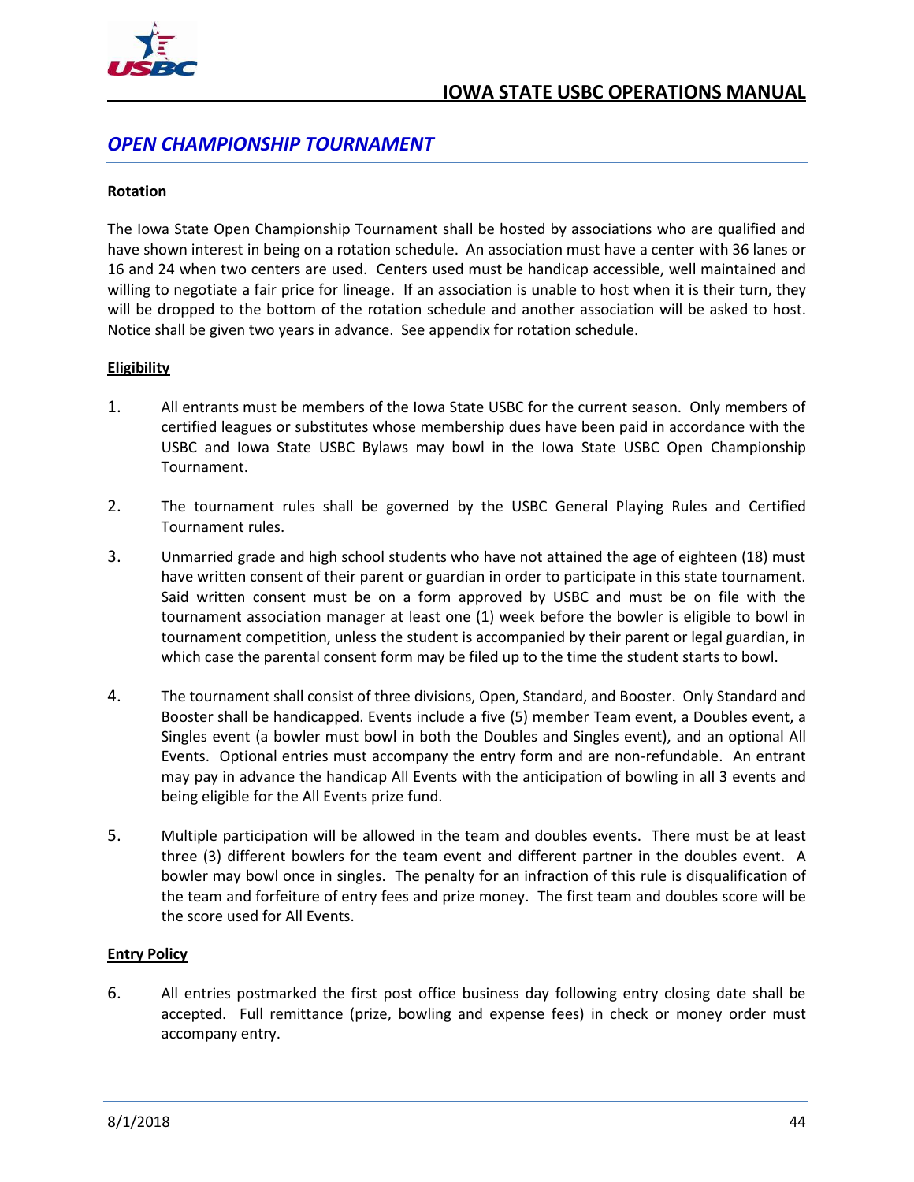## *OPEN CHAMPIONSHIP TOURNAMENT*

### Rotation

The Iowa State Open Championship Tournament shall be hosted by associations who are qualified and have shown interest in being on a rotation schedule. An association must have a center with 36 lanes or 16 and 24 when two centers are used. Centers used must be handicap accessible, well maintained and willing to negotiate a fair price for lineage. If an association is unable to host when it is their turn, they will be dropped to the bottom of the rotation schedule and another association will be asked to host. Notice shall be given two years in advance. See appendix for rotation schedule.

### Eligibility

1. All entrants must be members of the Iowa State USBC for the current season. Only members of certified leagues or substitutes whose membership dues have been paid in accordance with the USBC and Iowa State USBC Bylaws may bowl in the Iowa State USBC Open Championship Tournament.

2. The tournament rules shall be governed by the USBC General Playing Rules and Certified Tournament rules.

3. Unmarried grade and high school students who have not attained the age of eighteen (18) must have written consent of their parent or guardian in order to participate in this state tournament. Said written consent must be on a form approved by USBC and must be on file with the tournament association manager at least one (1) week before the bowler is eligible to bowl in tournament competition, unless the student is accompanied by their parent or legal guardian, in which case the parental consent form may be filed up to the time the student starts to bowl.

4. The tournament shall consist of three divisions, Open, Standard, and Booster. Only Standard and Booster shall be handicapped. Events include a five (5) member Team event, a Doubles event, a Singles event (a bowler must bowl in both the Doubles and Singles event), and an optional All Events. Optional entries must accompany the entry form and are non-refundable. An entrant may pay in advance the handicap All Events with the anticipation of bowling in all 3 events and being eligible for the All Events prize fund.

5. Multiple participation will be allowed in the team and doubles events. There must be at least three (3) different bowlers for the team event and different partner in the doubles event. A bowler may bowl once in singles. The penalty for an infraction of this rule is disqualification of the team and forfeiture of entry fees and prize money. The first team and doubles score will be the score used for All Events.

### Entry Policy

6. All entries postmarked the first post office business day following entry closing date shall be accepted. Full remittance (prize, bowling and expense fees) in check or money order must accompany entry.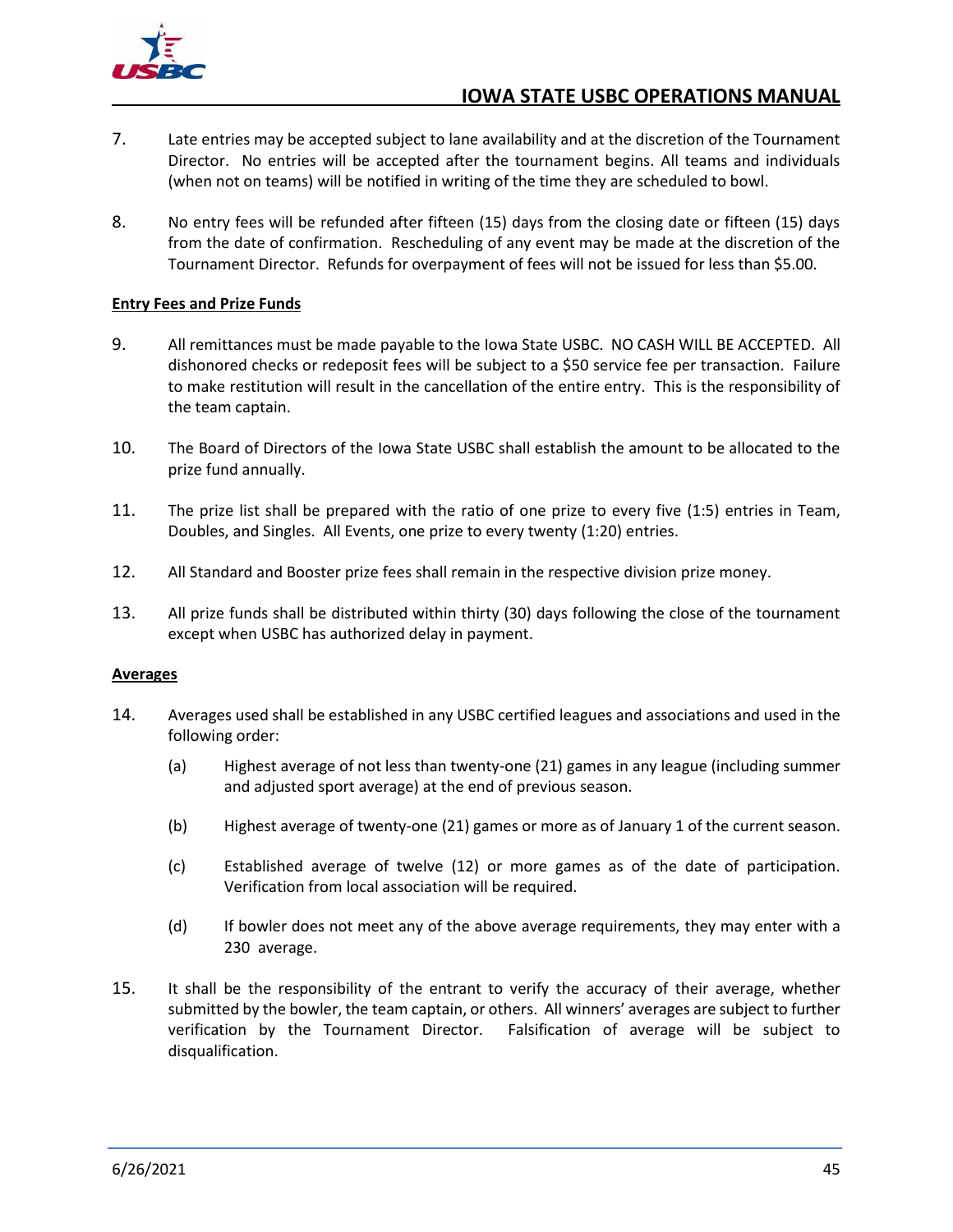7. Late entries may be accepted subject to lane availability and at the discretion of the Tournament Director. No entries will be accepted after the tournament begins. All teams and individuals (when not on teams) will be notified in writing of the time they are scheduled to bowl.

8. No entry fees will be refunded after fifteen (15) days from the closing date or fifteen (15) days from the date of confirmation. Rescheduling of any event may be made at the discretion of the Tournament Director. Refunds for overpayment of fees will not be issued for less than $5.00.

**Entry Fees and Prize Funds**

9. All remittances must be made payable to the Iowa State USBC. NO CASH WILL BE ACCEPTED. All dishonored checks or redeposit fees will be subject to a $50 service fee per transaction. Failure to make restitution will result in the cancellation of the entire entry. This is the responsibility of the team captain.

10. The Board of Directors of the Iowa State USBC shall establish the amount to be allocated to the prize fund annually.

11. The prize list shall be prepared with the ratio of one prize to every five (1:5) entries in Team, Doubles, and Singles. All Events, one prize to every twenty (1:20) entries.

12. All Standard and Booster prize fees shall remain in the respective division prize money.

13. All prize funds shall be distributed within thirty (30) days following the close of the tournament except when USBC has authorized delay in payment.

**Averages**

14. Averages used shall be established in any USBC certified leagues and associations and used in the following order:

    (a) Highest average of not less than twenty-one (21) games in any league (including summer and adjusted sport average) at the end of previous season.

    (b) Highest average of twenty-one (21) games or more as of January 1 of the current season.

    (c) Established average of twelve (12) or more games as of the date of participation. Verification from local association will be required.

    (d) If bowler does not meet any of the above average requirements, they may enter with a 230 average.

15. It shall be the responsibility of the entrant to verify the accuracy of their average, whether submitted by the bowler, the team captain, or others. All winners' averages are subject to further verification by the Tournament Director. Falsification of average will be subject to disqualification.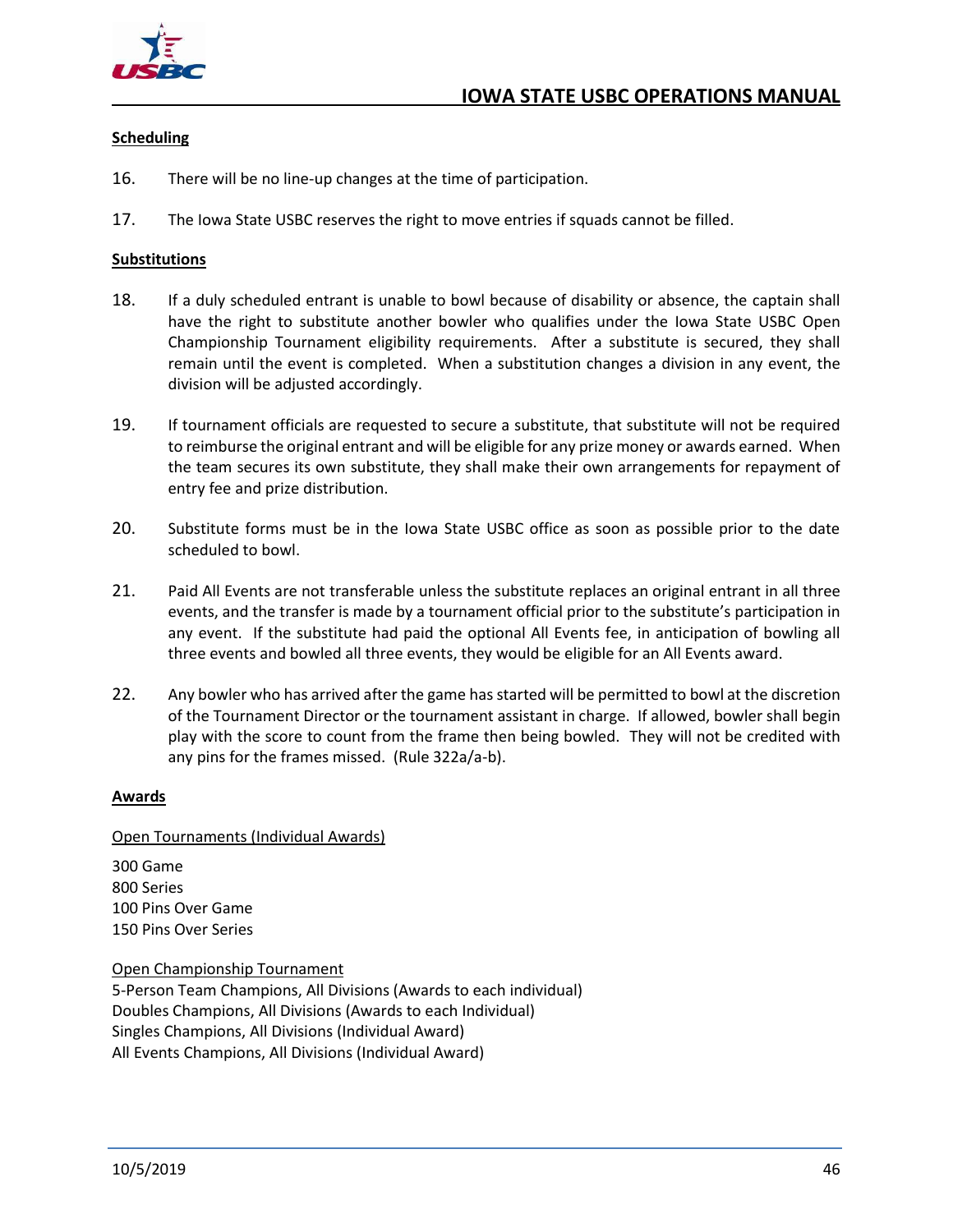**Scheduling**

16. There will be no line-up changes at the time of participation.

17. The Iowa State USBC reserves the right to move entries if squads cannot be filled.

**Substitutions**

18. If a duly scheduled entrant is unable to bowl because of disability or absence, the captain shall have the right to substitute another bowler who qualifies under the Iowa State USBC Open Championship Tournament eligibility requirements. After a substitute is secured, they shall remain until the event is completed. When a substitution changes a division in any event, the division will be adjusted accordingly.

19. If tournament officials are requested to secure a substitute, that substitute will not be required to reimburse the original entrant and will be eligible for any prize money or awards earned. When the team secures its own substitute, they shall make their own arrangements for repayment of entry fee and prize distribution.

20. Substitute forms must be in the Iowa State USBC office as soon as possible prior to the date scheduled to bowl.

21. Paid All Events are not transferable unless the substitute replaces an original entrant in all three events, and the transfer is made by a tournament official prior to the substitute's participation in any event. If the substitute had paid the optional All Events fee, in anticipation of bowling all three events and bowled all three events, they would be eligible for an All Events award.

22. Any bowler who has arrived after the game has started will be permitted to bowl at the discretion of the Tournament Director or the tournament assistant in charge. If allowed, bowler shall begin play with the score to count from the frame then being bowled. They will not be credited with any pins for the frames missed. (Rule 322a/a-b).

**Awards**

Open Tournaments (Individual Awards)

300 Game
800 Series
100 Pins Over Game
150 Pins Over Series

Open Championship Tournament
5-Person Team Champions, All Divisions (Awards to each individual)
Doubles Champions, All Divisions (Awards to each Individual)
Singles Champions, All Divisions (Individual Award)
All Events Champions, All Divisions (Individual Award)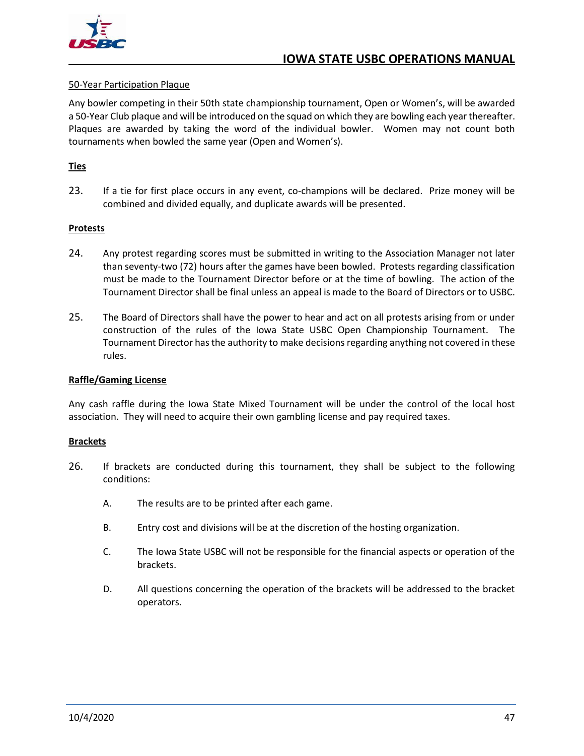50-Year Participation Plaque

Any bowler competing in their 50th state championship tournament, Open or Women's, will be awarded a 50-Year Club plaque and will be introduced on the squad on which they are bowling each year thereafter. Plaques are awarded by taking the word of the individual bowler. Women may not count both tournaments when bowled the same year (Open and Women's).

**Ties**

23. If a tie for first place occurs in any event, co-champions will be declared. Prize money will be combined and divided equally, and duplicate awards will be presented.

**Protests**

24. Any protest regarding scores must be submitted in writing to the Association Manager not later than seventy-two (72) hours after the games have been bowled. Protests regarding classification must be made to the Tournament Director before or at the time of bowling. The action of the Tournament Director shall be final unless an appeal is made to the Board of Directors or to USBC.

25. The Board of Directors shall have the power to hear and act on all protests arising from or under construction of the rules of the Iowa State USBC Open Championship Tournament. The Tournament Director has the authority to make decisions regarding anything not covered in these rules.

**Raffle/Gaming License**

Any cash raffle during the Iowa State Mixed Tournament will be under the control of the local host association. They will need to acquire their own gambling license and pay required taxes.

**Brackets**

26. If brackets are conducted during this tournament, they shall be subject to the following conditions:

    A. The results are to be printed after each game.

    B. Entry cost and divisions will be at the discretion of the hosting organization.

    C. The Iowa State USBC will not be responsible for the financial aspects or operation of the brackets.

    D. All questions concerning the operation of the brackets will be addressed to the bracket operators.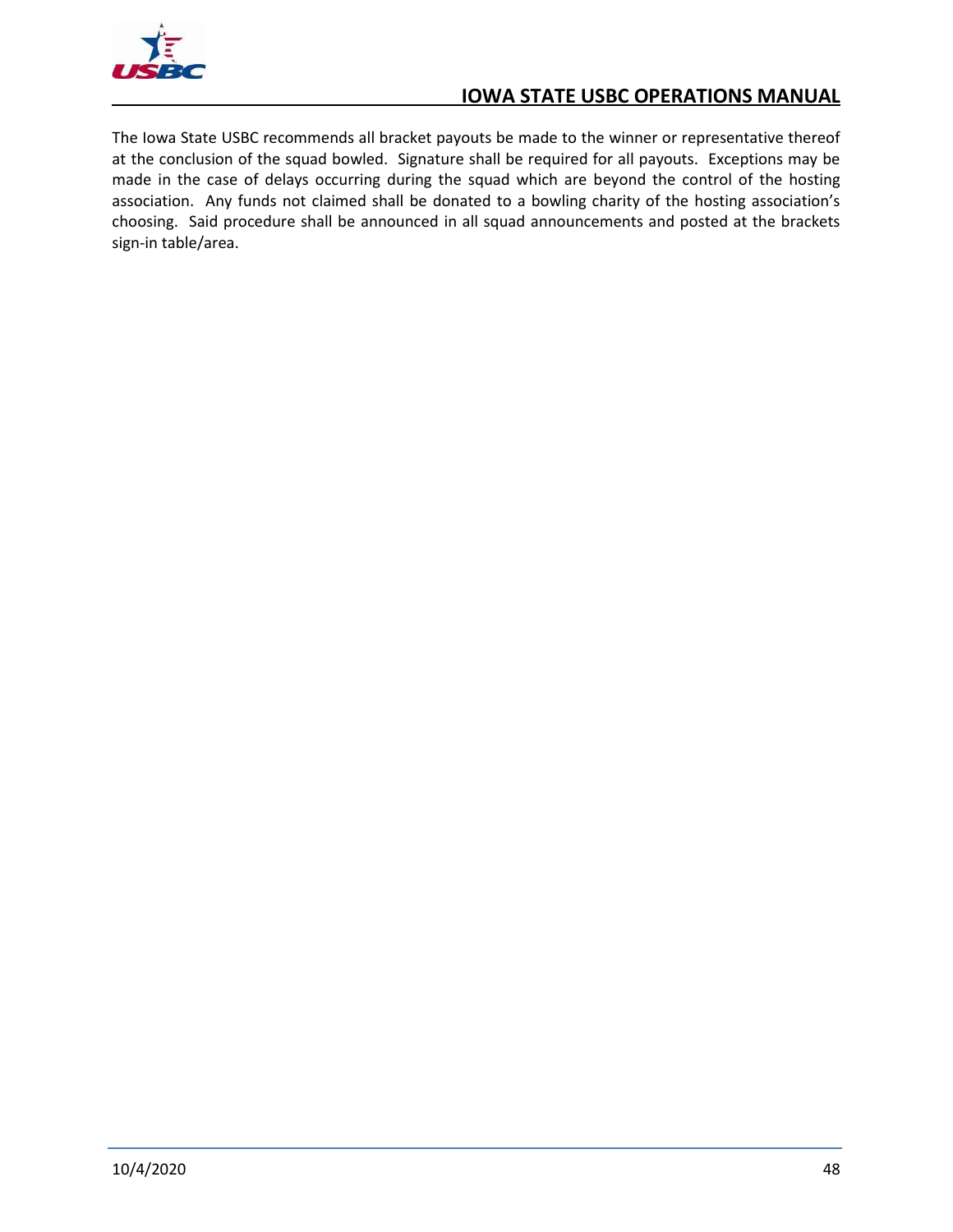The Iowa State USBC recommends all bracket payouts be made to the winner or representative thereof at the conclusion of the squad bowled. Signature shall be required for all payouts. Exceptions may be made in the case of delays occurring during the squad which are beyond the control of the hosting association. Any funds not claimed shall be donated to a bowling charity of the hosting association's choosing. Said procedure shall be announced in all squad announcements and posted at the brackets sign-in table/area.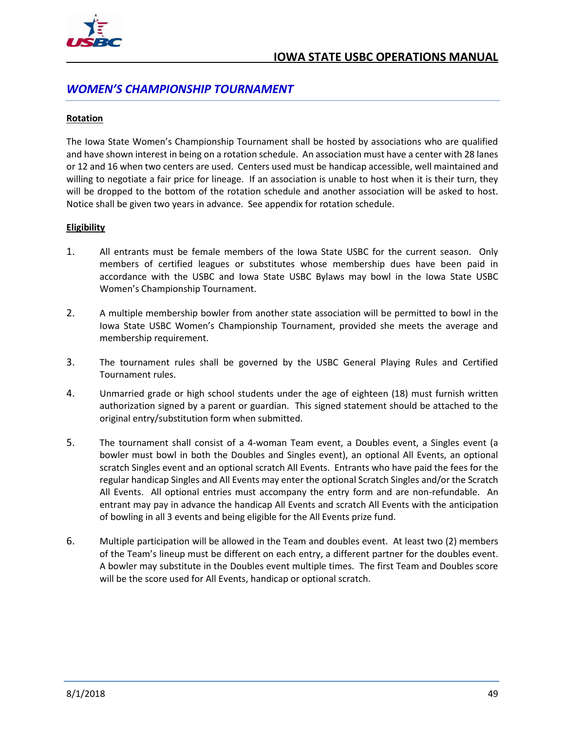## WOMEN'S CHAMPIONSHIP TOURNAMENT

**Rotation**

The Iowa State Women's Championship Tournament shall be hosted by associations who are qualified and have shown interest in being on a rotation schedule. An association must have a center with 28 lanes or 12 and 16 when two centers are used. Centers used must be handicap accessible, well maintained and willing to negotiate a fair price for lineage. If an association is unable to host when it is their turn, they will be dropped to the bottom of the rotation schedule and another association will be asked to host. Notice shall be given two years in advance. See appendix for rotation schedule.

**Eligibility**

1. All entrants must be female members of the Iowa State USBC for the current season. Only members of certified leagues or substitutes whose membership dues have been paid in accordance with the USBC and Iowa State USBC Bylaws may bowl in the Iowa State USBC Women's Championship Tournament.

2. A multiple membership bowler from another state association will be permitted to bowl in the Iowa State USBC Women's Championship Tournament, provided she meets the average and membership requirement.

3. The tournament rules shall be governed by the USBC General Playing Rules and Certified Tournament rules.

4. Unmarried grade or high school students under the age of eighteen (18) must furnish written authorization signed by a parent or guardian. This signed statement should be attached to the original entry/substitution form when submitted.

5. The tournament shall consist of a 4-woman Team event, a Doubles event, a Singles event (a bowler must bowl in both the Doubles and Singles event), an optional All Events, an optional scratch Singles event and an optional scratch All Events. Entrants who have paid the fees for the regular handicap Singles and All Events may enter the optional Scratch Singles and/or the Scratch All Events. All optional entries must accompany the entry form and are non-refundable. An entrant may pay in advance the handicap All Events and scratch All Events with the anticipation of bowling in all 3 events and being eligible for the All Events prize fund.

6. Multiple participation will be allowed in the Team and doubles event. At least two (2) members of the Team's lineup must be different on each entry, a different partner for the doubles event. A bowler may substitute in the Doubles event multiple times. The first Team and Doubles score will be the score used for All Events, handicap or optional scratch.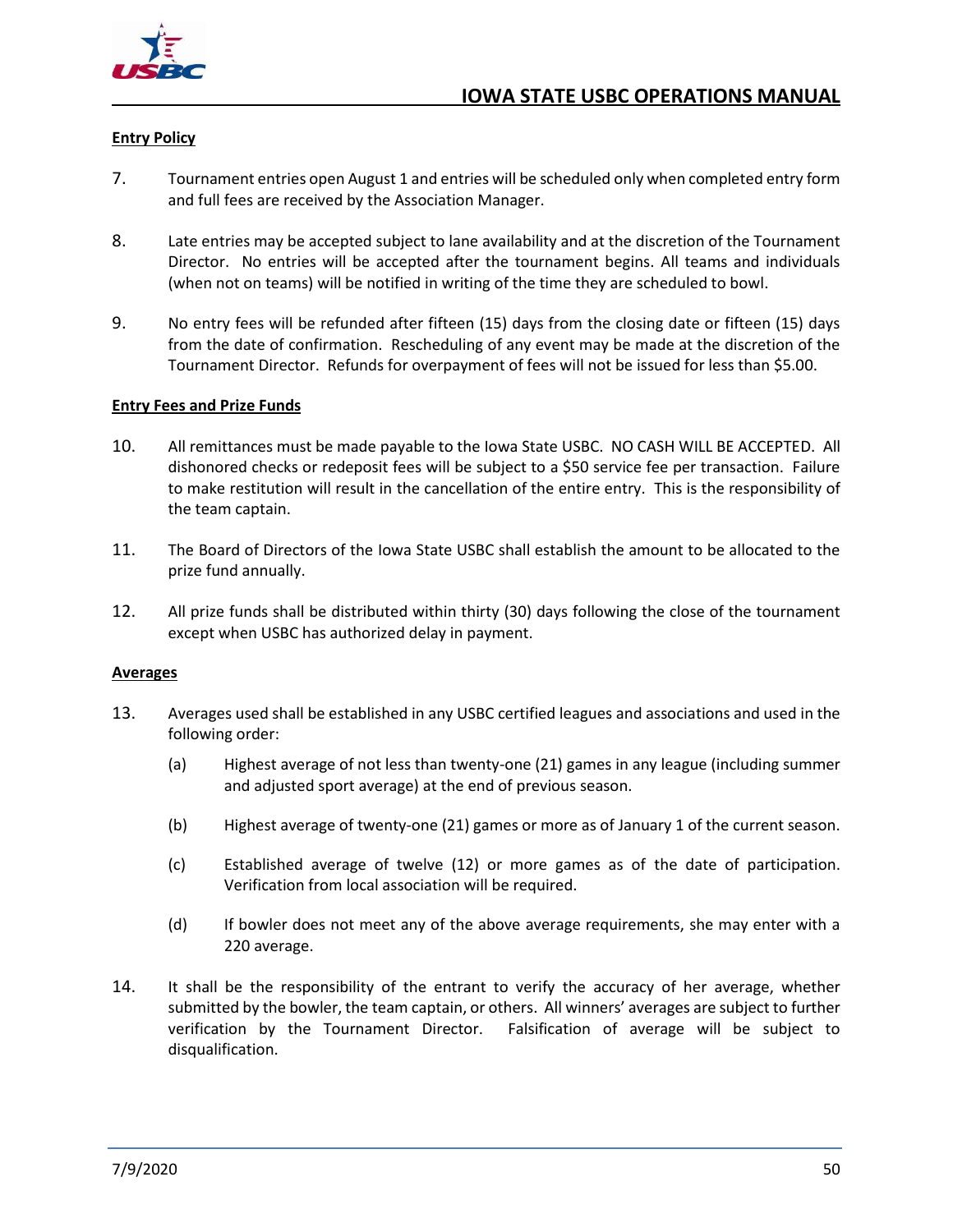**Entry Policy**

7. Tournament entries open August 1 and entries will be scheduled only when completed entry form and full fees are received by the Association Manager.

8. Late entries may be accepted subject to lane availability and at the discretion of the Tournament Director. No entries will be accepted after the tournament begins. All teams and individuals (when not on teams) will be notified in writing of the time they are scheduled to bowl.

9. No entry fees will be refunded after fifteen (15) days from the closing date or fifteen (15) days from the date of confirmation. Rescheduling of any event may be made at the discretion of the Tournament Director. Refunds for overpayment of fees will not be issued for less than $5.00.

**Entry Fees and Prize Funds**

10. All remittances must be made payable to the Iowa State USBC. NO CASH WILL BE ACCEPTED. All dishonored checks or redeposit fees will be subject to a $50 service fee per transaction. Failure to make restitution will result in the cancellation of the entire entry. This is the responsibility of the team captain.

11. The Board of Directors of the Iowa State USBC shall establish the amount to be allocated to the prize fund annually.

12. All prize funds shall be distributed within thirty (30) days following the close of the tournament except when USBC has authorized delay in payment.

**Averages**

13. Averages used shall be established in any USBC certified leagues and associations and used in the following order:

    (a) Highest average of not less than twenty-one (21) games in any league (including summer and adjusted sport average) at the end of previous season.

    (b) Highest average of twenty-one (21) games or more as of January 1 of the current season.

    (c) Established average of twelve (12) or more games as of the date of participation. Verification from local association will be required.

    (d) If bowler does not meet any of the above average requirements, she may enter with a 220 average.

14. It shall be the responsibility of the entrant to verify the accuracy of her average, whether submitted by the bowler, the team captain, or others. All winners' averages are subject to further verification by the Tournament Director. Falsification of average will be subject to disqualification.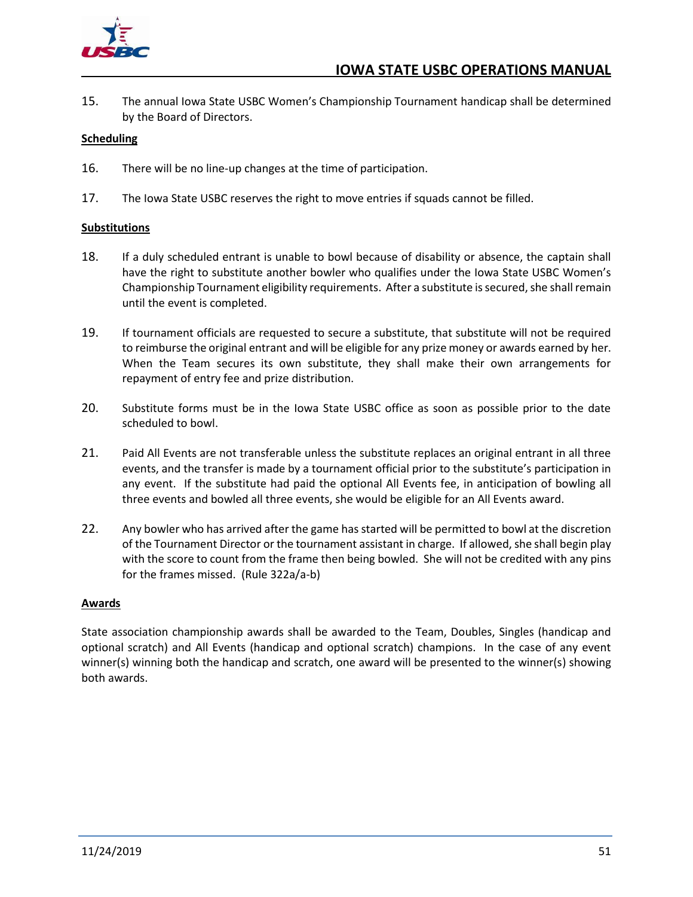15. The annual Iowa State USBC Women's Championship Tournament handicap shall be determined by the Board of Directors.

**Scheduling**

16. There will be no line-up changes at the time of participation.

17. The Iowa State USBC reserves the right to move entries if squads cannot be filled.

**Substitutions**

18. If a duly scheduled entrant is unable to bowl because of disability or absence, the captain shall have the right to substitute another bowler who qualifies under the Iowa State USBC Women's Championship Tournament eligibility requirements. After a substitute is secured, she shall remain until the event is completed.

19. If tournament officials are requested to secure a substitute, that substitute will not be required to reimburse the original entrant and will be eligible for any prize money or awards earned by her. When the Team secures its own substitute, they shall make their own arrangements for repayment of entry fee and prize distribution.

20. Substitute forms must be in the Iowa State USBC office as soon as possible prior to the date scheduled to bowl.

21. Paid All Events are not transferable unless the substitute replaces an original entrant in all three events, and the transfer is made by a tournament official prior to the substitute's participation in any event. If the substitute had paid the optional All Events fee, in anticipation of bowling all three events and bowled all three events, she would be eligible for an All Events award.

22. Any bowler who has arrived after the game has started will be permitted to bowl at the discretion of the Tournament Director or the tournament assistant in charge. If allowed, she shall begin play with the score to count from the frame then being bowled. She will not be credited with any pins for the frames missed. (Rule 322a/a-b)

**Awards**

State association championship awards shall be awarded to the Team, Doubles, Singles (handicap and optional scratch) and All Events (handicap and optional scratch) champions. In the case of any event winner(s) winning both the handicap and scratch, one award will be presented to the winner(s) showing both awards.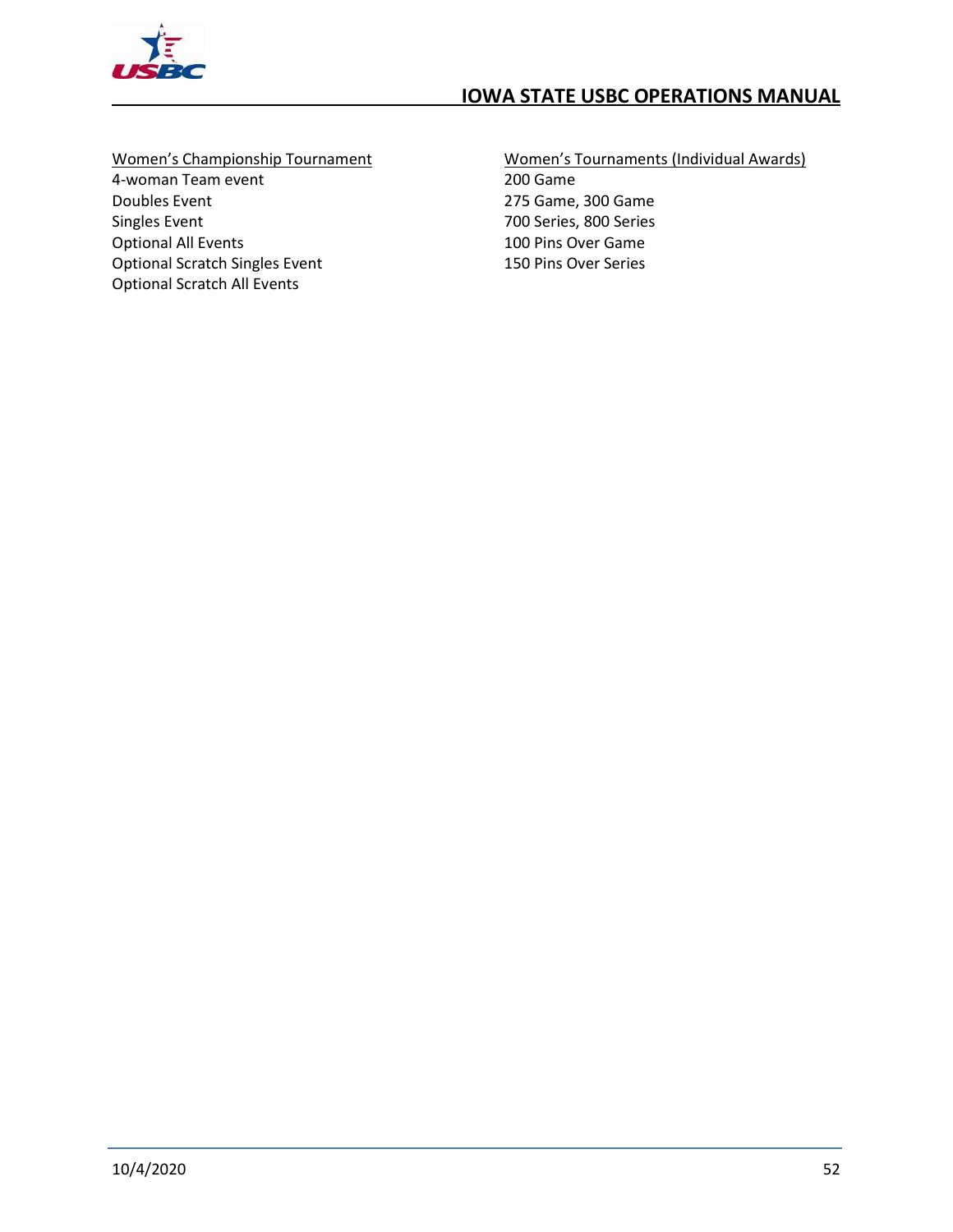Women's Championship Tournament

4-woman Team event
Doubles Event
Singles Event
Optional All Events
Optional Scratch Singles Event
Optional Scratch All Events

Women's Tournaments (Individual Awards)

200 Game
275 Game, 300 Game
700 Series, 800 Series
100 Pins Over Game
150 Pins Over Series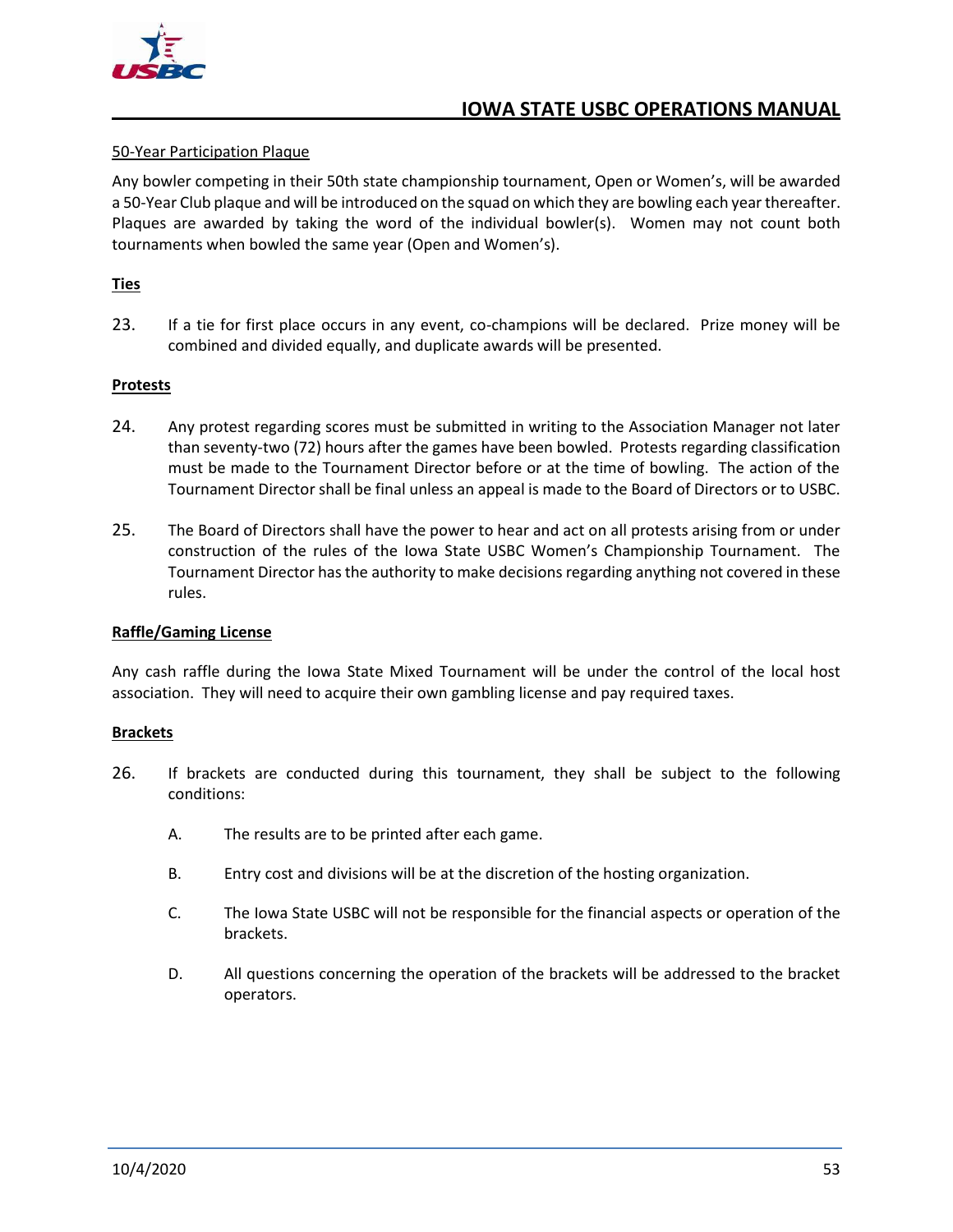50-Year Participation Plaque

Any bowler competing in their 50th state championship tournament, Open or Women's, will be awarded a 50-Year Club plaque and will be introduced on the squad on which they are bowling each year thereafter. Plaques are awarded by taking the word of the individual bowler(s). Women may not count both tournaments when bowled the same year (Open and Women's).

**Ties**

23. If a tie for first place occurs in any event, co-champions will be declared. Prize money will be combined and divided equally, and duplicate awards will be presented.

**Protests**

24. Any protest regarding scores must be submitted in writing to the Association Manager not later than seventy-two (72) hours after the games have been bowled. Protests regarding classification must be made to the Tournament Director before or at the time of bowling. The action of the Tournament Director shall be final unless an appeal is made to the Board of Directors or to USBC.

25. The Board of Directors shall have the power to hear and act on all protests arising from or under construction of the rules of the Iowa State USBC Women's Championship Tournament. The Tournament Director has the authority to make decisions regarding anything not covered in these rules.

**Raffle/Gaming License**

Any cash raffle during the Iowa State Mixed Tournament will be under the control of the local host association. They will need to acquire their own gambling license and pay required taxes.

**Brackets**

26. If brackets are conducted during this tournament, they shall be subject to the following conditions:

    A. The results are to be printed after each game.

    B. Entry cost and divisions will be at the discretion of the hosting organization.

    C. The Iowa State USBC will not be responsible for the financial aspects or operation of the brackets.

    D. All questions concerning the operation of the brackets will be addressed to the bracket operators.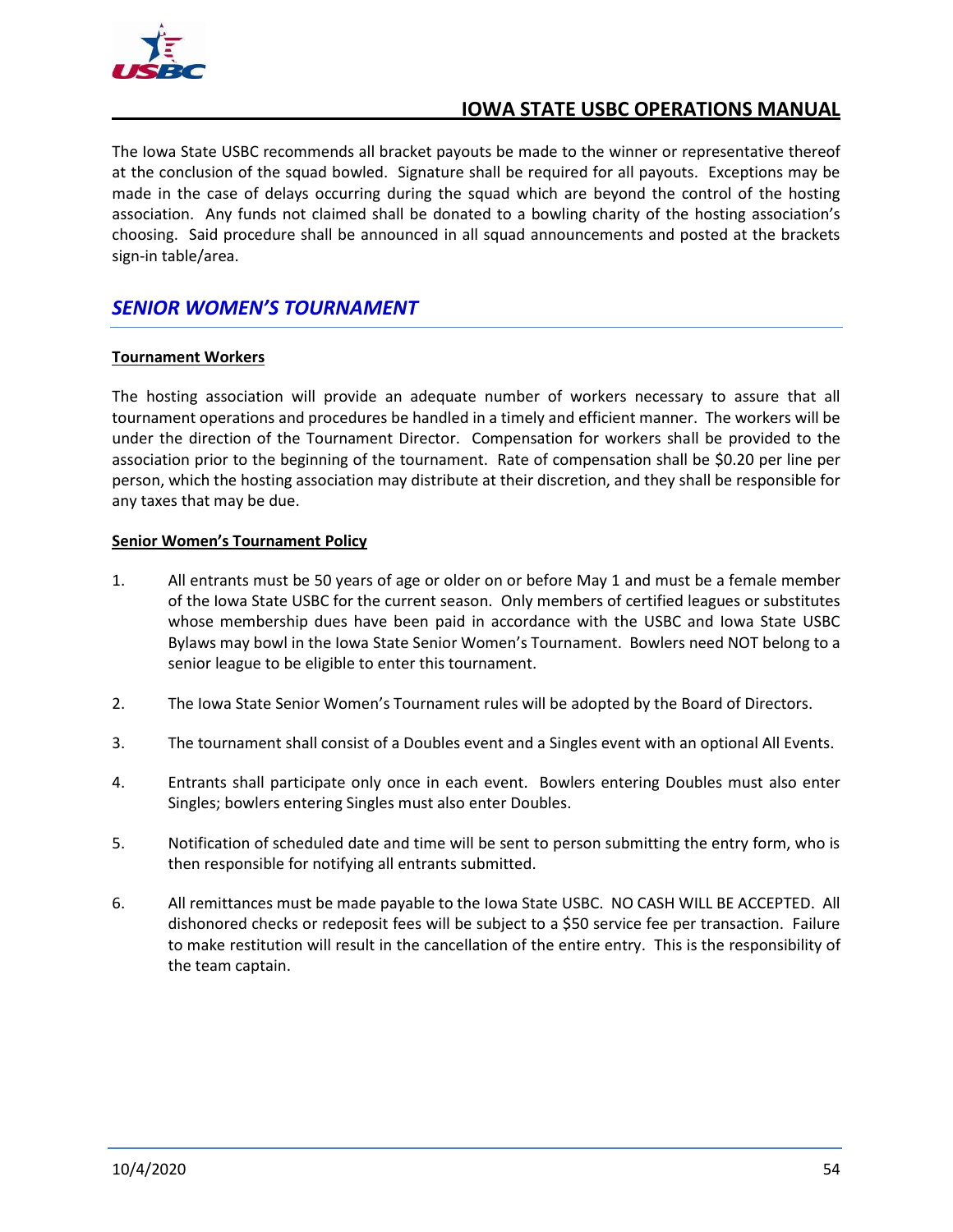The Iowa State USBC recommends all bracket payouts be made to the winner or representative thereof at the conclusion of the squad bowled. Signature shall be required for all payouts. Exceptions may be made in the case of delays occurring during the squad which are beyond the control of the hosting association. Any funds not claimed shall be donated to a bowling charity of the hosting association's choosing. Said procedure shall be announced in all squad announcements and posted at the brackets sign-in table/area.

## *SENIOR WOMEN'S TOURNAMENT*

### Tournament Workers

The hosting association will provide an adequate number of workers necessary to assure that all tournament operations and procedures be handled in a timely and efficient manner. The workers will be under the direction of the Tournament Director. Compensation for workers shall be provided to the association prior to the beginning of the tournament. Rate of compensation shall be $0.20 per line per person, which the hosting association may distribute at their discretion, and they shall be responsible for any taxes that may be due.

### Senior Women's Tournament Policy

1. All entrants must be 50 years of age or older on or before May 1 and must be a female member of the Iowa State USBC for the current season. Only members of certified leagues or substitutes whose membership dues have been paid in accordance with the USBC and Iowa State USBC Bylaws may bowl in the Iowa State Senior Women's Tournament. Bowlers need NOT belong to a senior league to be eligible to enter this tournament.

2. The Iowa State Senior Women's Tournament rules will be adopted by the Board of Directors.

3. The tournament shall consist of a Doubles event and a Singles event with an optional All Events.

4. Entrants shall participate only once in each event. Bowlers entering Doubles must also enter Singles; bowlers entering Singles must also enter Doubles.

5. Notification of scheduled date and time will be sent to person submitting the entry form, who is then responsible for notifying all entrants submitted.

6. All remittances must be made payable to the Iowa State USBC. NO CASH WILL BE ACCEPTED. All dishonored checks or redeposit fees will be subject to a $50 service fee per transaction. Failure to make restitution will result in the cancellation of the entire entry. This is the responsibility of the team captain.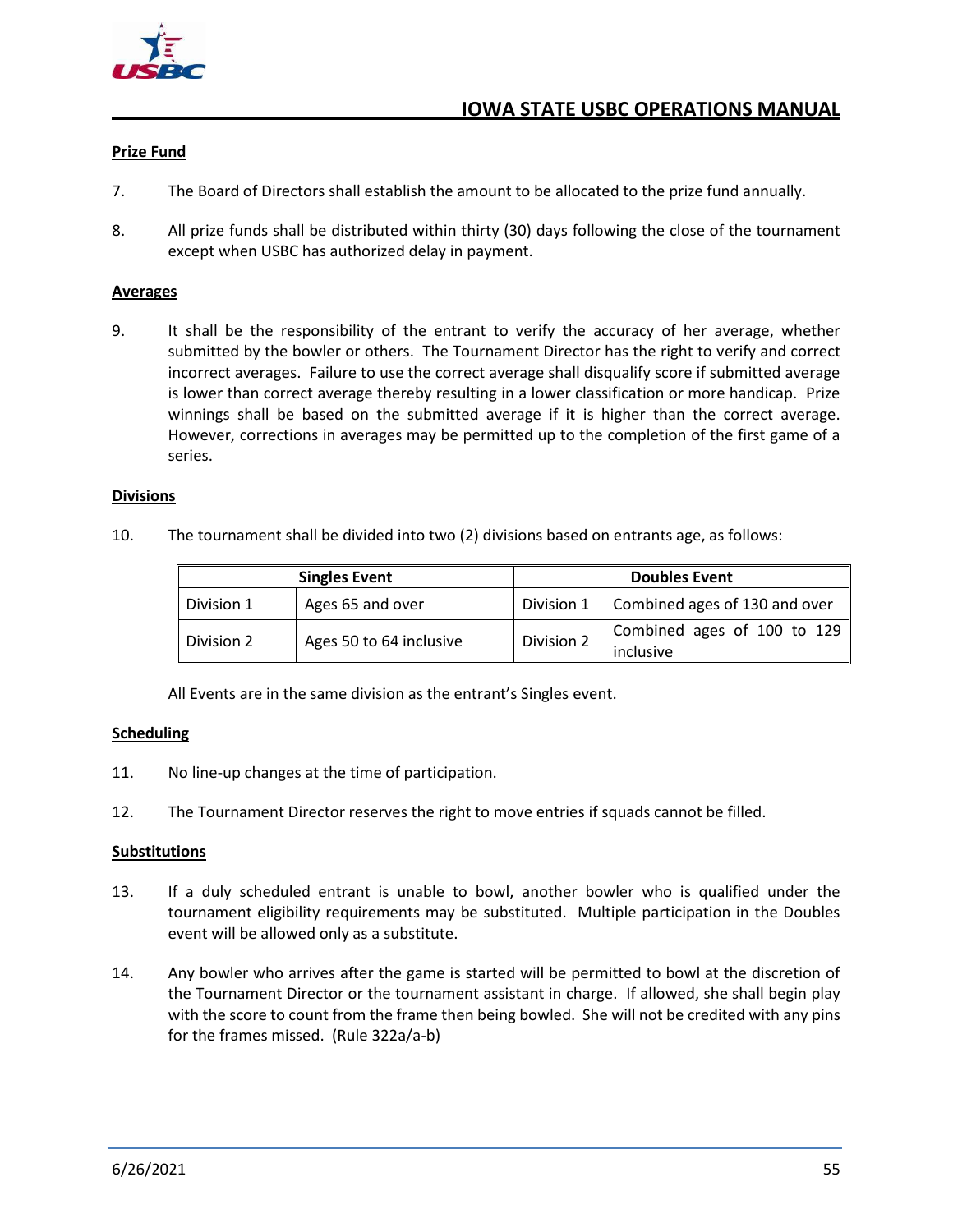**Prize Fund**

7. The Board of Directors shall establish the amount to be allocated to the prize fund annually.

8. All prize funds shall be distributed within thirty (30) days following the close of the tournament except when USBC has authorized delay in payment.

**Averages**

9. It shall be the responsibility of the entrant to verify the accuracy of her average, whether submitted by the bowler or others. The Tournament Director has the right to verify and correct incorrect averages. Failure to use the correct average shall disqualify score if submitted average is lower than correct average thereby resulting in a lower classification or more handicap. Prize winnings shall be based on the submitted average if it is higher than the correct average. However, corrections in averages may be permitted up to the completion of the first game of a series.

**Divisions**

10. The tournament shall be divided into two (2) divisions based on entrants age, as follows:

| Singles Event | | Doubles Event | |
|---|---|---|---|
| Division 1 | Ages 65 and over | Division 1 | Combined ages of 130 and over |
| Division 2 | Ages 50 to 64 inclusive | Division 2 | Combined ages of 100 to 129 inclusive |

All Events are in the same division as the entrant's Singles event.

**Scheduling**

11. No line-up changes at the time of participation.

12. The Tournament Director reserves the right to move entries if squads cannot be filled.

**Substitutions**

13. If a duly scheduled entrant is unable to bowl, another bowler who is qualified under the tournament eligibility requirements may be substituted. Multiple participation in the Doubles event will be allowed only as a substitute.

14. Any bowler who arrives after the game is started will be permitted to bowl at the discretion of the Tournament Director or the tournament assistant in charge. If allowed, she shall begin play with the score to count from the frame then being bowled. She will not be credited with any pins for the frames missed. (Rule 322a/a-b)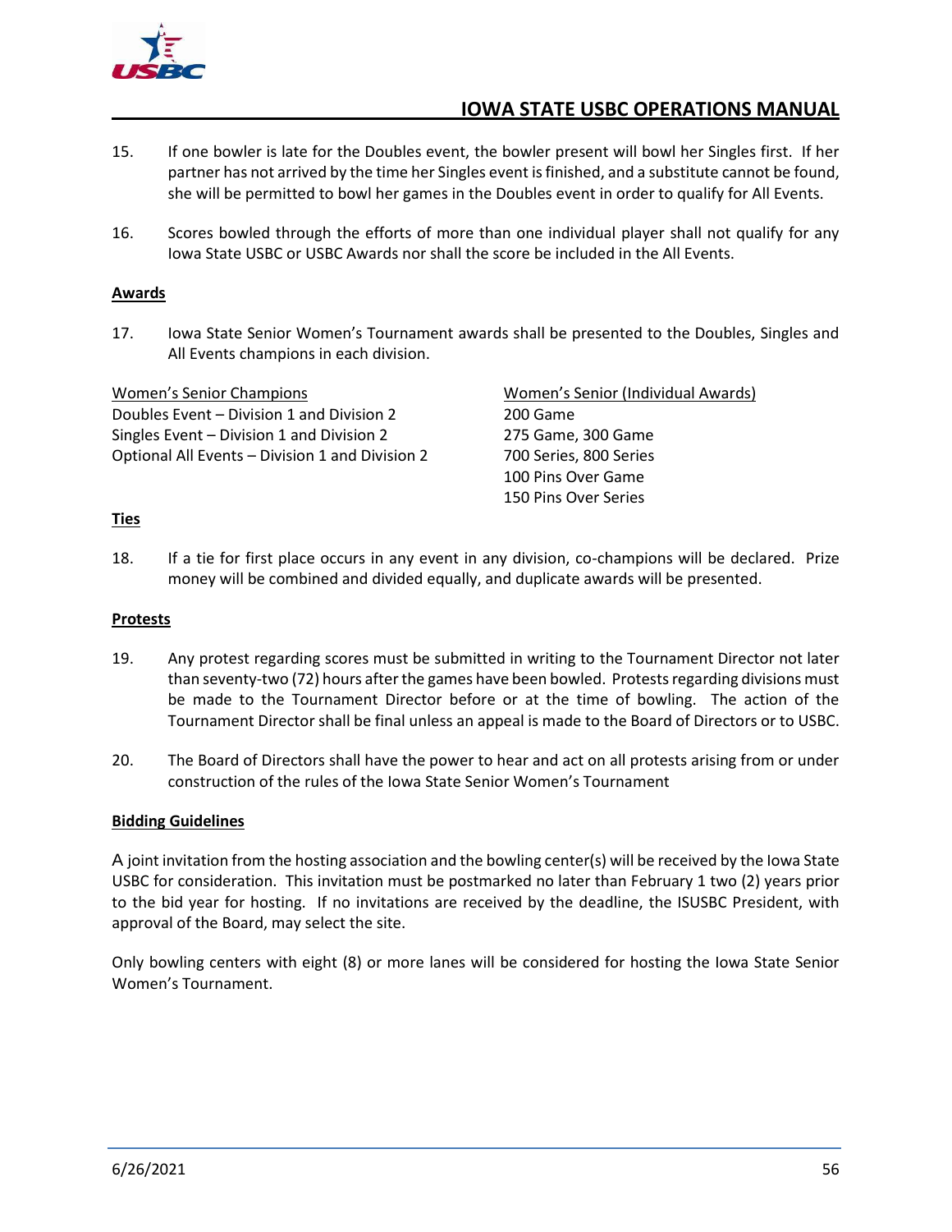15. If one bowler is late for the Doubles event, the bowler present will bowl her Singles first. If her partner has not arrived by the time her Singles event is finished, and a substitute cannot be found, she will be permitted to bowl her games in the Doubles event in order to qualify for All Events.

16. Scores bowled through the efforts of more than one individual player shall not qualify for any Iowa State USBC or USBC Awards nor shall the score be included in the All Events.

**Awards**

17. Iowa State Senior Women's Tournament awards shall be presented to the Doubles, Singles and All Events champions in each division.

| Women's Senior Champions | Women's Senior (Individual Awards) |
|---|---|
| Doubles Event – Division 1 and Division 2 | 200 Game |
| Singles Event – Division 1 and Division 2 | 275 Game, 300 Game |
| Optional All Events – Division 1 and Division 2 | 700 Series, 800 Series |
| | 100 Pins Over Game |
| | 150 Pins Over Series |

**Ties**

18. If a tie for first place occurs in any event in any division, co-champions will be declared. Prize money will be combined and divided equally, and duplicate awards will be presented.

**Protests**

19. Any protest regarding scores must be submitted in writing to the Tournament Director not later than seventy-two (72) hours after the games have been bowled. Protests regarding divisions must be made to the Tournament Director before or at the time of bowling. The action of the Tournament Director shall be final unless an appeal is made to the Board of Directors or to USBC.

20. The Board of Directors shall have the power to hear and act on all protests arising from or under construction of the rules of the Iowa State Senior Women's Tournament

**Bidding Guidelines**

A joint invitation from the hosting association and the bowling center(s) will be received by the Iowa State USBC for consideration. This invitation must be postmarked no later than February 1 two (2) years prior to the bid year for hosting. If no invitations are received by the deadline, the ISUSBC President, with approval of the Board, may select the site.

Only bowling centers with eight (8) or more lanes will be considered for hosting the Iowa State Senior Women's Tournament.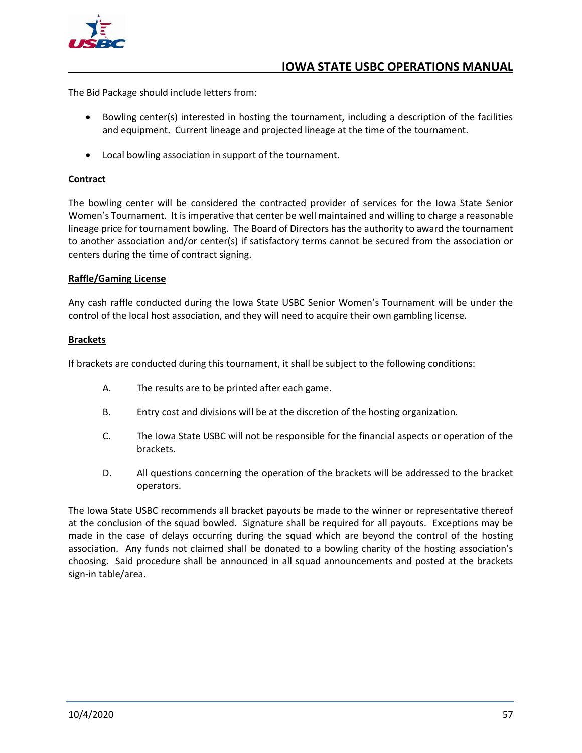The Bid Package should include letters from:

- Bowling center(s) interested in hosting the tournament, including a description of the facilities and equipment. Current lineage and projected lineage at the time of the tournament.
- Local bowling association in support of the tournament.

**Contract**

The bowling center will be considered the contracted provider of services for the Iowa State Senior Women's Tournament. It is imperative that center be well maintained and willing to charge a reasonable lineage price for tournament bowling. The Board of Directors has the authority to award the tournament to another association and/or center(s) if satisfactory terms cannot be secured from the association or centers during the time of contract signing.

**Raffle/Gaming License**

Any cash raffle conducted during the Iowa State USBC Senior Women's Tournament will be under the control of the local host association, and they will need to acquire their own gambling license.

**Brackets**

If brackets are conducted during this tournament, it shall be subject to the following conditions:

A. The results are to be printed after each game.

B. Entry cost and divisions will be at the discretion of the hosting organization.

C. The Iowa State USBC will not be responsible for the financial aspects or operation of the brackets.

D. All questions concerning the operation of the brackets will be addressed to the bracket operators.

The Iowa State USBC recommends all bracket payouts be made to the winner or representative thereof at the conclusion of the squad bowled. Signature shall be required for all payouts. Exceptions may be made in the case of delays occurring during the squad which are beyond the control of the hosting association. Any funds not claimed shall be donated to a bowling charity of the hosting association's choosing. Said procedure shall be announced in all squad announcements and posted at the brackets sign-in table/area.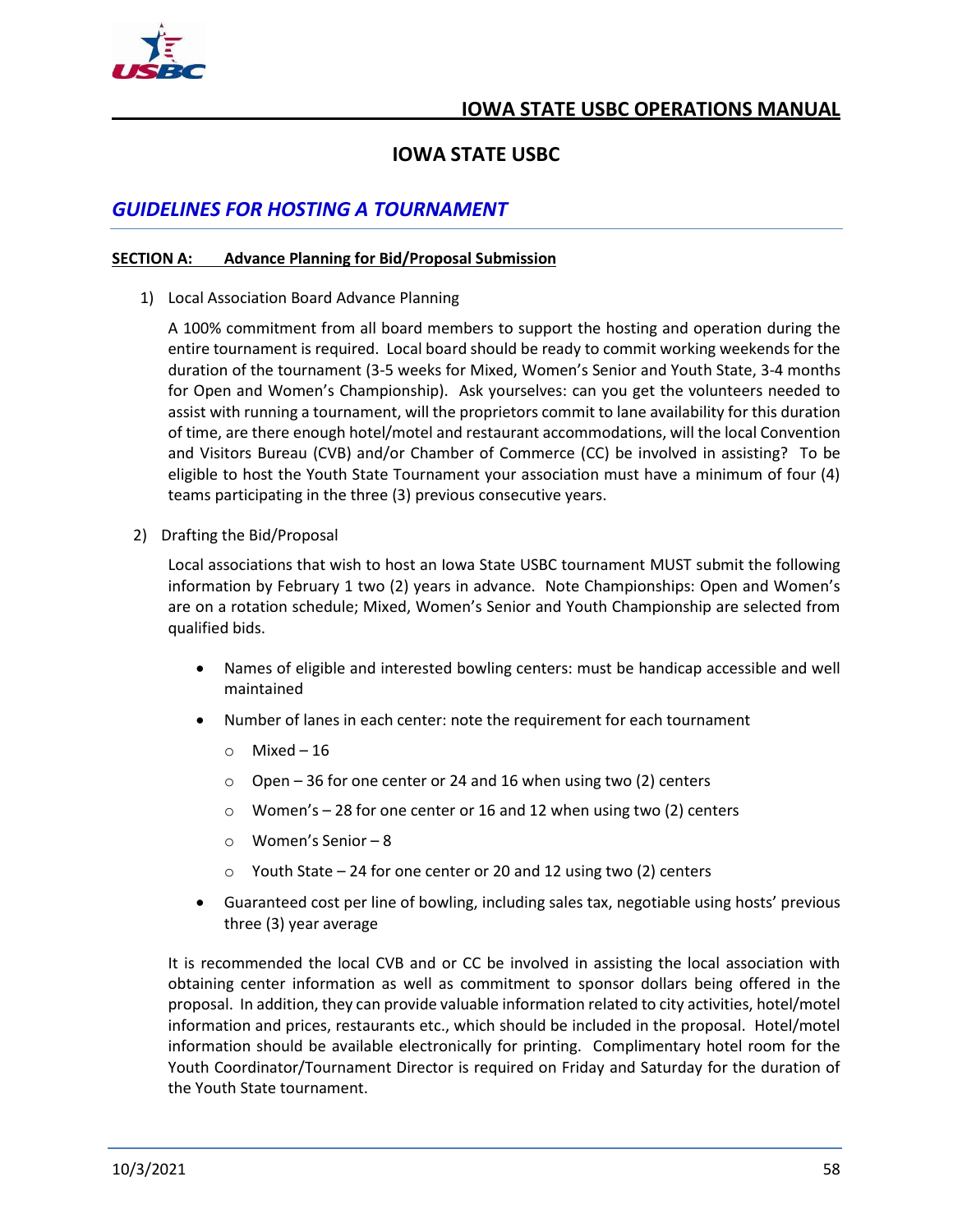# IOWA STATE USBC

## *GUIDELINES FOR HOSTING A TOURNAMENT*

### SECTION A: Advance Planning for Bid/Proposal Submission

1) Local Association Board Advance Planning

   A 100% commitment from all board members to support the hosting and operation during the entire tournament is required. Local board should be ready to commit working weekends for the duration of the tournament (3-5 weeks for Mixed, Women's Senior and Youth State, 3-4 months for Open and Women's Championship). Ask yourselves: can you get the volunteers needed to assist with running a tournament, will the proprietors commit to lane availability for this duration of time, are there enough hotel/motel and restaurant accommodations, will the local Convention and Visitors Bureau (CVB) and/or Chamber of Commerce (CC) be involved in assisting? To be eligible to host the Youth State Tournament your association must have a minimum of four (4) teams participating in the three (3) previous consecutive years.

2) Drafting the Bid/Proposal

   Local associations that wish to host an Iowa State USBC tournament MUST submit the following information by February 1 two (2) years in advance. Note Championships: Open and Women's are on a rotation schedule; Mixed, Women's Senior and Youth Championship are selected from qualified bids.

   - Names of eligible and interested bowling centers: must be handicap accessible and well maintained
   - Number of lanes in each center: note the requirement for each tournament
     - Mixed – 16
     - Open – 36 for one center or 24 and 16 when using two (2) centers
     - Women's – 28 for one center or 16 and 12 when using two (2) centers
     - Women's Senior – 8
     - Youth State – 24 for one center or 20 and 12 using two (2) centers
   - Guaranteed cost per line of bowling, including sales tax, negotiable using hosts' previous three (3) year average

   It is recommended the local CVB and or CC be involved in assisting the local association with obtaining center information as well as commitment to sponsor dollars being offered in the proposal. In addition, they can provide valuable information related to city activities, hotel/motel information and prices, restaurants etc., which should be included in the proposal. Hotel/motel information should be available electronically for printing. Complimentary hotel room for the Youth Coordinator/Tournament Director is required on Friday and Saturday for the duration of the Youth State tournament.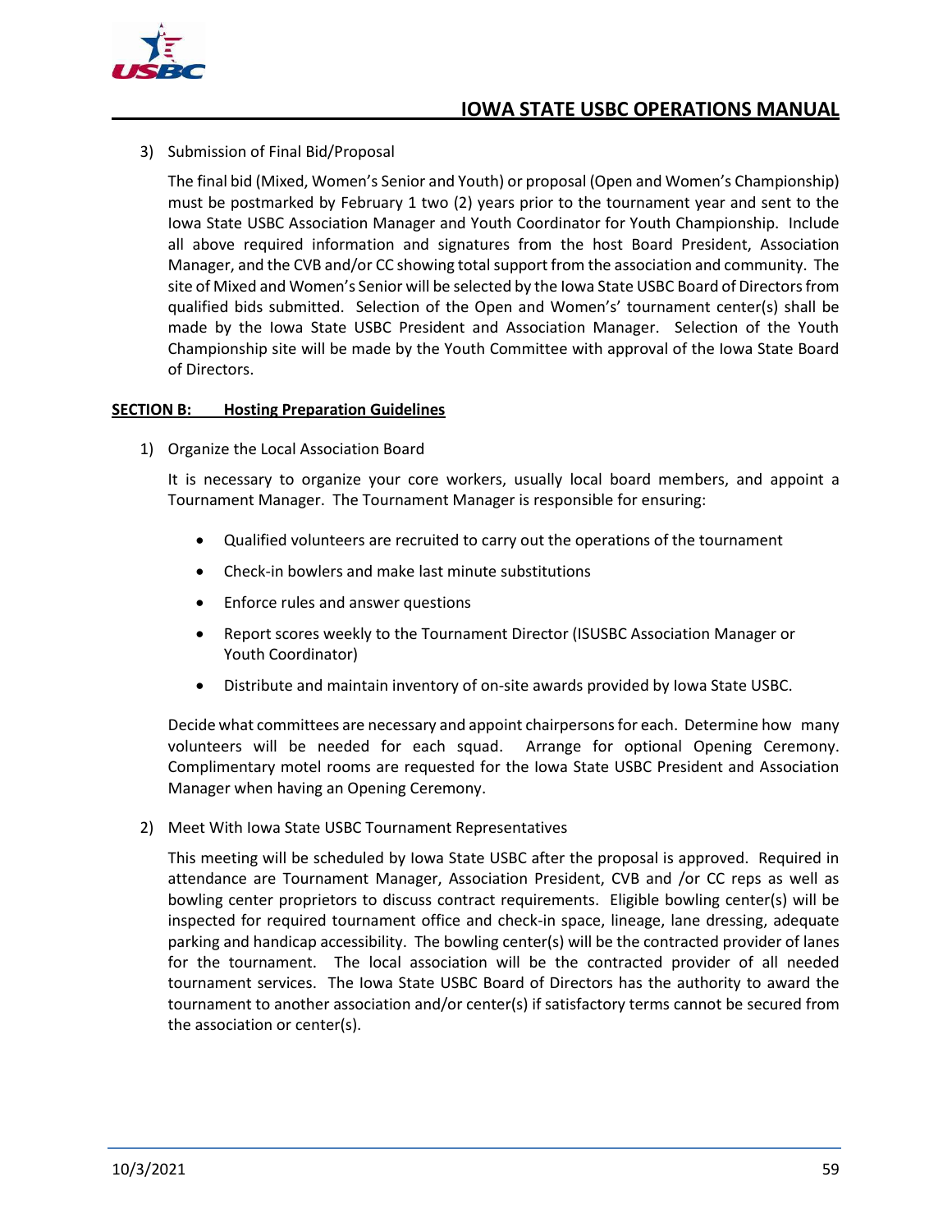3) Submission of Final Bid/Proposal

   The final bid (Mixed, Women's Senior and Youth) or proposal (Open and Women's Championship) must be postmarked by February 1 two (2) years prior to the tournament year and sent to the Iowa State USBC Association Manager and Youth Coordinator for Youth Championship. Include all above required information and signatures from the host Board President, Association Manager, and the CVB and/or CC showing total support from the association and community. The site of Mixed and Women's Senior will be selected by the Iowa State USBC Board of Directors from qualified bids submitted. Selection of the Open and Women's' tournament center(s) shall be made by the Iowa State USBC President and Association Manager. Selection of the Youth Championship site will be made by the Youth Committee with approval of the Iowa State Board of Directors.

**SECTION B: Hosting Preparation Guidelines**

1) Organize the Local Association Board

   It is necessary to organize your core workers, usually local board members, and appoint a Tournament Manager. The Tournament Manager is responsible for ensuring:

   - Qualified volunteers are recruited to carry out the operations of the tournament
   - Check-in bowlers and make last minute substitutions
   - Enforce rules and answer questions
   - Report scores weekly to the Tournament Director (ISUSBC Association Manager or Youth Coordinator)
   - Distribute and maintain inventory of on-site awards provided by Iowa State USBC.

   Decide what committees are necessary and appoint chairpersons for each. Determine how many volunteers will be needed for each squad. Arrange for optional Opening Ceremony. Complimentary motel rooms are requested for the Iowa State USBC President and Association Manager when having an Opening Ceremony.

2) Meet With Iowa State USBC Tournament Representatives

   This meeting will be scheduled by Iowa State USBC after the proposal is approved. Required in attendance are Tournament Manager, Association President, CVB and /or CC reps as well as bowling center proprietors to discuss contract requirements. Eligible bowling center(s) will be inspected for required tournament office and check-in space, lineage, lane dressing, adequate parking and handicap accessibility. The bowling center(s) will be the contracted provider of lanes for the tournament. The local association will be the contracted provider of all needed tournament services. The Iowa State USBC Board of Directors has the authority to award the tournament to another association and/or center(s) if satisfactory terms cannot be secured from the association or center(s).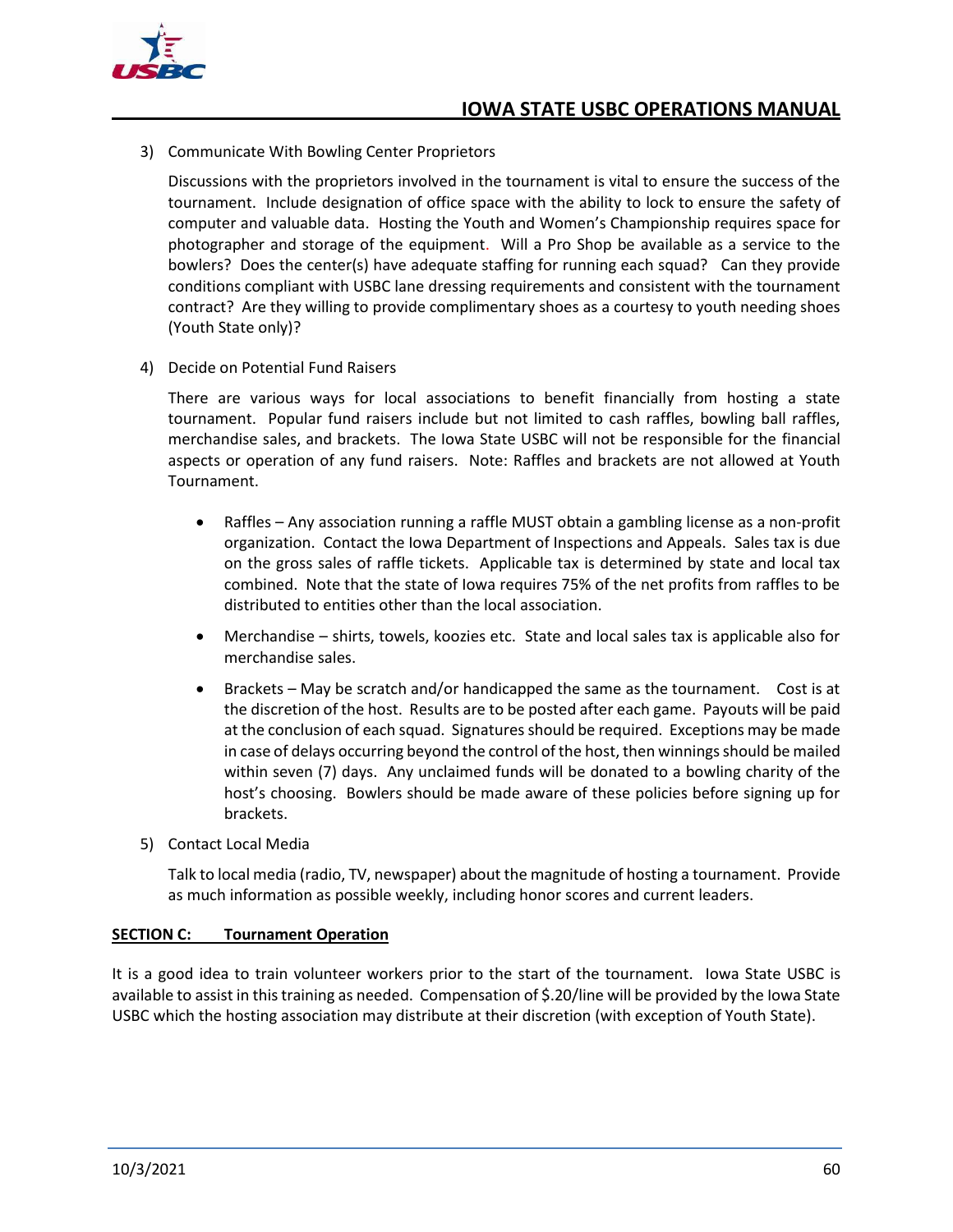3) Communicate With Bowling Center Proprietors

   Discussions with the proprietors involved in the tournament is vital to ensure the success of the tournament. Include designation of office space with the ability to lock to ensure the safety of computer and valuable data. Hosting the Youth and Women's Championship requires space for photographer and storage of the equipment. Will a Pro Shop be available as a service to the bowlers? Does the center(s) have adequate staffing for running each squad? Can they provide conditions compliant with USBC lane dressing requirements and consistent with the tournament contract? Are they willing to provide complimentary shoes as a courtesy to youth needing shoes (Youth State only)?

4) Decide on Potential Fund Raisers

   There are various ways for local associations to benefit financially from hosting a state tournament. Popular fund raisers include but not limited to cash raffles, bowling ball raffles, merchandise sales, and brackets. The Iowa State USBC will not be responsible for the financial aspects or operation of any fund raisers. Note: Raffles and brackets are not allowed at Youth Tournament.

   - Raffles – Any association running a raffle MUST obtain a gambling license as a non-profit organization. Contact the Iowa Department of Inspections and Appeals. Sales tax is due on the gross sales of raffle tickets. Applicable tax is determined by state and local tax combined. Note that the state of Iowa requires 75% of the net profits from raffles to be distributed to entities other than the local association.
   - Merchandise – shirts, towels, koozies etc. State and local sales tax is applicable also for merchandise sales.
   - Brackets – May be scratch and/or handicapped the same as the tournament. Cost is at the discretion of the host. Results are to be posted after each game. Payouts will be paid at the conclusion of each squad. Signatures should be required. Exceptions may be made in case of delays occurring beyond the control of the host, then winnings should be mailed within seven (7) days. Any unclaimed funds will be donated to a bowling charity of the host's choosing. Bowlers should be made aware of these policies before signing up for brackets.

5) Contact Local Media

   Talk to local media (radio, TV, newspaper) about the magnitude of hosting a tournament. Provide as much information as possible weekly, including honor scores and current leaders.

## SECTION C: Tournament Operation

It is a good idea to train volunteer workers prior to the start of the tournament. Iowa State USBC is available to assist in this training as needed. Compensation of $.20/line will be provided by the Iowa State USBC which the hosting association may distribute at their discretion (with exception of Youth State).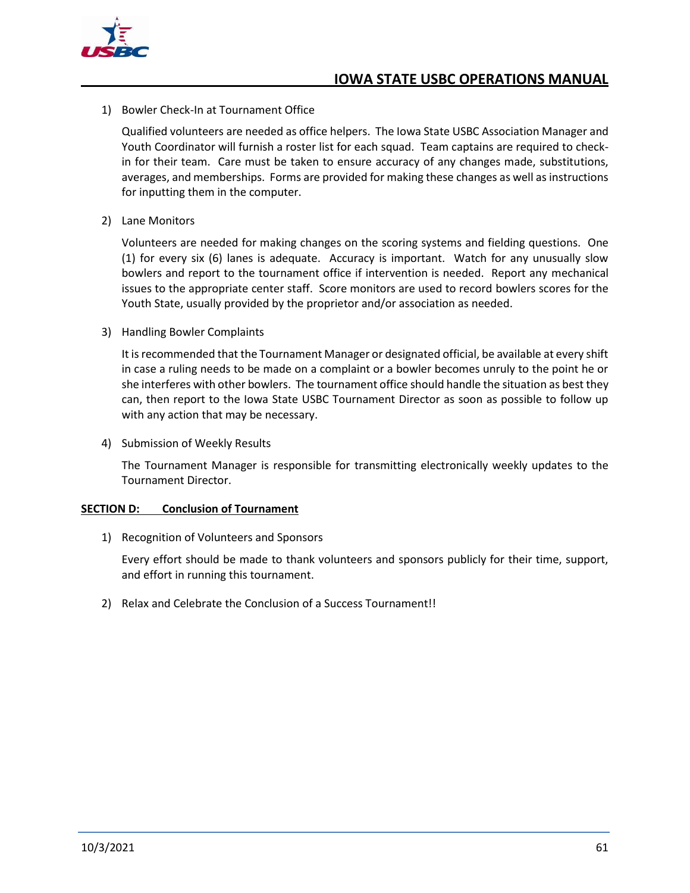1) Bowler Check-In at Tournament Office

   Qualified volunteers are needed as office helpers. The Iowa State USBC Association Manager and Youth Coordinator will furnish a roster list for each squad. Team captains are required to check-in for their team. Care must be taken to ensure accuracy of any changes made, substitutions, averages, and memberships. Forms are provided for making these changes as well as instructions for inputting them in the computer.

2) Lane Monitors

   Volunteers are needed for making changes on the scoring systems and fielding questions. One (1) for every six (6) lanes is adequate. Accuracy is important. Watch for any unusually slow bowlers and report to the tournament office if intervention is needed. Report any mechanical issues to the appropriate center staff. Score monitors are used to record bowlers scores for the Youth State, usually provided by the proprietor and/or association as needed.

3) Handling Bowler Complaints

   It is recommended that the Tournament Manager or designated official, be available at every shift in case a ruling needs to be made on a complaint or a bowler becomes unruly to the point he or she interferes with other bowlers. The tournament office should handle the situation as best they can, then report to the Iowa State USBC Tournament Director as soon as possible to follow up with any action that may be necessary.

4) Submission of Weekly Results

   The Tournament Manager is responsible for transmitting electronically weekly updates to the Tournament Director.

**SECTION D: Conclusion of Tournament**

1) Recognition of Volunteers and Sponsors

   Every effort should be made to thank volunteers and sponsors publicly for their time, support, and effort in running this tournament.

2) Relax and Celebrate the Conclusion of a Success Tournament!!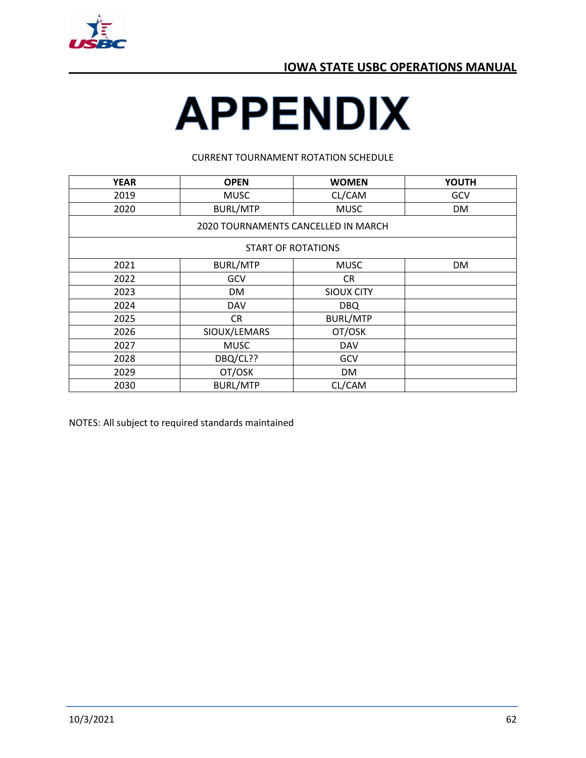# APPENDIX

CURRENT TOURNAMENT ROTATION SCHEDULE

| YEAR | OPEN | WOMEN | YOUTH |
|---|---|---|---|
| 2019 | MUSC | CL/CAM | GCV |
| 2020 | BURL/MTP | MUSC | DM |
| 2020 TOURNAMENTS CANCELLED IN MARCH | | | |
| START OF ROTATIONS | | | |
| 2021 | BURL/MTP | MUSC | DM |
| 2022 | GCV | CR | |
| 2023 | DM | SIOUX CITY | |
| 2024 | DAV | DBQ | |
| 2025 | CR | BURL/MTP | |
| 2026 | SIOUX/LEMARS | OT/OSK | |
| 2027 | MUSC | DAV | |
| 2028 | DBQ/CL?? | GCV | |
| 2029 | OT/OSK | DM | |
| 2030 | BURL/MTP | CL/CAM | |

NOTES: All subject to required standards maintained